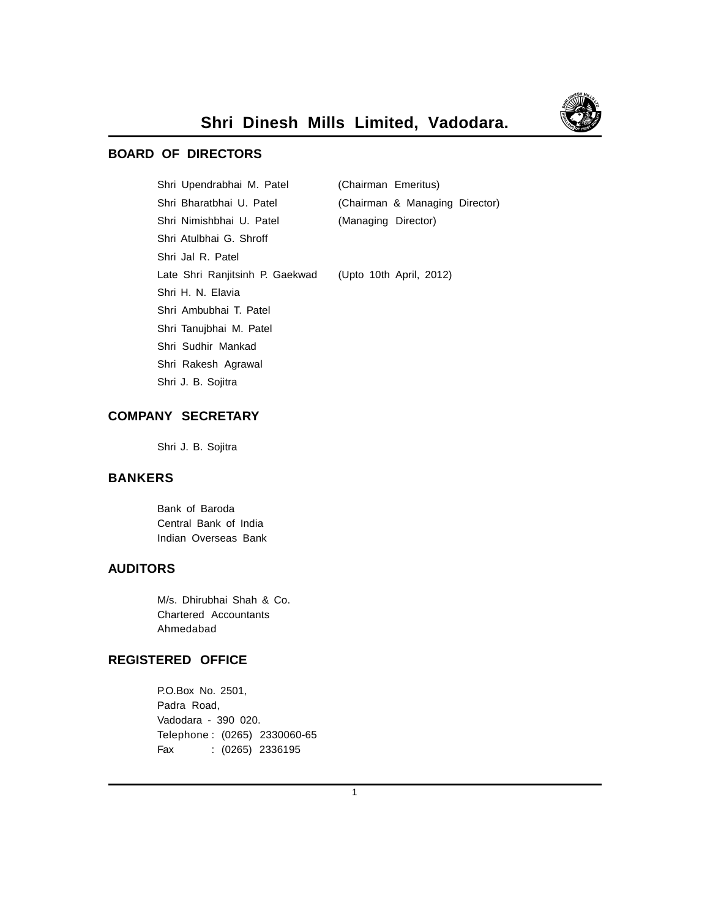# Shri Dinesh Mills Limited, Vadodara.

## BOARD OF DIRECTORS

| | |
|---|---|
| Shri Upendrabhai M. Patel | (Chairman Emeritus) |
| Shri Bharatbhai U. Patel | (Chairman & Managing Director) |
| Shri Nimishbhai U. Patel | (Managing Director) |
| Shri Atulbhai G. Shroff | |
| Shri Jal R. Patel | |
| Late Shri Ranjitsinh P. Gaekwad | (Upto 10th April, 2012) |
| Shri H. N. Elavia | |
| Shri Ambubhai T. Patel | |
| Shri Tanujbhai M. Patel | |
| Shri Sudhir Mankad | |
| Shri Rakesh Agrawal | |
| Shri J. B. Sojitra | |

## COMPANY SECRETARY

Shri J. B. Sojitra

## BANKERS

Bank of Baroda
Central Bank of India
Indian Overseas Bank

## AUDITORS

M/s. Dhirubhai Shah & Co.
Chartered Accountants
Ahmedabad

## REGISTERED OFFICE

P.O.Box No. 2501,
Padra Road,
Vadodara - 390 020.
Telephone : (0265) 2330060-65
Fax : (0265) 2336195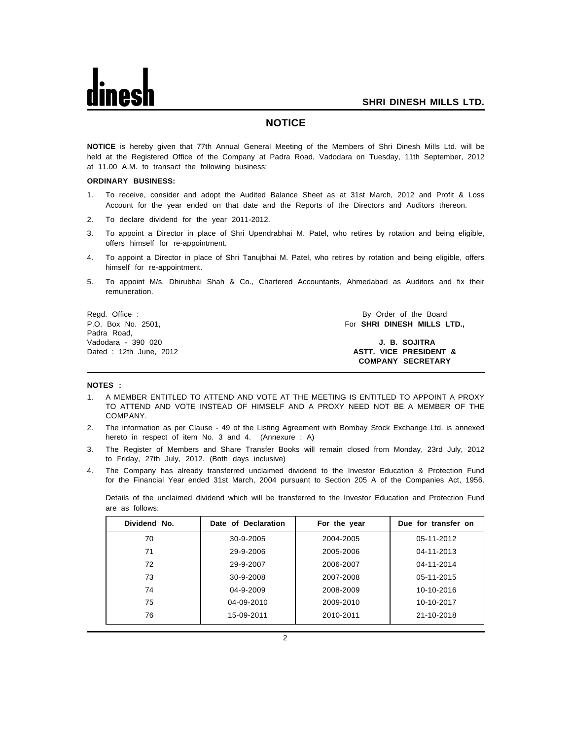# NOTICE

**NOTICE** is hereby given that 77th Annual General Meeting of the Members of Shri Dinesh Mills Ltd. will be held at the Registered Office of the Company at Padra Road, Vadodara on Tuesday, 11th September, 2012 at 11.00 A.M. to transact the following business:

**ORDINARY BUSINESS:**

1. To receive, consider and adopt the Audited Balance Sheet as at 31st March, 2012 and Profit & Loss Account for the year ended on that date and the Reports of the Directors and Auditors thereon.
2. To declare dividend for the year 2011-2012.
3. To appoint a Director in place of Shri Upendrabhai M. Patel, who retires by rotation and being eligible, offers himself for re-appointment.
4. To appoint a Director in place of Shri Tanujbhai M. Patel, who retires by rotation and being eligible, offers himself for re-appointment.
5. To appoint M/s. Dhirubhai Shah & Co., Chartered Accountants, Ahmedabad as Auditors and fix their remuneration.

Regd. Office :
P.O. Box No. 2501,
Padra Road,
Vadodara - 390 020
Dated : 12th June, 2012

By Order of the Board
For **SHRI DINESH MILLS LTD.,**

**J. B. SOJITRA**
**ASTT. VICE PRESIDENT &**
**COMPANY SECRETARY**

**NOTES :**

1. A MEMBER ENTITLED TO ATTEND AND VOTE AT THE MEETING IS ENTITLED TO APPOINT A PROXY TO ATTEND AND VOTE INSTEAD OF HIMSELF AND A PROXY NEED NOT BE A MEMBER OF THE COMPANY.
2. The information as per Clause - 49 of the Listing Agreement with Bombay Stock Exchange Ltd. is annexed hereto in respect of item No. 3 and 4. (Annexure : A)
3. The Register of Members and Share Transfer Books will remain closed from Monday, 23rd July, 2012 to Friday, 27th July, 2012. (Both days inclusive)
4. The Company has already transferred unclaimed dividend to the Investor Education & Protection Fund for the Financial Year ended 31st March, 2004 pursuant to Section 205 A of the Companies Act, 1956.

   Details of the unclaimed dividend which will be transferred to the Investor Education and Protection Fund are as follows:

| Dividend No. | Date of Declaration | For the year | Due for transfer on |
|---|---|---|---|
| 70 | 30-9-2005 | 2004-2005 | 05-11-2012 |
| 71 | 29-9-2006 | 2005-2006 | 04-11-2013 |
| 72 | 29-9-2007 | 2006-2007 | 04-11-2014 |
| 73 | 30-9-2008 | 2007-2008 | 05-11-2015 |
| 74 | 04-9-2009 | 2008-2009 | 10-10-2016 |
| 75 | 04-09-2010 | 2009-2010 | 10-10-2017 |
| 76 | 15-09-2011 | 2010-2011 | 21-10-2018 |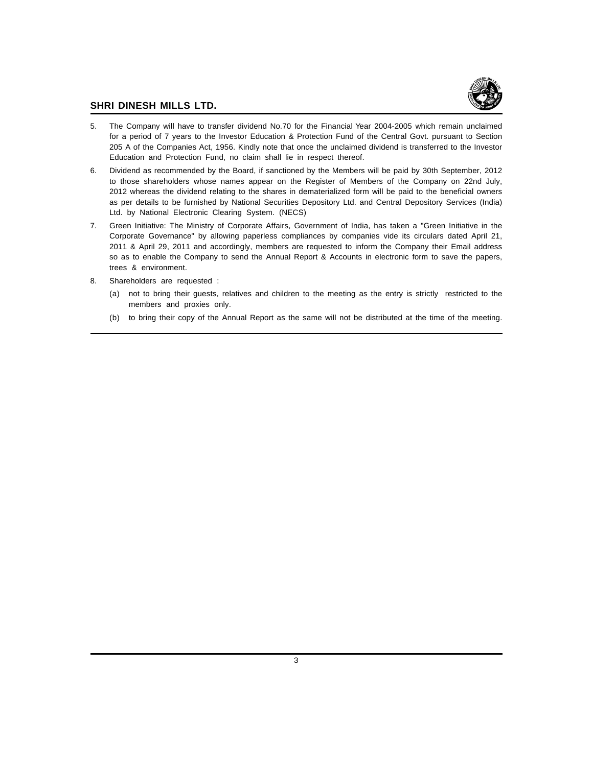5. The Company will have to transfer dividend No.70 for the Financial Year 2004-2005 which remain unclaimed for a period of 7 years to the Investor Education & Protection Fund of the Central Govt. pursuant to Section 205 A of the Companies Act, 1956. Kindly note that once the unclaimed dividend is transferred to the Investor Education and Protection Fund, no claim shall lie in respect thereof.

6. Dividend as recommended by the Board, if sanctioned by the Members will be paid by 30th September, 2012 to those shareholders whose names appear on the Register of Members of the Company on 22nd July, 2012 whereas the dividend relating to the shares in dematerialized form will be paid to the beneficial owners as per details to be furnished by National Securities Depository Ltd. and Central Depository Services (India) Ltd. by National Electronic Clearing System. (NECS)

7. Green Initiative: The Ministry of Corporate Affairs, Government of India, has taken a "Green Initiative in the Corporate Governance" by allowing paperless compliances by companies vide its circulars dated April 21, 2011 & April 29, 2011 and accordingly, members are requested to inform the Company their Email address so as to enable the Company to send the Annual Report & Accounts in electronic form to save the papers, trees & environment.

8. Shareholders are requested :

   (a) not to bring their guests, relatives and children to the meeting as the entry is strictly restricted to the members and proxies only.

   (b) to bring their copy of the Annual Report as the same will not be distributed at the time of the meeting.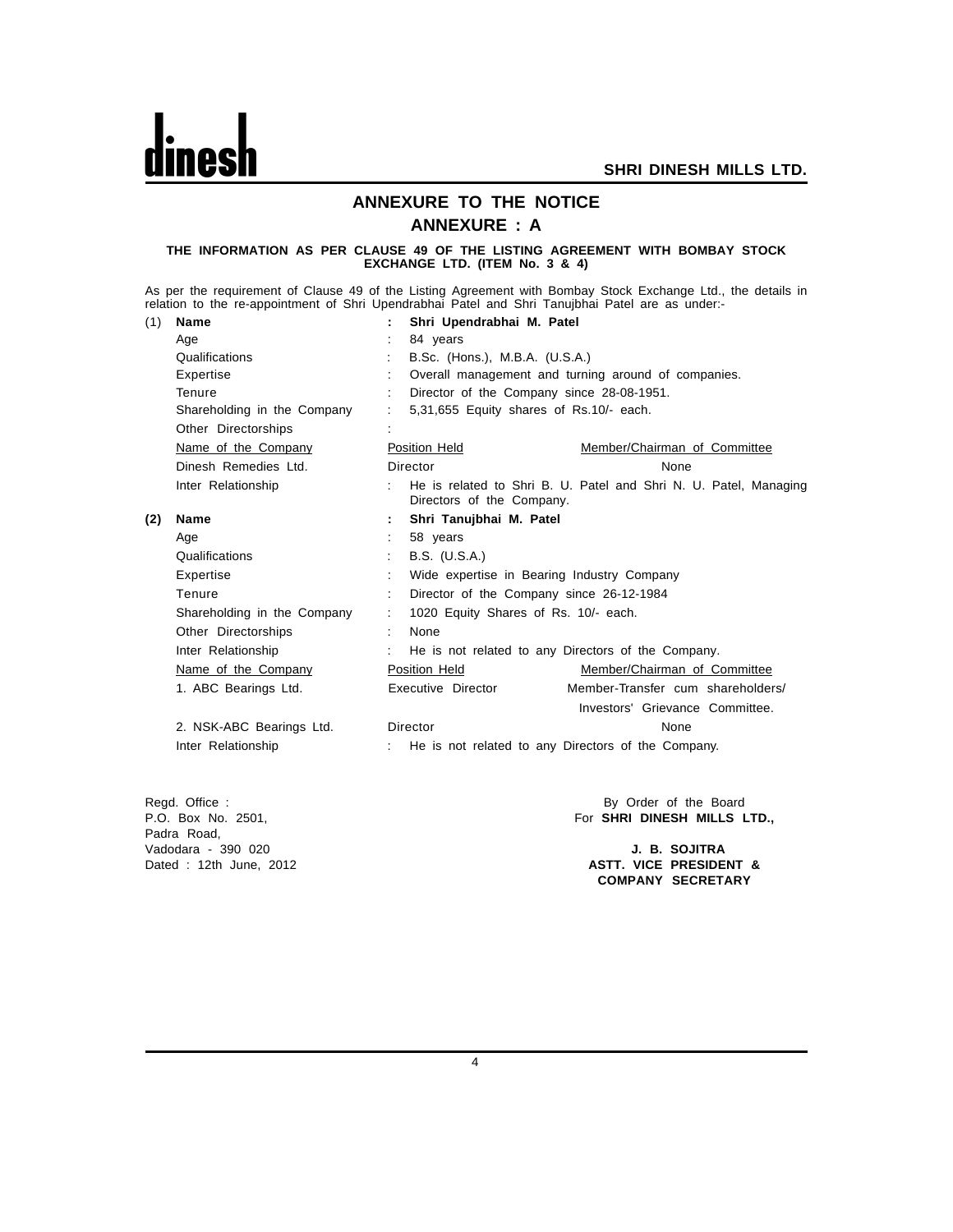# ANNEXURE TO THE NOTICE

## ANNEXURE : A

**THE INFORMATION AS PER CLAUSE 49 OF THE LISTING AGREEMENT WITH BOMBAY STOCK EXCHANGE LTD. (ITEM No. 3 & 4)**

As per the requirement of Clause 49 of the Listing Agreement with Bombay Stock Exchange Ltd., the details in relation to the re-appointment of Shri Upendrabhai Patel and Shri Tanujbhai Patel are as under:-

(1) **Name** : **Shri Upendrabhai M. Patel**

| | | |
|---|---|---|
| Age | : 84 years | |
| Qualifications | : B.Sc. (Hons.), M.B.A. (U.S.A.) | |
| Expertise | : Overall management and turning around of companies. | |
| Tenure | : Director of the Company since 28-08-1951. | |
| Shareholding in the Company | : 5,31,655 Equity shares of Rs.10/- each. | |
| Other Directorships | : | |
| Name of the Company | Position Held | Member/Chairman of Committee |
| Dinesh Remedies Ltd. | Director | None |
| Inter Relationship | : He is related to Shri B. U. Patel and Shri N. U. Patel, Managing Directors of the Company. | |

**(2) Name** : **Shri Tanujbhai M. Patel**

| | | |
|---|---|---|
| Age | : 58 years | |
| Qualifications | : B.S. (U.S.A.) | |
| Expertise | : Wide expertise in Bearing Industry Company | |
| Tenure | : Director of the Company since 26-12-1984 | |
| Shareholding in the Company | : 1020 Equity Shares of Rs. 10/- each. | |
| Other Directorships | : None | |
| Inter Relationship | : He is not related to any Directors of the Company. | |
| Name of the Company | Position Held | Member/Chairman of Committee |
| 1. ABC Bearings Ltd. | Executive Director | Member-Transfer cum shareholders/ Investors' Grievance Committee. |
| 2. NSK-ABC Bearings Ltd. | Director | None |
| Inter Relationship | : He is not related to any Directors of the Company. | |

Regd. Office :
P.O. Box No. 2501,
Padra Road,
Vadodara - 390 020
Dated : 12th June, 2012

By Order of the Board
For **SHRI DINESH MILLS LTD.,**

**J. B. SOJITRA**
**ASTT. VICE PRESIDENT &**
**COMPANY SECRETARY**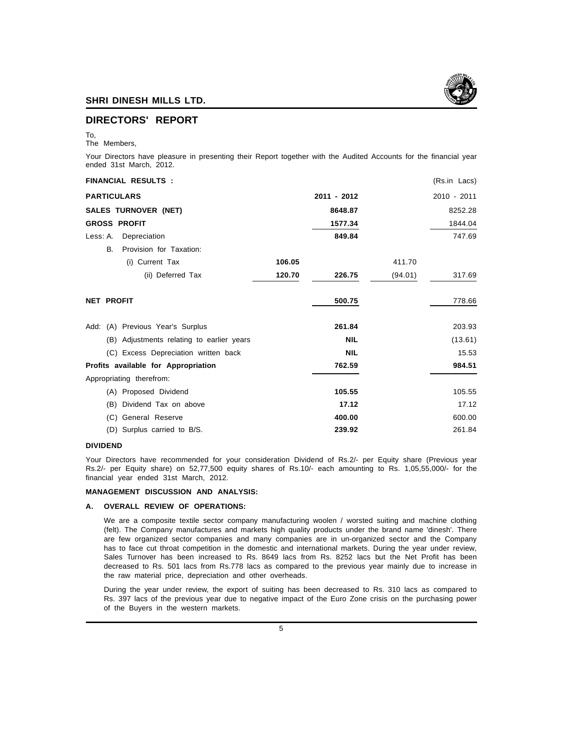# DIRECTORS' REPORT

To,
The Members,

Your Directors have pleasure in presenting their Report together with the Audited Accounts for the financial year ended 31st March, 2012.

**FINANCIAL RESULTS :** (Rs.in Lacs)

| PARTICULARS | | 2011 - 2012 | | 2010 - 2011 |
|---|---|---|---|---|
| **SALES TURNOVER (NET)** | | **8648.87** | | 8252.28 |
| **GROSS PROFIT** | | **1577.34** | | 1844.04 |
| Less: A. Depreciation | | **849.84** | | 747.69 |
| B. Provision for Taxation: | | | | |
| (i) Current Tax | **106.05** | | 411.70 | |
| (ii) Deferred Tax | **120.70** | **226.75** | (94.01) | 317.69 |
| **NET PROFIT** | | **500.75** | | 778.66 |
| Add: (A) Previous Year's Surplus | | **261.84** | | 203.93 |
| (B) Adjustments relating to earlier years | | **NIL** | | (13.61) |
| (C) Excess Depreciation written back | | **NIL** | | 15.53 |
| **Profits available for Appropriation** | | **762.59** | | **984.51** |
| Appropriating therefrom: | | | | |
| (A) Proposed Dividend | | **105.55** | | 105.55 |
| (B) Dividend Tax on above | | **17.12** | | 17.12 |
| (C) General Reserve | | **400.00** | | 600.00 |
| (D) Surplus carried to B/S. | | **239.92** | | 261.84 |

**DIVIDEND**

Your Directors have recommended for your consideration Dividend of Rs.2/- per Equity share (Previous year Rs.2/- per Equity share) on 52,77,500 equity shares of Rs.10/- each amounting to Rs. 1,05,55,000/- for the financial year ended 31st March, 2012.

**MANAGEMENT DISCUSSION AND ANALYSIS:**

**A. OVERALL REVIEW OF OPERATIONS:**

We are a composite textile sector company manufacturing woolen / worsted suiting and machine clothing (felt). The Company manufactures and markets high quality products under the brand name 'dinesh'. There are few organized sector companies and many companies are in un-organized sector and the Company has to face cut throat competition in the domestic and international markets. During the year under review, Sales Turnover has been increased to Rs. 8649 lacs from Rs. 8252 lacs but the Net Profit has been decreased to Rs. 501 lacs from Rs.778 lacs as compared to the previous year mainly due to increase in the raw material price, depreciation and other overheads.

During the year under review, the export of suiting has been decreased to Rs. 310 lacs as compared to Rs. 397 lacs of the previous year due to negative impact of the Euro Zone crisis on the purchasing power of the Buyers in the western markets.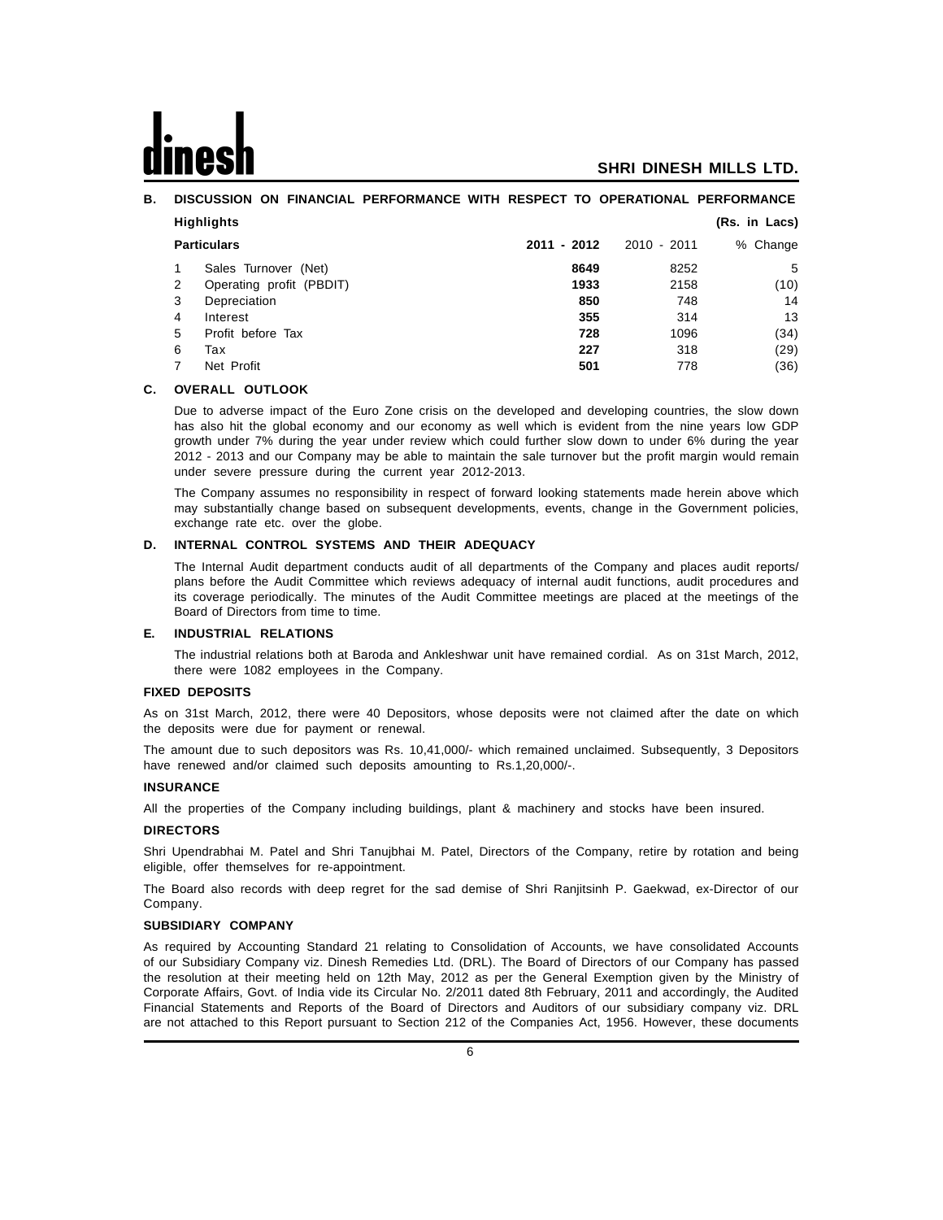## B. DISCUSSION ON FINANCIAL PERFORMANCE WITH RESPECT TO OPERATIONAL PERFORMANCE

**Highlights** **(Rs. in Lacs)**

| | **Particulars** | **2011 - 2012** | 2010 - 2011 | % Change |
|---|---|---|---|---|
| 1 | Sales Turnover (Net) | **8649** | 8252 | 5 |
| 2 | Operating profit (PBDIT) | **1933** | 2158 | (10) |
| 3 | Depreciation | **850** | 748 | 14 |
| 4 | Interest | **355** | 314 | 13 |
| 5 | Profit before Tax | **728** | 1096 | (34) |
| 6 | Tax | **227** | 318 | (29) |
| 7 | Net Profit | **501** | 778 | (36) |

## C. OVERALL OUTLOOK

Due to adverse impact of the Euro Zone crisis on the developed and developing countries, the slow down has also hit the global economy and our economy as well which is evident from the nine years low GDP growth under 7% during the year under review which could further slow down to under 6% during the year 2012 - 2013 and our Company may be able to maintain the sale turnover but the profit margin would remain under severe pressure during the current year 2012-2013.

The Company assumes no responsibility in respect of forward looking statements made herein above which may substantially change based on subsequent developments, events, change in the Government policies, exchange rate etc. over the globe.

## D. INTERNAL CONTROL SYSTEMS AND THEIR ADEQUACY

The Internal Audit department conducts audit of all departments of the Company and places audit reports/ plans before the Audit Committee which reviews adequacy of internal audit functions, audit procedures and its coverage periodically. The minutes of the Audit Committee meetings are placed at the meetings of the Board of Directors from time to time.

## E. INDUSTRIAL RELATIONS

The industrial relations both at Baroda and Ankleshwar unit have remained cordial. As on 31st March, 2012, there were 1082 employees in the Company.

### FIXED DEPOSITS

As on 31st March, 2012, there were 40 Depositors, whose deposits were not claimed after the date on which the deposits were due for payment or renewal.

The amount due to such depositors was Rs. 10,41,000/- which remained unclaimed. Subsequently, 3 Depositors have renewed and/or claimed such deposits amounting to Rs.1,20,000/-.

### INSURANCE

All the properties of the Company including buildings, plant & machinery and stocks have been insured.

### DIRECTORS

Shri Upendrabhai M. Patel and Shri Tanujbhai M. Patel, Directors of the Company, retire by rotation and being eligible, offer themselves for re-appointment.

The Board also records with deep regret for the sad demise of Shri Ranjitsinh P. Gaekwad, ex-Director of our Company.

### SUBSIDIARY COMPANY

As required by Accounting Standard 21 relating to Consolidation of Accounts, we have consolidated Accounts of our Subsidiary Company viz. Dinesh Remedies Ltd. (DRL). The Board of Directors of our Company has passed the resolution at their meeting held on 12th May, 2012 as per the General Exemption given by the Ministry of Corporate Affairs, Govt. of India vide its Circular No. 2/2011 dated 8th February, 2011 and accordingly, the Audited Financial Statements and Reports of the Board of Directors and Auditors of our subsidiary company viz. DRL are not attached to this Report pursuant to Section 212 of the Companies Act, 1956. However, these documents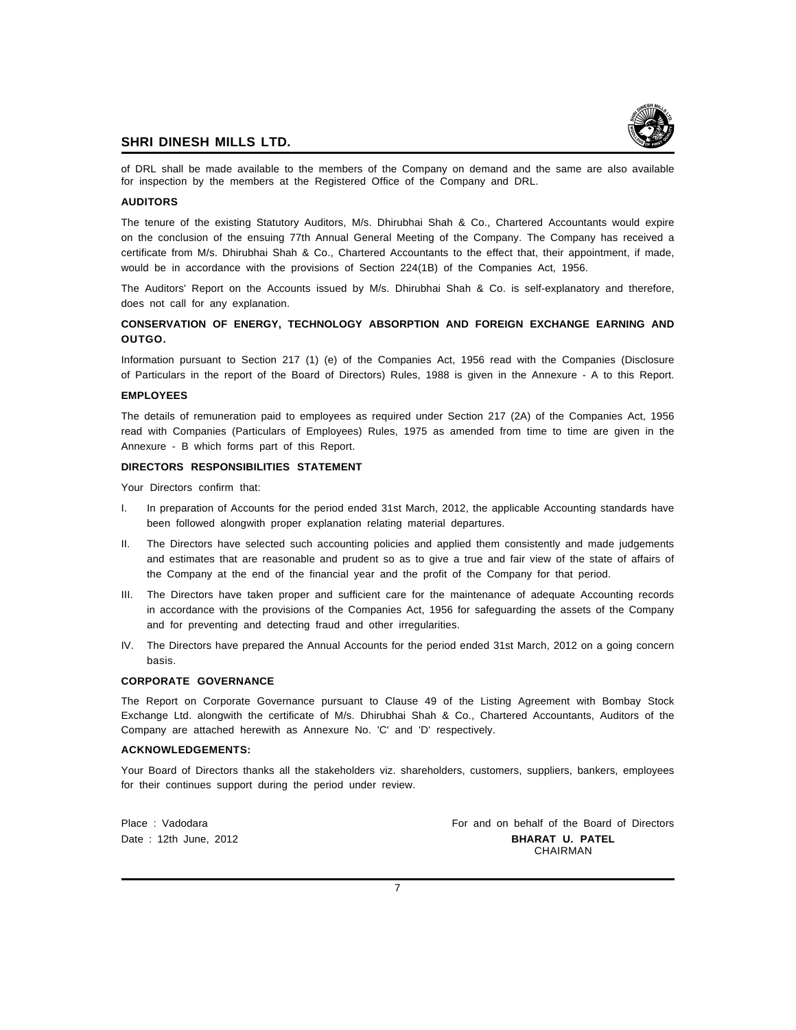of DRL shall be made available to the members of the Company on demand and the same are also available for inspection by the members at the Registered Office of the Company and DRL.

**AUDITORS**

The tenure of the existing Statutory Auditors, M/s. Dhirubhai Shah & Co., Chartered Accountants would expire on the conclusion of the ensuing 77th Annual General Meeting of the Company. The Company has received a certificate from M/s. Dhirubhai Shah & Co., Chartered Accountants to the effect that, their appointment, if made, would be in accordance with the provisions of Section 224(1B) of the Companies Act, 1956.

The Auditors' Report on the Accounts issued by M/s. Dhirubhai Shah & Co. is self-explanatory and therefore, does not call for any explanation.

**CONSERVATION OF ENERGY, TECHNOLOGY ABSORPTION AND FOREIGN EXCHANGE EARNING AND OUTGO.**

Information pursuant to Section 217 (1) (e) of the Companies Act, 1956 read with the Companies (Disclosure of Particulars in the report of the Board of Directors) Rules, 1988 is given in the Annexure - A to this Report.

**EMPLOYEES**

The details of remuneration paid to employees as required under Section 217 (2A) of the Companies Act, 1956 read with Companies (Particulars of Employees) Rules, 1975 as amended from time to time are given in the Annexure - B which forms part of this Report.

**DIRECTORS RESPONSIBILITIES STATEMENT**

Your Directors confirm that:

I. In preparation of Accounts for the period ended 31st March, 2012, the applicable Accounting standards have been followed alongwith proper explanation relating material departures.

II. The Directors have selected such accounting policies and applied them consistently and made judgements and estimates that are reasonable and prudent so as to give a true and fair view of the state of affairs of the Company at the end of the financial year and the profit of the Company for that period.

III. The Directors have taken proper and sufficient care for the maintenance of adequate Accounting records in accordance with the provisions of the Companies Act, 1956 for safeguarding the assets of the Company and for preventing and detecting fraud and other irregularities.

IV. The Directors have prepared the Annual Accounts for the period ended 31st March, 2012 on a going concern basis.

**CORPORATE GOVERNANCE**

The Report on Corporate Governance pursuant to Clause 49 of the Listing Agreement with Bombay Stock Exchange Ltd. alongwith the certificate of M/s. Dhirubhai Shah & Co., Chartered Accountants, Auditors of the Company are attached herewith as Annexure No. 'C' and 'D' respectively.

**ACKNOWLEDGEMENTS:**

Your Board of Directors thanks all the stakeholders viz. shareholders, customers, suppliers, bankers, employees for their continues support during the period under review.

Place : Vadodara
Date : 12th June, 2012

For and on behalf of the Board of Directors
**BHARAT U. PATEL**
CHAIRMAN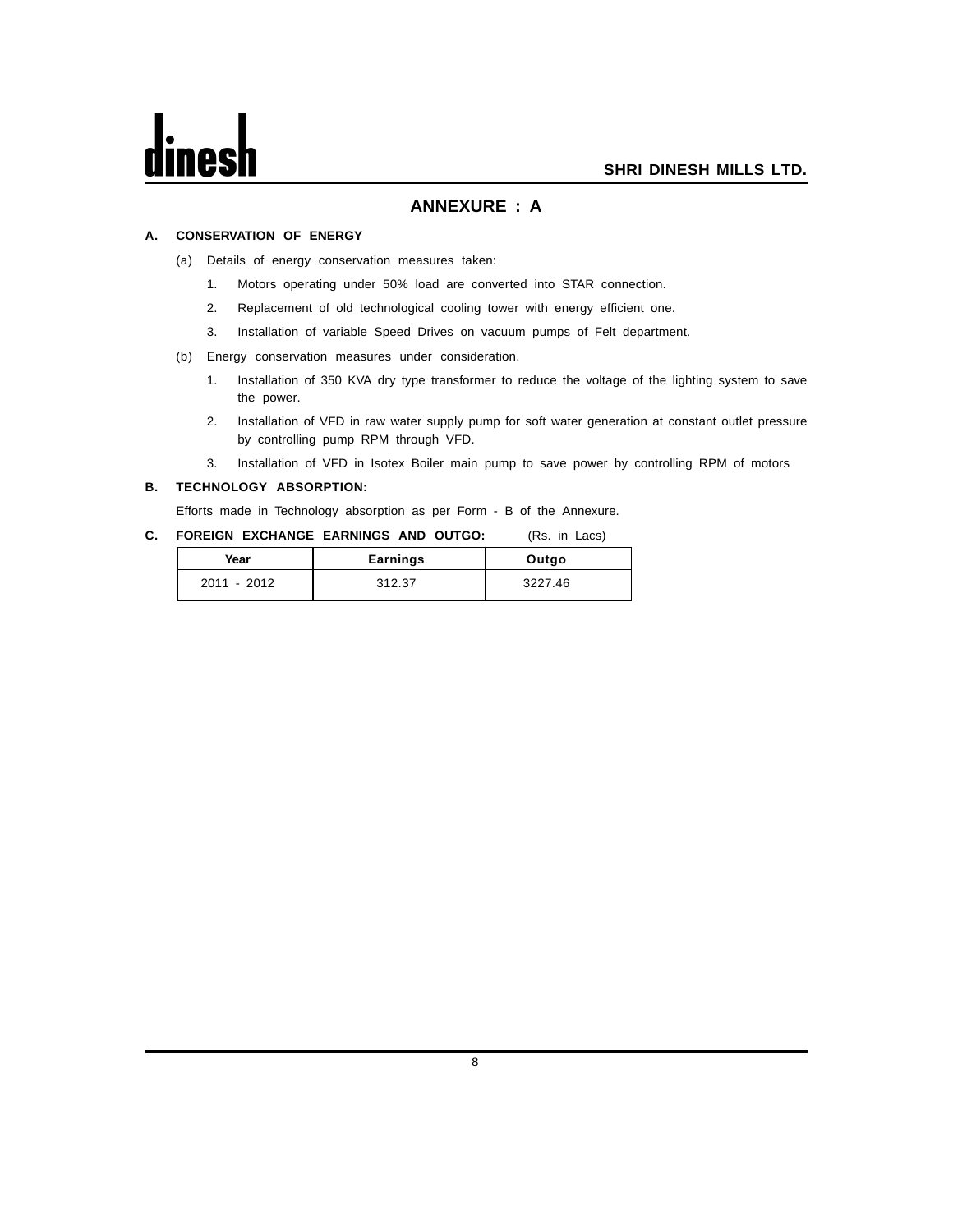## ANNEXURE : A

**A. CONSERVATION OF ENERGY**

(a) Details of energy conservation measures taken:

1. Motors operating under 50% load are converted into STAR connection.
2. Replacement of old technological cooling tower with energy efficient one.
3. Installation of variable Speed Drives on vacuum pumps of Felt department.

(b) Energy conservation measures under consideration.

1. Installation of 350 KVA dry type transformer to reduce the voltage of the lighting system to save the power.
2. Installation of VFD in raw water supply pump for soft water generation at constant outlet pressure by controlling pump RPM through VFD.
3. Installation of VFD in Isotex Boiler main pump to save power by controlling RPM of motors

**B. TECHNOLOGY ABSORPTION:**

Efforts made in Technology absorption as per Form - B of the Annexure.

**C. FOREIGN EXCHANGE EARNINGS AND OUTGO:** (Rs. in Lacs)

| Year | Earnings | Outgo |
|---|---|---|
| 2011 - 2012 | 312.37 | 3227.46 |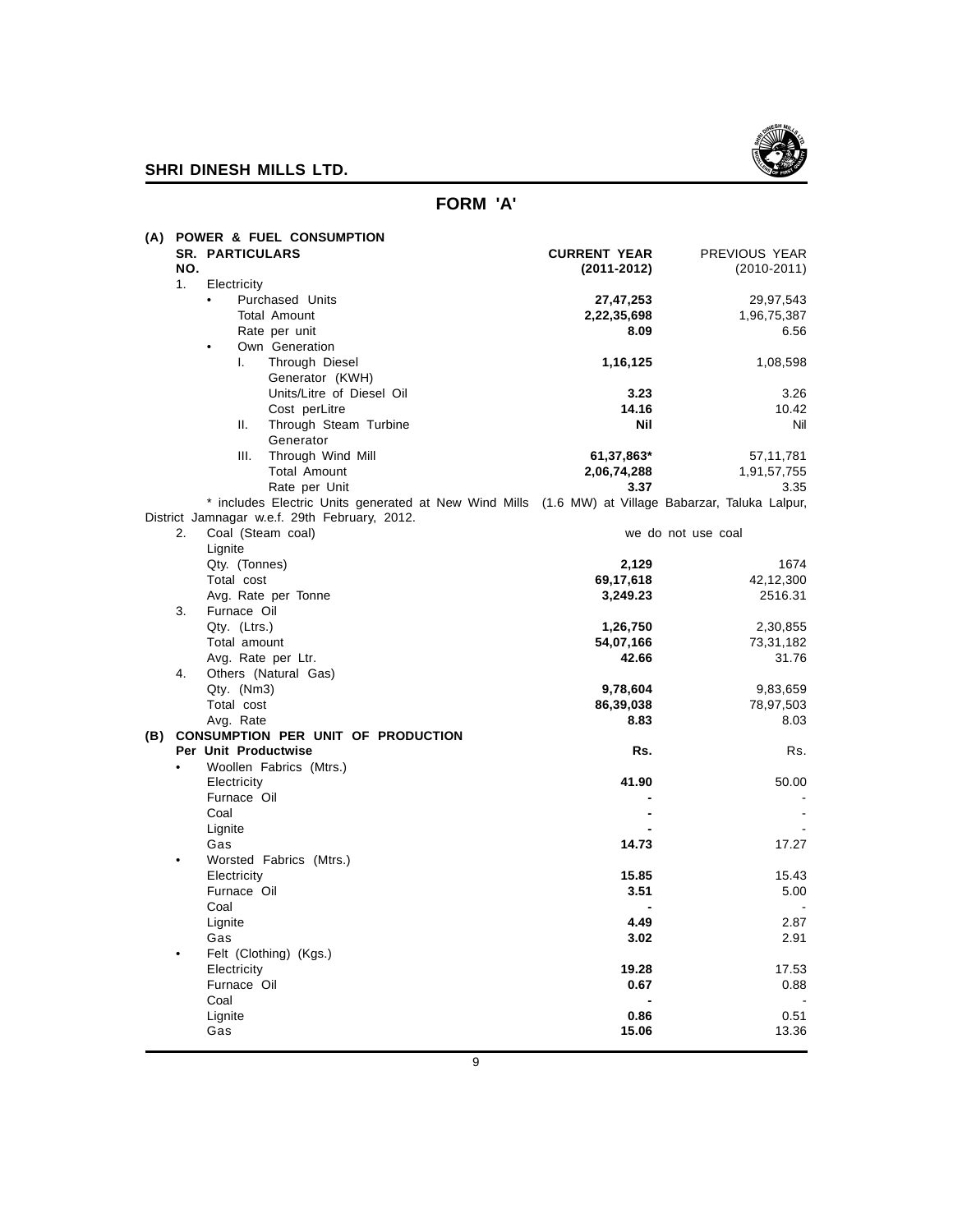# FORM 'A'

**(A) POWER & FUEL CONSUMPTION**

| SR. NO. | PARTICULARS | CURRENT YEAR (2011-2012) | PREVIOUS YEAR (2010-2011) |
|---|---|---|---|
| 1. | Electricity | | |
| | • Purchased Units | **27,47,253** | 29,97,543 |
| | Total Amount | **2,22,35,698** | 1,96,75,387 |
| | Rate per unit | **8.09** | 6.56 |
| | • Own Generation | | |
| | I. Through Diesel Generator (KWH) | **1,16,125** | 1,08,598 |
| | Units/Litre of Diesel Oil | **3.23** | 3.26 |
| | Cost perLitre | **14.16** | 10.42 |
| | II. Through Steam Turbine Generator | **Nil** | Nil |
| | III. Through Wind Mill | **61,37,863*** | 57,11,781 |
| | Total Amount | **2,06,74,288** | 1,91,57,755 |
| | Rate per Unit | **3.37** | 3.35 |

\* includes Electric Units generated at New Wind Mills (1.6 MW) at Village Babarzar, Taluka Lalpur, District Jamnagar w.e.f. 29th February, 2012.

| SR. NO. | PARTICULARS | CURRENT YEAR (2011-2012) | PREVIOUS YEAR (2010-2011) |
|---|---|---|---|
| 2. | Coal (Steam coal) | we do not use coal | |
| | Lignite | | |
| | Qty. (Tonnes) | **2,129** | 1674 |
| | Total cost | **69,17,618** | 42,12,300 |
| | Avg. Rate per Tonne | **3,249.23** | 2516.31 |
| 3. | Furnace Oil | | |
| | Qty. (Ltrs.) | **1,26,750** | 2,30,855 |
| | Total amount | **54,07,166** | 73,31,182 |
| | Avg. Rate per Ltr. | **42.66** | 31.76 |
| 4. | Others (Natural Gas) | | |
| | Qty. (Nm3) | **9,78,604** | 9,83,659 |
| | Total cost | **86,39,038** | 78,97,503 |
| | Avg. Rate | **8.83** | 8.03 |

**(B) CONSUMPTION PER UNIT OF PRODUCTION**

| Per Unit Productwise | Rs. | Rs. |
|---|---|---|
| • Woollen Fabrics (Mtrs.) | | |
| Electricity | **41.90** | 50.00 |
| Furnace Oil | **-** | - |
| Coal | **-** | - |
| Lignite | **-** | - |
| Gas | **14.73** | 17.27 |
| • Worsted Fabrics (Mtrs.) | | |
| Electricity | **15.85** | 15.43 |
| Furnace Oil | **3.51** | 5.00 |
| Coal | **-** | - |
| Lignite | **4.49** | 2.87 |
| Gas | **3.02** | 2.91 |
| • Felt (Clothing) (Kgs.) | | |
| Electricity | **19.28** | 17.53 |
| Furnace Oil | **0.67** | 0.88 |
| Coal | **-** | - |
| Lignite | **0.86** | 0.51 |
| Gas | **15.06** | 13.36 |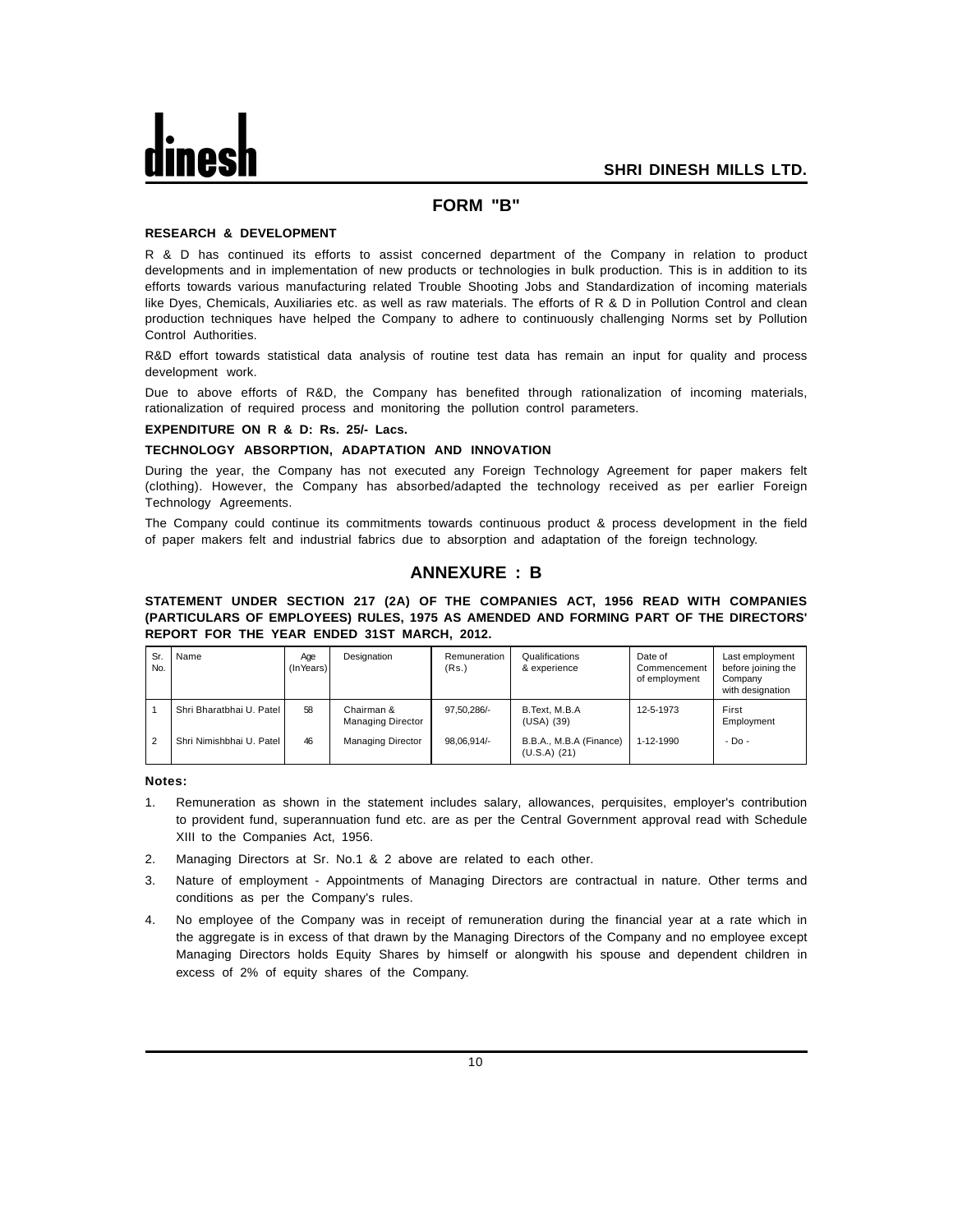# FORM "B"

**RESEARCH & DEVELOPMENT**

R & D has continued its efforts to assist concerned department of the Company in relation to product developments and in implementation of new products or technologies in bulk production. This is in addition to its efforts towards various manufacturing related Trouble Shooting Jobs and Standardization of incoming materials like Dyes, Chemicals, Auxiliaries etc. as well as raw materials. The efforts of R & D in Pollution Control and clean production techniques have helped the Company to adhere to continuously challenging Norms set by Pollution Control Authorities.

R&D effort towards statistical data analysis of routine test data has remain an input for quality and process development work.

Due to above efforts of R&D, the Company has benefited through rationalization of incoming materials, rationalization of required process and monitoring the pollution control parameters.

**EXPENDITURE ON R & D: Rs. 25/- Lacs.**

**TECHNOLOGY ABSORPTION, ADAPTATION AND INNOVATION**

During the year, the Company has not executed any Foreign Technology Agreement for paper makers felt (clothing). However, the Company has absorbed/adapted the technology received as per earlier Foreign Technology Agreements.

The Company could continue its commitments towards continuous product & process development in the field of paper makers felt and industrial fabrics due to absorption and adaptation of the foreign technology.

# ANNEXURE : B

**STATEMENT UNDER SECTION 217 (2A) OF THE COMPANIES ACT, 1956 READ WITH COMPANIES (PARTICULARS OF EMPLOYEES) RULES, 1975 AS AMENDED AND FORMING PART OF THE DIRECTORS' REPORT FOR THE YEAR ENDED 31ST MARCH, 2012.**

| Sr. No. | Name | Age (InYears) | Designation | Remuneration (Rs.) | Qualifications & experience | Date of Commencement of employment | Last employment before joining the Company with designation |
|---|---|---|---|---|---|---|---|
| 1 | Shri Bharatbhai U. Patel | 58 | Chairman & Managing Director | 97,50,286/- | B.Text, M.B.A (USA) (39) | 12-5-1973 | First Employment |
| 2 | Shri Nimishbhai U. Patel | 46 | Managing Director | 98,06,914/- | B.B.A., M.B.A (Finance) (U.S.A) (21) | 1-12-1990 | - Do - |

**Notes:**

1. Remuneration as shown in the statement includes salary, allowances, perquisites, employer's contribution to provident fund, superannuation fund etc. are as per the Central Government approval read with Schedule XIII to the Companies Act, 1956.
2. Managing Directors at Sr. No.1 & 2 above are related to each other.
3. Nature of employment - Appointments of Managing Directors are contractual in nature. Other terms and conditions as per the Company's rules.
4. No employee of the Company was in receipt of remuneration during the financial year at a rate which in the aggregate is in excess of that drawn by the Managing Directors of the Company and no employee except Managing Directors holds Equity Shares by himself or alongwith his spouse and dependent children in excess of 2% of equity shares of the Company.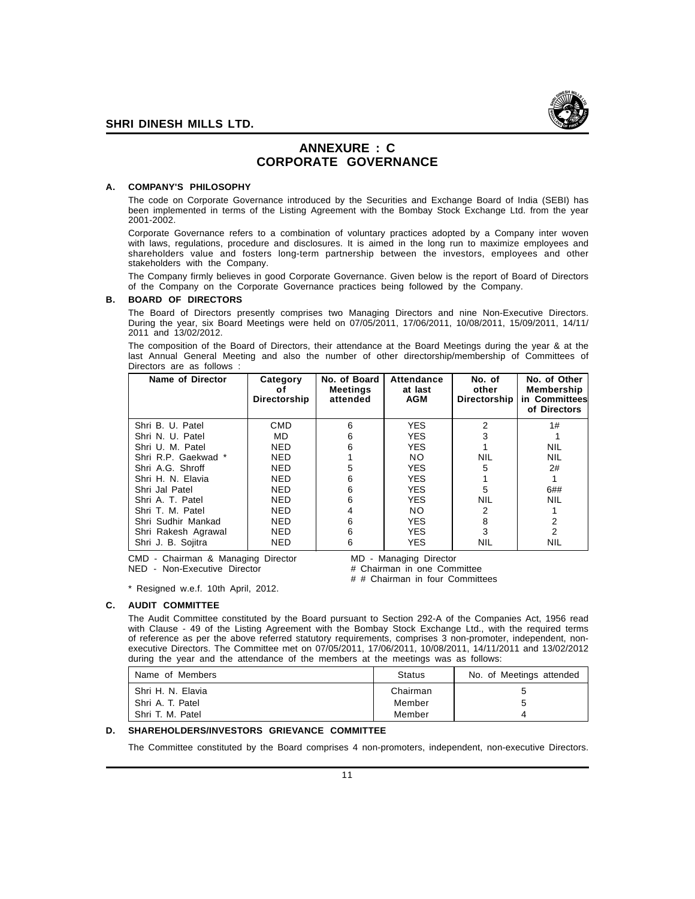# ANNEXURE : C
# CORPORATE GOVERNANCE

## A. COMPANY'S PHILOSOPHY

The code on Corporate Governance introduced by the Securities and Exchange Board of India (SEBI) has been implemented in terms of the Listing Agreement with the Bombay Stock Exchange Ltd. from the year 2001-2002.

Corporate Governance refers to a combination of voluntary practices adopted by a Company inter woven with laws, regulations, procedure and disclosures. It is aimed in the long run to maximize employees and shareholders value and fosters long-term partnership between the investors, employees and other stakeholders with the Company.

The Company firmly believes in good Corporate Governance. Given below is the report of Board of Directors of the Company on the Corporate Governance practices being followed by the Company.

## B. BOARD OF DIRECTORS

The Board of Directors presently comprises two Managing Directors and nine Non-Executive Directors. During the year, six Board Meetings were held on 07/05/2011, 17/06/2011, 10/08/2011, 15/09/2011, 14/11/2011 and 13/02/2012.

The composition of the Board of Directors, their attendance at the Board Meetings during the year & at the last Annual General Meeting and also the number of other directorship/membership of Committees of Directors are as follows :

| Name of Director | Category of Directorship | No. of Board Meetings attended | Attendance at last AGM | No. of other Directorship | No. of Other Membership in Committees of Directors |
|---|---|---|---|---|---|
| Shri B. U. Patel | CMD | 6 | YES | 2 | 1# |
| Shri N. U. Patel | MD | 6 | YES | 3 | 1 |
| Shri U. M. Patel | NED | 6 | YES | 1 | NIL |
| Shri R.P. Gaekwad * | NED | 1 | NO | NIL | NIL |
| Shri A.G. Shroff | NED | 5 | YES | 5 | 2# |
| Shri H. N. Elavia | NED | 6 | YES | 1 | 1 |
| Shri Jal Patel | NED | 6 | YES | 5 | 6## |
| Shri A. T. Patel | NED | 6 | YES | NIL | NIL |
| Shri T. M. Patel | NED | 4 | NO | 2 | 1 |
| Shri Sudhir Mankad | NED | 6 | YES | 8 | 2 |
| Shri Rakesh Agrawal | NED | 6 | YES | 3 | 2 |
| Shri J. B. Sojitra | NED | 6 | YES | NIL | NIL |

CMD - Chairman & Managing Director
MD - Managing Director
NED - Non-Executive Director
# Chairman in one Committee
# # Chairman in four Committees

* Resigned w.e.f. 10th April, 2012.

## C. AUDIT COMMITTEE

The Audit Committee constituted by the Board pursuant to Section 292-A of the Companies Act, 1956 read with Clause - 49 of the Listing Agreement with the Bombay Stock Exchange Ltd., with the required terms of reference as per the above referred statutory requirements, comprises 3 non-promoter, independent, non-executive Directors. The Committee met on 07/05/2011, 17/06/2011, 10/08/2011, 14/11/2011 and 13/02/2012 during the year and the attendance of the members at the meetings was as follows:

| Name of Members | Status | No. of Meetings attended |
|---|---|---|
| Shri H. N. Elavia | Chairman | 5 |
| Shri A. T. Patel | Member | 5 |
| Shri T. M. Patel | Member | 4 |

## D. SHAREHOLDERS/INVESTORS GRIEVANCE COMMITTEE

The Committee constituted by the Board comprises 4 non-promoters, independent, non-executive Directors.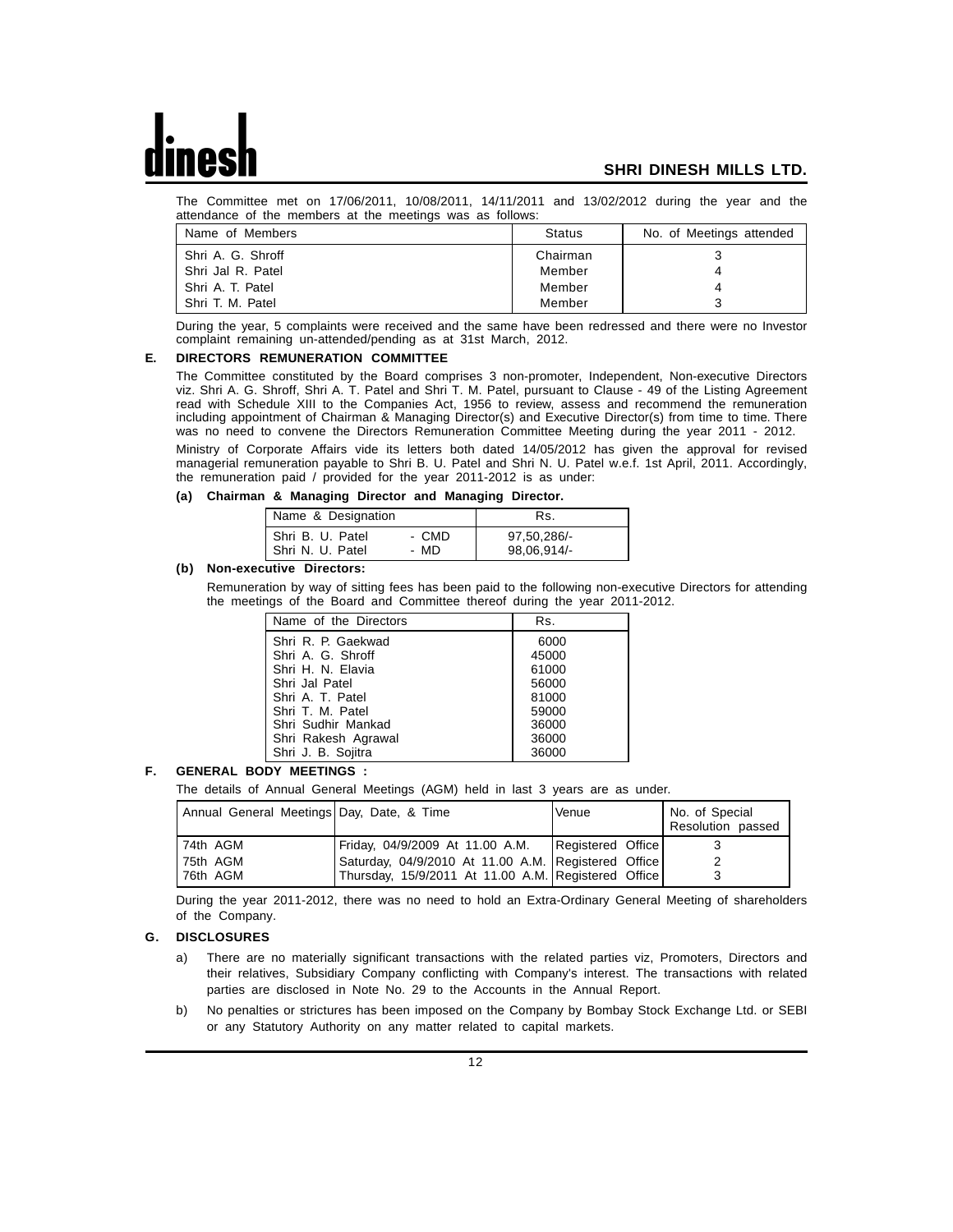The Committee met on 17/06/2011, 10/08/2011, 14/11/2011 and 13/02/2012 during the year and the attendance of the members at the meetings was as follows:

| Name of Members | Status | No. of Meetings attended |
|---|---|---|
| Shri A. G. Shroff | Chairman | 3 |
| Shri Jal R. Patel | Member | 4 |
| Shri A. T. Patel | Member | 4 |
| Shri T. M. Patel | Member | 3 |

During the year, 5 complaints were received and the same have been redressed and there were no Investor complaint remaining un-attended/pending as at 31st March, 2012.

**E. DIRECTORS REMUNERATION COMMITTEE**

The Committee constituted by the Board comprises 3 non-promoter, Independent, Non-executive Directors viz. Shri A. G. Shroff, Shri A. T. Patel and Shri T. M. Patel, pursuant to Clause - 49 of the Listing Agreement read with Schedule XIII to the Companies Act, 1956 to review, assess and recommend the remuneration including appointment of Chairman & Managing Director(s) and Executive Director(s) from time to time. There was no need to convene the Directors Remuneration Committee Meeting during the year 2011 - 2012.

Ministry of Corporate Affairs vide its letters both dated 14/05/2012 has given the approval for revised managerial remuneration payable to Shri B. U. Patel and Shri N. U. Patel w.e.f. 1st April, 2011. Accordingly, the remuneration paid / provided for the year 2011-2012 is as under:

**(a) Chairman & Managing Director and Managing Director.**

| Name & Designation | | Rs. |
|---|---|---|
| Shri B. U. Patel | - CMD | 97,50,286/- |
| Shri N. U. Patel | - MD | 98,06,914/- |

**(b) Non-executive Directors:**

Remuneration by way of sitting fees has been paid to the following non-executive Directors for attending the meetings of the Board and Committee thereof during the year 2011-2012.

| Name of the Directors | Rs. |
|---|---|
| Shri R. P. Gaekwad | 6000 |
| Shri A. G. Shroff | 45000 |
| Shri H. N. Elavia | 61000 |
| Shri Jal Patel | 56000 |
| Shri A. T. Patel | 81000 |
| Shri T. M. Patel | 59000 |
| Shri Sudhir Mankad | 36000 |
| Shri Rakesh Agrawal | 36000 |
| Shri J. B. Sojitra | 36000 |

**F. GENERAL BODY MEETINGS :**

The details of Annual General Meetings (AGM) held in last 3 years are as under.

| Annual General Meetings | Day, Date, & Time | Venue | No. of Special Resolution passed |
|---|---|---|---|
| 74th AGM | Friday, 04/9/2009 At 11.00 A.M. | Registered Office | 3 |
| 75th AGM | Saturday, 04/9/2010 At 11.00 A.M. | Registered Office | 2 |
| 76th AGM | Thursday, 15/9/2011 At 11.00 A.M. | Registered Office | 3 |

During the year 2011-2012, there was no need to hold an Extra-Ordinary General Meeting of shareholders of the Company.

**G. DISCLOSURES**

a) There are no materially significant transactions with the related parties viz, Promoters, Directors and their relatives, Subsidiary Company conflicting with Company's interest. The transactions with related parties are disclosed in Note No. 29 to the Accounts in the Annual Report.

b) No penalties or strictures has been imposed on the Company by Bombay Stock Exchange Ltd. or SEBI or any Statutory Authority on any matter related to capital markets.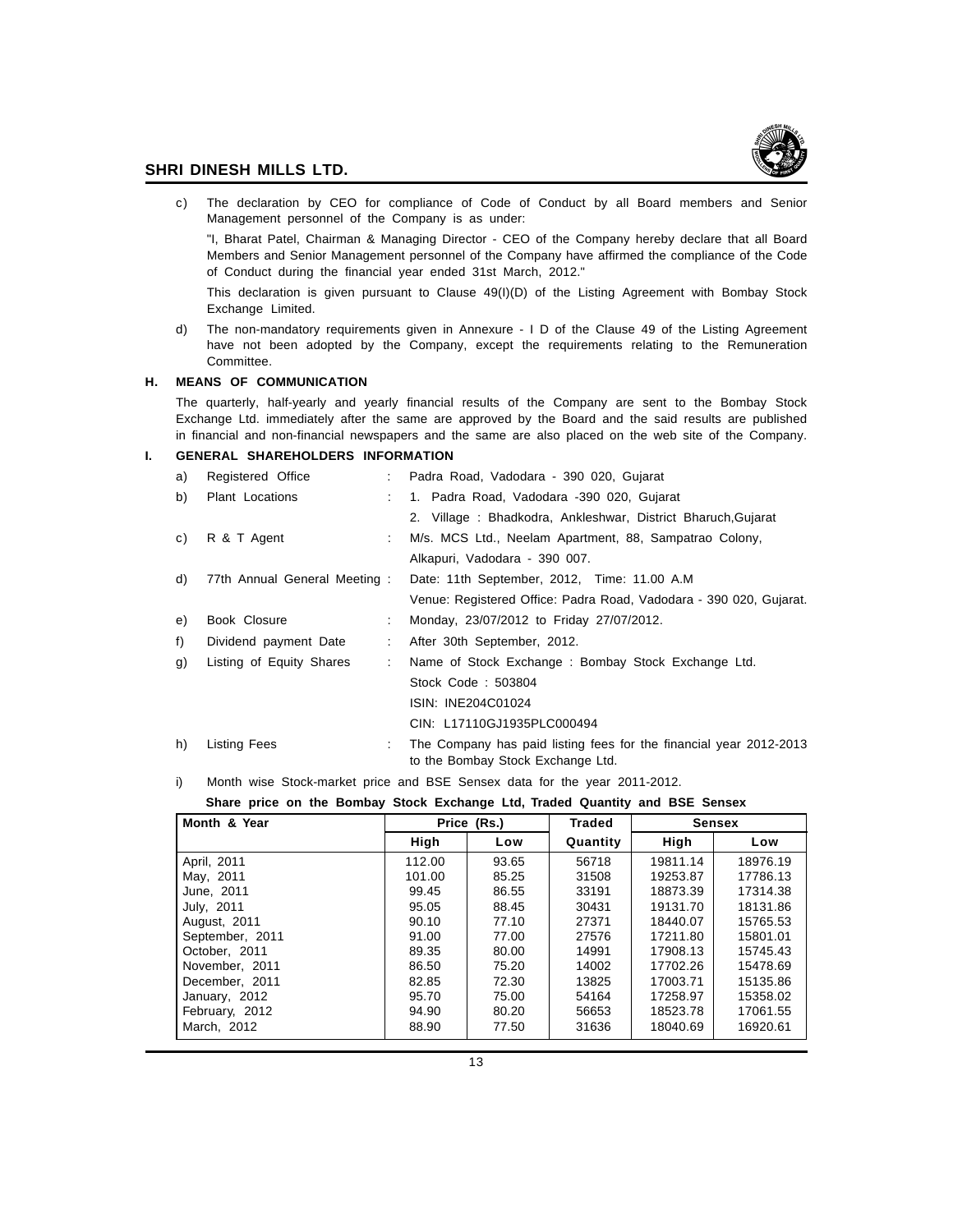c) The declaration by CEO for compliance of Code of Conduct by all Board members and Senior Management personnel of the Company is as under:

"I, Bharat Patel, Chairman & Managing Director - CEO of the Company hereby declare that all Board Members and Senior Management personnel of the Company have affirmed the compliance of the Code of Conduct during the financial year ended 31st March, 2012."

This declaration is given pursuant to Clause 49(I)(D) of the Listing Agreement with Bombay Stock Exchange Limited.

d) The non-mandatory requirements given in Annexure - I D of the Clause 49 of the Listing Agreement have not been adopted by the Company, except the requirements relating to the Remuneration Committee.

## H. MEANS OF COMMUNICATION

The quarterly, half-yearly and yearly financial results of the Company are sent to the Bombay Stock Exchange Ltd. immediately after the same are approved by the Board and the said results are published in financial and non-financial newspapers and the same are also placed on the web site of the Company.

## I. GENERAL SHAREHOLDERS INFORMATION

a) Registered Office : Padra Road, Vadodara - 390 020, Gujarat

b) Plant Locations : 1. Padra Road, Vadodara -390 020, Gujarat
2. Village : Bhadkodra, Ankleshwar, District Bharuch,Gujarat

c) R & T Agent : M/s. MCS Ltd., Neelam Apartment, 88, Sampatrao Colony, Alkapuri, Vadodara - 390 007.

d) 77th Annual General Meeting : Date: 11th September, 2012, Time: 11.00 A.M
Venue: Registered Office: Padra Road, Vadodara - 390 020, Gujarat.

e) Book Closure : Monday, 23/07/2012 to Friday 27/07/2012.

f) Dividend payment Date : After 30th September, 2012.

g) Listing of Equity Shares : Name of Stock Exchange : Bombay Stock Exchange Ltd.
Stock Code : 503804
ISIN: INE204C01024
CIN: L17110GJ1935PLC000494

h) Listing Fees : The Company has paid listing fees for the financial year 2012-2013 to the Bombay Stock Exchange Ltd.

i) Month wise Stock-market price and BSE Sensex data for the year 2011-2012.

**Share price on the Bombay Stock Exchange Ltd, Traded Quantity and BSE Sensex**

| Month & Year | Price (Rs.) | | Traded | Sensex | |
|---|---|---|---|---|---|
| | High | Low | Quantity | High | Low |
| April, 2011 | 112.00 | 93.65 | 56718 | 19811.14 | 18976.19 |
| May, 2011 | 101.00 | 85.25 | 31508 | 19253.87 | 17786.13 |
| June, 2011 | 99.45 | 86.55 | 33191 | 18873.39 | 17314.38 |
| July, 2011 | 95.05 | 88.45 | 30431 | 19131.70 | 18131.86 |
| August, 2011 | 90.10 | 77.10 | 27371 | 18440.07 | 15765.53 |
| September, 2011 | 91.00 | 77.00 | 27576 | 17211.80 | 15801.01 |
| October, 2011 | 89.35 | 80.00 | 14991 | 17908.13 | 15745.43 |
| November, 2011 | 86.50 | 75.20 | 14002 | 17702.26 | 15478.69 |
| December, 2011 | 82.85 | 72.30 | 13825 | 17003.71 | 15135.86 |
| January, 2012 | 95.70 | 75.00 | 54164 | 17258.97 | 15358.02 |
| February, 2012 | 94.90 | 80.20 | 56653 | 18523.78 | 17061.55 |
| March, 2012 | 88.90 | 77.50 | 31636 | 18040.69 | 16920.61 |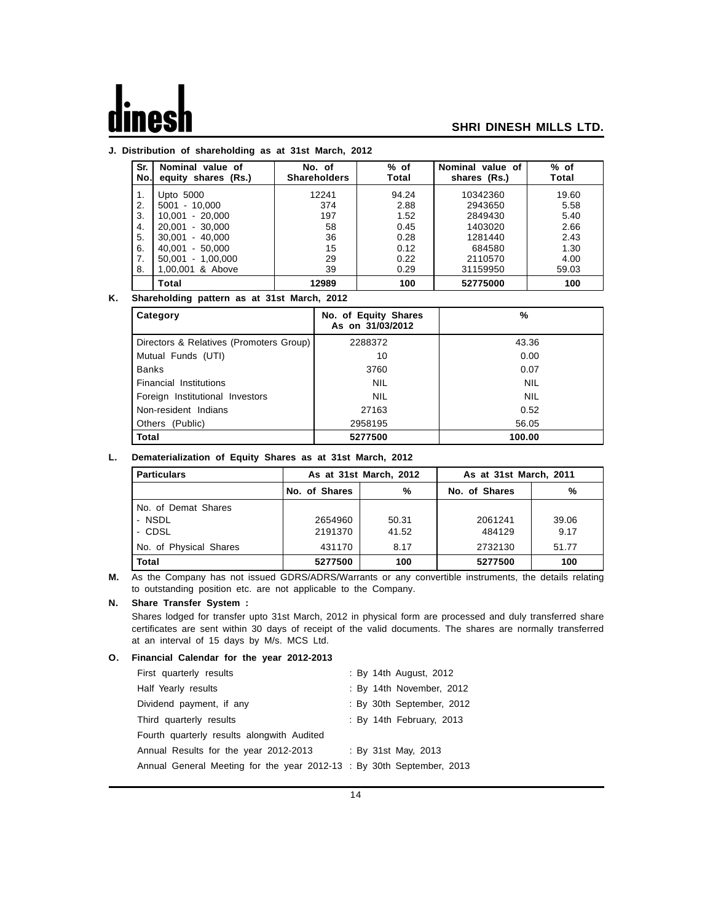**J. Distribution of shareholding as at 31st March, 2012**

| Sr. No. | Nominal value of equity shares (Rs.) | No. of Shareholders | % of Total | Nominal value of shares (Rs.) | % of Total |
|---|---|---|---|---|---|
| 1. | Upto 5000 | 12241 | 94.24 | 10342360 | 19.60 |
| 2. | 5001 - 10,000 | 374 | 2.88 | 2943650 | 5.58 |
| 3. | 10,001 - 20,000 | 197 | 1.52 | 2849430 | 5.40 |
| 4. | 20,001 - 30,000 | 58 | 0.45 | 1403020 | 2.66 |
| 5. | 30,001 - 40,000 | 36 | 0.28 | 1281440 | 2.43 |
| 6. | 40,001 - 50,000 | 15 | 0.12 | 684580 | 1.30 |
| 7. | 50,001 - 1,00,000 | 29 | 0.22 | 2110570 | 4.00 |
| 8. | 1,00,001 & Above | 39 | 0.29 | 31159950 | 59.03 |
| | **Total** | **12989** | **100** | **52775000** | **100** |

**K. Shareholding pattern as at 31st March, 2012**

| Category | No. of Equity Shares As on 31/03/2012 | % |
|---|---|---|
| Directors & Relatives (Promoters Group) | 2288372 | 43.36 |
| Mutual Funds (UTI) | 10 | 0.00 |
| Banks | 3760 | 0.07 |
| Financial Institutions | NIL | NIL |
| Foreign Institutional Investors | NIL | NIL |
| Non-resident Indians | 27163 | 0.52 |
| Others (Public) | 2958195 | 56.05 |
| **Total** | **5277500** | **100.00** |

**L. Dematerialization of Equity Shares as at 31st March, 2012**

| Particulars | As at 31st March, 2012 | | As at 31st March, 2011 | |
|---|---|---|---|---|
| | No. of Shares | % | No. of Shares | % |
| No. of Demat Shares | | | | |
| - NSDL | 2654960 | 50.31 | 2061241 | 39.06 |
| - CDSL | 2191370 | 41.52 | 484129 | 9.17 |
| No. of Physical Shares | 431170 | 8.17 | 2732130 | 51.77 |
| **Total** | **5277500** | **100** | **5277500** | **100** |

**M.** As the Company has not issued GDRS/ADRS/Warrants or any convertible instruments, the details relating to outstanding position etc. are not applicable to the Company.

**N. Share Transfer System :**

Shares lodged for transfer upto 31st March, 2012 in physical form are processed and duly transferred share certificates are sent within 30 days of receipt of the valid documents. The shares are normally transferred at an interval of 15 days by M/s. MCS Ltd.

**O. Financial Calendar for the year 2012-2013**

| | |
|---|---|
| First quarterly results | : By 14th August, 2012 |
| Half Yearly results | : By 14th November, 2012 |
| Dividend payment, if any | : By 30th September, 2012 |
| Third quarterly results | : By 14th February, 2013 |
| Fourth quarterly results alongwith Audited Annual Results for the year 2012-2013 | : By 31st May, 2013 |
| Annual General Meeting for the year 2012-13 | : By 30th September, 2013 |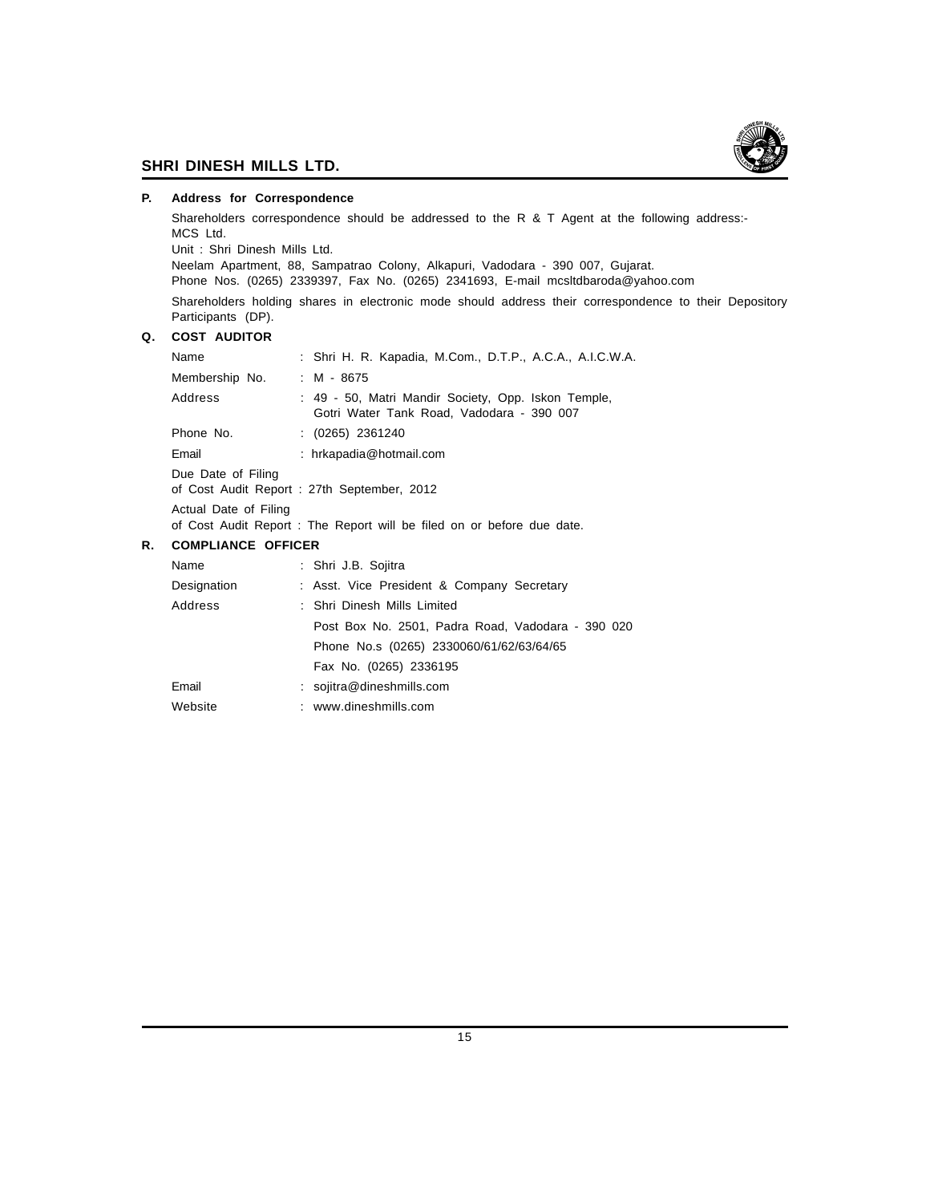**P. Address for Correspondence**

Shareholders correspondence should be addressed to the R & T Agent at the following address:-
MCS Ltd.
Unit : Shri Dinesh Mills Ltd.
Neelam Apartment, 88, Sampatrao Colony, Alkapuri, Vadodara - 390 007, Gujarat.
Phone Nos. (0265) 2339397, Fax No. (0265) 2341693, E-mail mcsltdbaroda@yahoo.com

Shareholders holding shares in electronic mode should address their correspondence to their Depository Participants (DP).

**Q. COST AUDITOR**

| | |
|---|---|
| Name | : Shri H. R. Kapadia, M.Com., D.T.P., A.C.A., A.I.C.W.A. |
| Membership No. | : M - 8675 |
| Address | : 49 - 50, Matri Mandir Society, Opp. Iskon Temple, Gotri Water Tank Road, Vadodara - 390 007 |
| Phone No. | : (0265) 2361240 |
| Email | : hrkapadia@hotmail.com |
| Due Date of Filing of Cost Audit Report | : 27th September, 2012 |
| Actual Date of Filing of Cost Audit Report | : The Report will be filed on or before due date. |

**R. COMPLIANCE OFFICER**

| | |
|---|---|
| Name | : Shri J.B. Sojitra |
| Designation | : Asst. Vice President & Company Secretary |
| Address | : Shri Dinesh Mills Limited<br>Post Box No. 2501, Padra Road, Vadodara - 390 020<br>Phone No.s (0265) 2330060/61/62/63/64/65<br>Fax No. (0265) 2336195 |
| Email | : sojitra@dineshmills.com |
| Website | : www.dineshmills.com |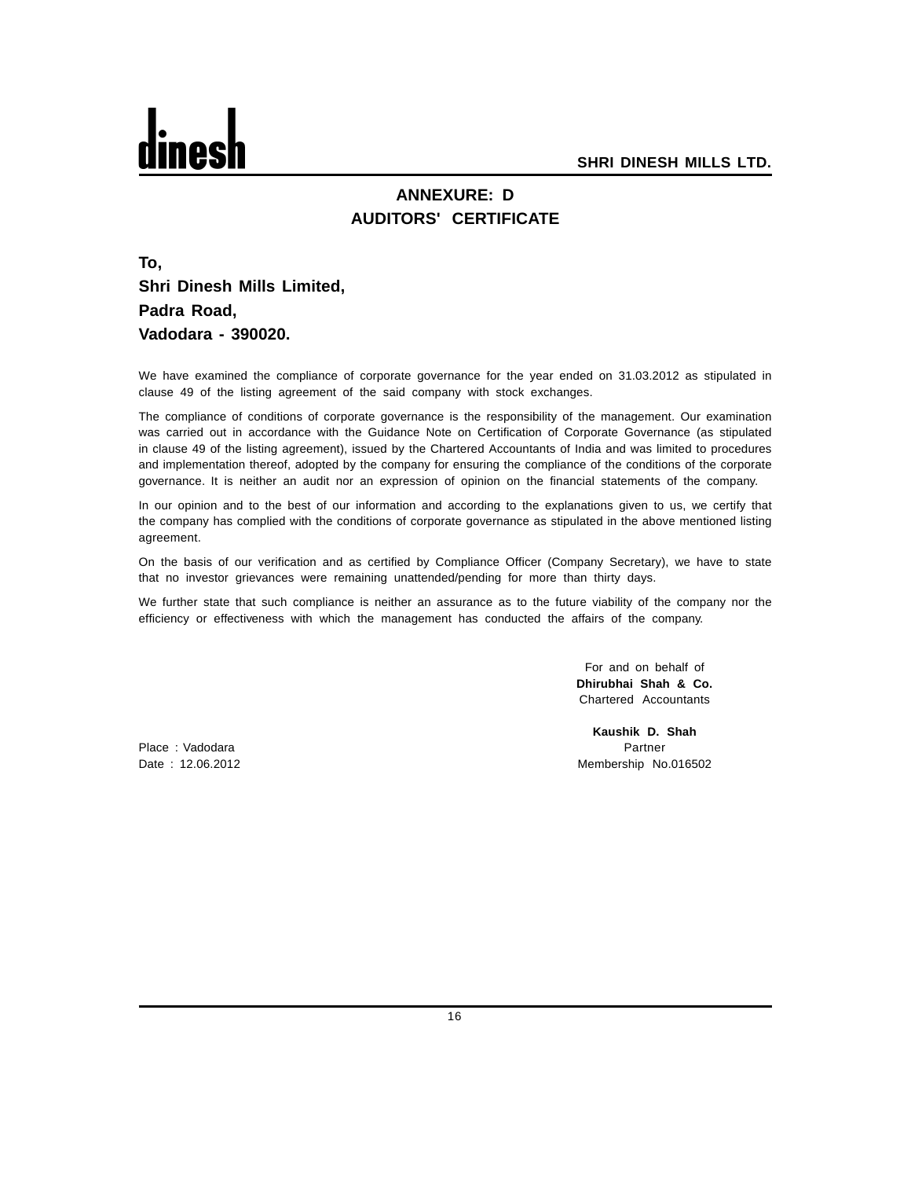## ANNEXURE: D
## AUDITORS' CERTIFICATE

**To,**
**Shri Dinesh Mills Limited,**
**Padra Road,**
**Vadodara - 390020.**

We have examined the compliance of corporate governance for the year ended on 31.03.2012 as stipulated in clause 49 of the listing agreement of the said company with stock exchanges.

The compliance of conditions of corporate governance is the responsibility of the management. Our examination was carried out in accordance with the Guidance Note on Certification of Corporate Governance (as stipulated in clause 49 of the listing agreement), issued by the Chartered Accountants of India and was limited to procedures and implementation thereof, adopted by the company for ensuring the compliance of the conditions of the corporate governance. It is neither an audit nor an expression of opinion on the financial statements of the company.

In our opinion and to the best of our information and according to the explanations given to us, we certify that the company has complied with the conditions of corporate governance as stipulated in the above mentioned listing agreement.

On the basis of our verification and as certified by Compliance Officer (Company Secretary), we have to state that no investor grievances were remaining unattended/pending for more than thirty days.

We further state that such compliance is neither an assurance as to the future viability of the company nor the efficiency or effectiveness with which the management has conducted the affairs of the company.

For and on behalf of
**Dhirubhai Shah & Co.**
Chartered Accountants

**Kaushik D. Shah**
Partner
Membership No.016502

Place : Vadodara
Date : 12.06.2012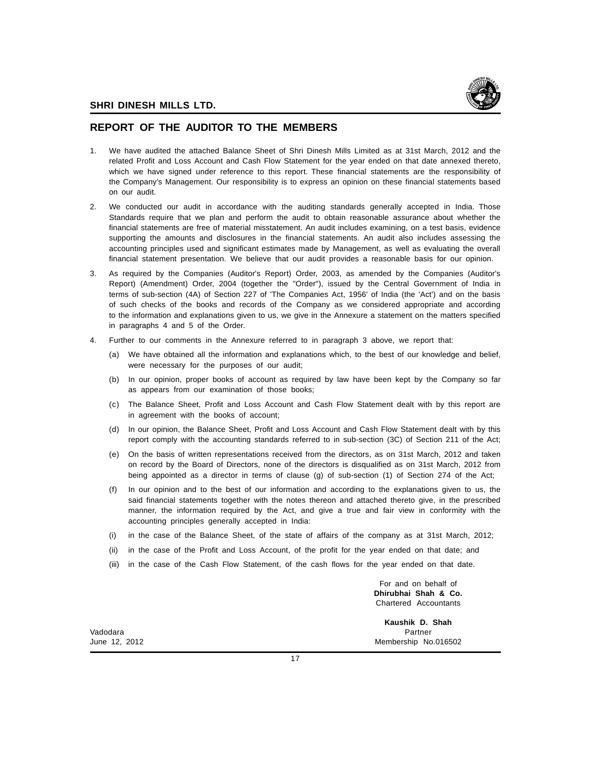## REPORT OF THE AUDITOR TO THE MEMBERS

1. We have audited the attached Balance Sheet of Shri Dinesh Mills Limited as at 31st March, 2012 and the related Profit and Loss Account and Cash Flow Statement for the year ended on that date annexed thereto, which we have signed under reference to this report. These financial statements are the responsibility of the Company's Management. Our responsibility is to express an opinion on these financial statements based on our audit.

2. We conducted our audit in accordance with the auditing standards generally accepted in India. Those Standards require that we plan and perform the audit to obtain reasonable assurance about whether the financial statements are free of material misstatement. An audit includes examining, on a test basis, evidence supporting the amounts and disclosures in the financial statements. An audit also includes assessing the accounting principles used and significant estimates made by Management, as well as evaluating the overall financial statement presentation. We believe that our audit provides a reasonable basis for our opinion.

3. As required by the Companies (Auditor's Report) Order, 2003, as amended by the Companies (Auditor's Report) (Amendment) Order, 2004 (together the "Order"), issued by the Central Government of India in terms of sub-section (4A) of Section 227 of 'The Companies Act, 1956' of India (the 'Act') and on the basis of such checks of the books and records of the Company as we considered appropriate and according to the information and explanations given to us, we give in the Annexure a statement on the matters specified in paragraphs 4 and 5 of the Order.

4. Further to our comments in the Annexure referred to in paragraph 3 above, we report that:

   (a) We have obtained all the information and explanations which, to the best of our knowledge and belief, were necessary for the purposes of our audit;

   (b) In our opinion, proper books of account as required by law have been kept by the Company so far as appears from our examination of those books;

   (c) The Balance Sheet, Profit and Loss Account and Cash Flow Statement dealt with by this report are in agreement with the books of account;

   (d) In our opinion, the Balance Sheet, Profit and Loss Account and Cash Flow Statement dealt with by this report comply with the accounting standards referred to in sub-section (3C) of Section 211 of the Act;

   (e) On the basis of written representations received from the directors, as on 31st March, 2012 and taken on record by the Board of Directors, none of the directors is disqualified as on 31st March, 2012 from being appointed as a director in terms of clause (g) of sub-section (1) of Section 274 of the Act;

   (f) In our opinion and to the best of our information and according to the explanations given to us, the said financial statements together with the notes thereon and attached thereto give, in the prescribed manner, the information required by the Act, and give a true and fair view in conformity with the accounting principles generally accepted in India:

   (i) in the case of the Balance Sheet, of the state of affairs of the company as at 31st March, 2012;

   (ii) in the case of the Profit and Loss Account, of the profit for the year ended on that date; and

   (iii) in the case of the Cash Flow Statement, of the cash flows for the year ended on that date.

For and on behalf of
**Dhirubhai Shah & Co.**
Chartered Accountants

**Kaushik D. Shah**
Partner
Membership No.016502

Vadodara
June 12, 2012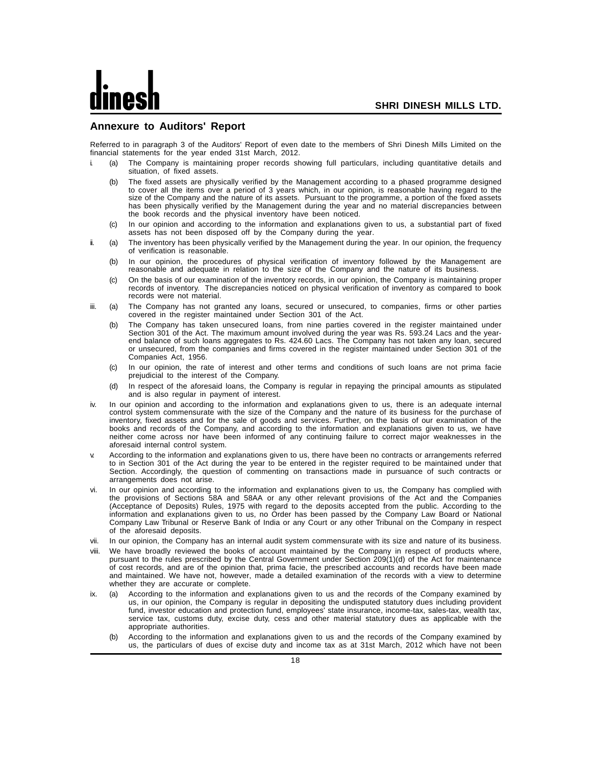## Annexure to Auditors' Report

Referred to in paragraph 3 of the Auditors' Report of even date to the members of Shri Dinesh Mills Limited on the financial statements for the year ended 31st March, 2012.

i. (a) The Company is maintaining proper records showing full particulars, including quantitative details and situation, of fixed assets.

   (b) The fixed assets are physically verified by the Management according to a phased programme designed to cover all the items over a period of 3 years which, in our opinion, is reasonable having regard to the size of the Company and the nature of its assets. Pursuant to the programme, a portion of the fixed assets has been physically verified by the Management during the year and no material discrepancies between the book records and the physical inventory have been noticed.

   (c) In our opinion and according to the information and explanations given to us, a substantial part of fixed assets has not been disposed off by the Company during the year.

ii. (a) The inventory has been physically verified by the Management during the year. In our opinion, the frequency of verification is reasonable.

   (b) In our opinion, the procedures of physical verification of inventory followed by the Management are reasonable and adequate in relation to the size of the Company and the nature of its business.

   (c) On the basis of our examination of the inventory records, in our opinion, the Company is maintaining proper records of inventory. The discrepancies noticed on physical verification of inventory as compared to book records were not material.

iii. (a) The Company has not granted any loans, secured or unsecured, to companies, firms or other parties covered in the register maintained under Section 301 of the Act.

   (b) The Company has taken unsecured loans, from nine parties covered in the register maintained under Section 301 of the Act. The maximum amount involved during the year was Rs. 593.24 Lacs and the year-end balance of such loans aggregates to Rs. 424.60 Lacs. The Company has not taken any loan, secured or unsecured, from the companies and firms covered in the register maintained under Section 301 of the Companies Act, 1956.

   (c) In our opinion, the rate of interest and other terms and conditions of such loans are not prima facie prejudicial to the interest of the Company.

   (d) In respect of the aforesaid loans, the Company is regular in repaying the principal amounts as stipulated and is also regular in payment of interest.

iv. In our opinion and according to the information and explanations given to us, there is an adequate internal control system commensurate with the size of the Company and the nature of its business for the purchase of inventory, fixed assets and for the sale of goods and services. Further, on the basis of our examination of the books and records of the Company, and according to the information and explanations given to us, we have neither come across nor have been informed of any continuing failure to correct major weaknesses in the aforesaid internal control system.

v. According to the information and explanations given to us, there have been no contracts or arrangements referred to in Section 301 of the Act during the year to be entered in the register required to be maintained under that Section. Accordingly, the question of commenting on transactions made in pursuance of such contracts or arrangements does not arise.

vi. In our opinion and according to the information and explanations given to us, the Company has complied with the provisions of Sections 58A and 58AA or any other relevant provisions of the Act and the Companies (Acceptance of Deposits) Rules, 1975 with regard to the deposits accepted from the public. According to the information and explanations given to us, no Order has been passed by the Company Law Board or National Company Law Tribunal or Reserve Bank of India or any Court or any other Tribunal on the Company in respect of the aforesaid deposits.

vii. In our opinion, the Company has an internal audit system commensurate with its size and nature of its business.

viii. We have broadly reviewed the books of account maintained by the Company in respect of products where, pursuant to the rules prescribed by the Central Government under Section 209(1)(d) of the Act for maintenance of cost records, and are of the opinion that, prima facie, the prescribed accounts and records have been made and maintained. We have not, however, made a detailed examination of the records with a view to determine whether they are accurate or complete.

ix. (a) According to the information and explanations given to us and the records of the Company examined by us, in our opinion, the Company is regular in depositing the undisputed statutory dues including provident fund, investor education and protection fund, employees' state insurance, income-tax, sales-tax, wealth tax, service tax, customs duty, excise duty, cess and other material statutory dues as applicable with the appropriate authorities.

   (b) According to the information and explanations given to us and the records of the Company examined by us, the particulars of dues of excise duty and income tax as at 31st March, 2012 which have not been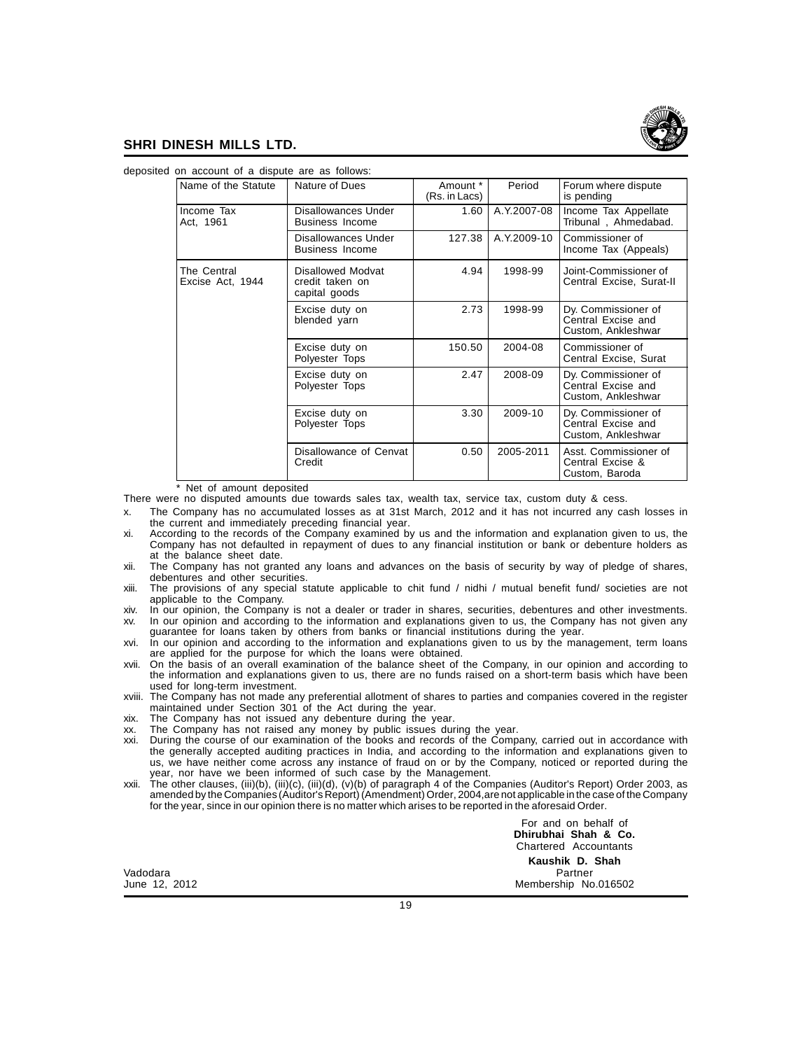deposited on account of a dispute are as follows:

| Name of the Statute | Nature of Dues | Amount * (Rs. in Lacs) | Period | Forum where dispute is pending |
|---|---|---|---|---|
| Income Tax Act, 1961 | Disallowances Under Business Income | 1.60 | A.Y.2007-08 | Income Tax Appellate Tribunal , Ahmedabad. |
| | Disallowances Under Business Income | 127.38 | A.Y.2009-10 | Commissioner of Income Tax (Appeals) |
| The Central Excise Act, 1944 | Disallowed Modvat credit taken on capital goods | 4.94 | 1998-99 | Joint-Commissioner of Central Excise, Surat-II |
| | Excise duty on blended yarn | 2.73 | 1998-99 | Dy. Commissioner of Central Excise and Custom, Ankleshwar |
| | Excise duty on Polyester Tops | 150.50 | 2004-08 | Commissioner of Central Excise, Surat |
| | Excise duty on Polyester Tops | 2.47 | 2008-09 | Dy. Commissioner of Central Excise and Custom, Ankleshwar |
| | Excise duty on Polyester Tops | 3.30 | 2009-10 | Dy. Commissioner of Central Excise and Custom, Ankleshwar |
| | Disallowance of Cenvat Credit | 0.50 | 2005-2011 | Asst. Commissioner of Central Excise & Custom, Baroda |

\* Net of amount deposited

There were no disputed amounts due towards sales tax, wealth tax, service tax, custom duty & cess.

x. The Company has no accumulated losses as at 31st March, 2012 and it has not incurred any cash losses in the current and immediately preceding financial year.

xi. According to the records of the Company examined by us and the information and explanation given to us, the Company has not defaulted in repayment of dues to any financial institution or bank or debenture holders as at the balance sheet date.

xii. The Company has not granted any loans and advances on the basis of security by way of pledge of shares, debentures and other securities.

xiii. The provisions of any special statute applicable to chit fund / nidhi / mutual benefit fund/ societies are not applicable to the Company.

xiv. In our opinion, the Company is not a dealer or trader in shares, securities, debentures and other investments.

xv. In our opinion and according to the information and explanations given to us, the Company has not given any guarantee for loans taken by others from banks or financial institutions during the year.

xvi. In our opinion and according to the information and explanations given to us by the management, term loans are applied for the purpose for which the loans were obtained.

xvii. On the basis of an overall examination of the balance sheet of the Company, in our opinion and according to the information and explanations given to us, there are no funds raised on a short-term basis which have been used for long-term investment.

xviii. The Company has not made any preferential allotment of shares to parties and companies covered in the register maintained under Section 301 of the Act during the year.

xix. The Company has not issued any debenture during the year.

xx. The Company has not raised any money by public issues during the year.

xxi. During the course of our examination of the books and records of the Company, carried out in accordance with the generally accepted auditing practices in India, and according to the information and explanations given to us, we have neither come across any instance of fraud on or by the Company, noticed or reported during the year, nor have we been informed of such case by the Management.

xxii. The other clauses, (iii)(b), (iii)(c), (iii)(d), (v)(b) of paragraph 4 of the Companies (Auditor's Report) Order 2003, as amended by the Companies (Auditor's Report) (Amendment) Order, 2004,are not applicable in the case of the Company for the year, since in our opinion there is no matter which arises to be reported in the aforesaid Order.

For and on behalf of
**Dhirubhai Shah & Co.**
Chartered Accountants

**Kaushik D. Shah**
Partner
Membership No.016502

Vadodara
June 12, 2012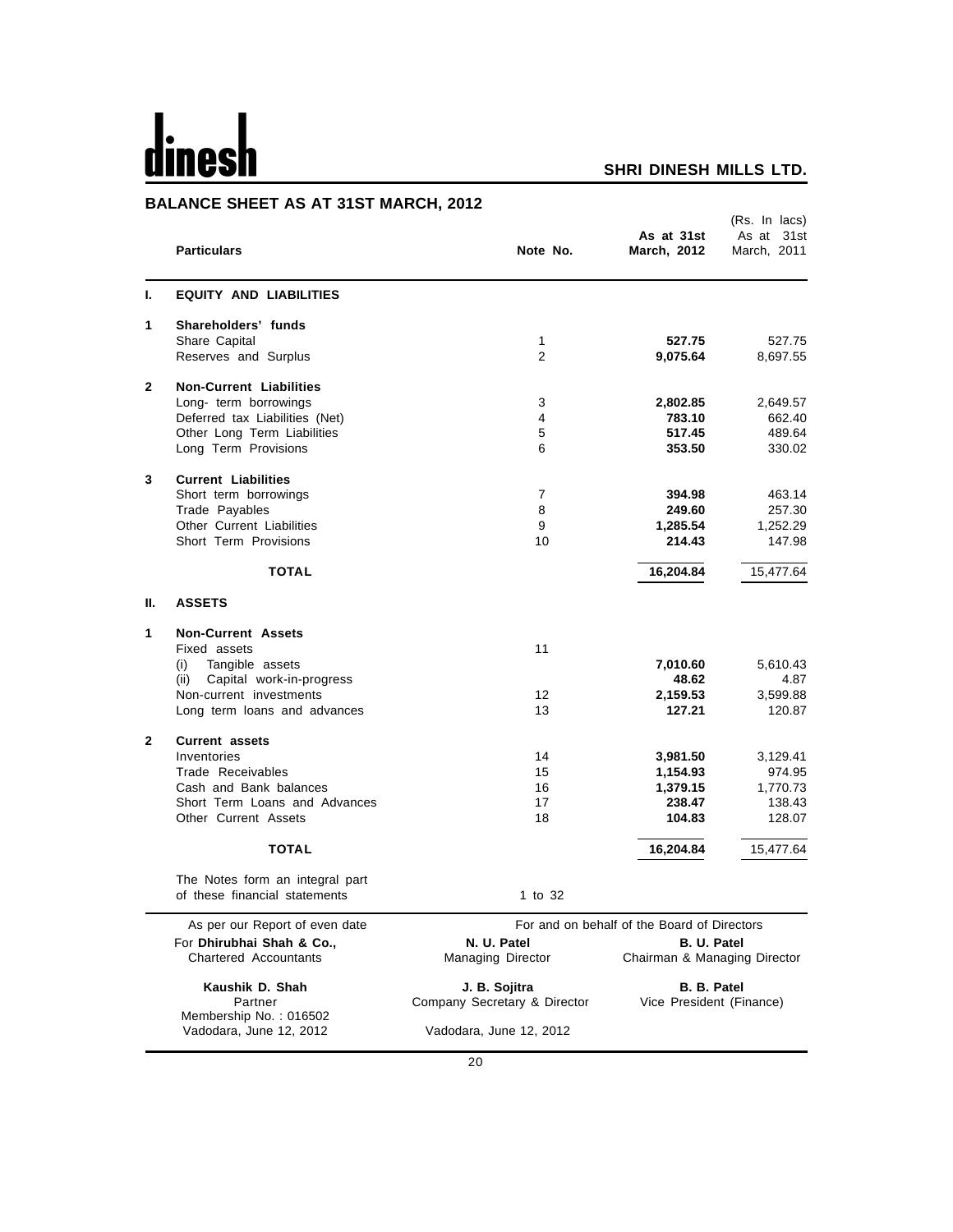# BALANCE SHEET AS AT 31ST MARCH, 2012

(Rs. In lacs)

| | Particulars | Note No. | As at 31st March, 2012 | As at 31st March, 2011 |
|---|---|---|---|---|
| **I.** | **EQUITY AND LIABILITIES** | | | |
| **1** | **Shareholders' funds** | | | |
| | Share Capital | 1 | **527.75** | 527.75 |
| | Reserves and Surplus | 2 | **9,075.64** | 8,697.55 |
| **2** | **Non-Current Liabilities** | | | |
| | Long- term borrowings | 3 | **2,802.85** | 2,649.57 |
| | Deferred tax Liabilities (Net) | 4 | **783.10** | 662.40 |
| | Other Long Term Liabilities | 5 | **517.45** | 489.64 |
| | Long Term Provisions | 6 | **353.50** | 330.02 |
| **3** | **Current Liabilities** | | | |
| | Short term borrowings | 7 | **394.98** | 463.14 |
| | Trade Payables | 8 | **249.60** | 257.30 |
| | Other Current Liabilities | 9 | **1,285.54** | 1,252.29 |
| | Short Term Provisions | 10 | **214.43** | 147.98 |
| | **TOTAL** | | **16,204.84** | 15,477.64 |
| **II.** | **ASSETS** | | | |
| **1** | **Non-Current Assets** | | | |
| | Fixed assets | 11 | | |
| | (i) Tangible assets | | **7,010.60** | 5,610.43 |
| | (ii) Capital work-in-progress | | **48.62** | 4.87 |
| | Non-current investments | 12 | **2,159.53** | 3,599.88 |
| | Long term loans and advances | 13 | **127.21** | 120.87 |
| **2** | **Current assets** | | | |
| | Inventories | 14 | **3,981.50** | 3,129.41 |
| | Trade Receivables | 15 | **1,154.93** | 974.95 |
| | Cash and Bank balances | 16 | **1,379.15** | 1,770.73 |
| | Short Term Loans and Advances | 17 | **238.47** | 138.43 |
| | Other Current Assets | 18 | **104.83** | 128.07 |
| | **TOTAL** | | **16,204.84** | 15,477.64 |
| | The Notes form an integral part of these financial statements | 1 to 32 | | |

As per our Report of even date

For **Dhirubhai Shah & Co.,**
Chartered Accountants

**Kaushik D. Shah**
Partner
Membership No. : 016502
Vadodara, June 12, 2012

For and on behalf of the Board of Directors

**N. U. Patel**
Managing Director

**B. U. Patel**
Chairman & Managing Director

**J. B. Sojitra**
Company Secretary & Director

**B. B. Patel**
Vice President (Finance)

Vadodara, June 12, 2012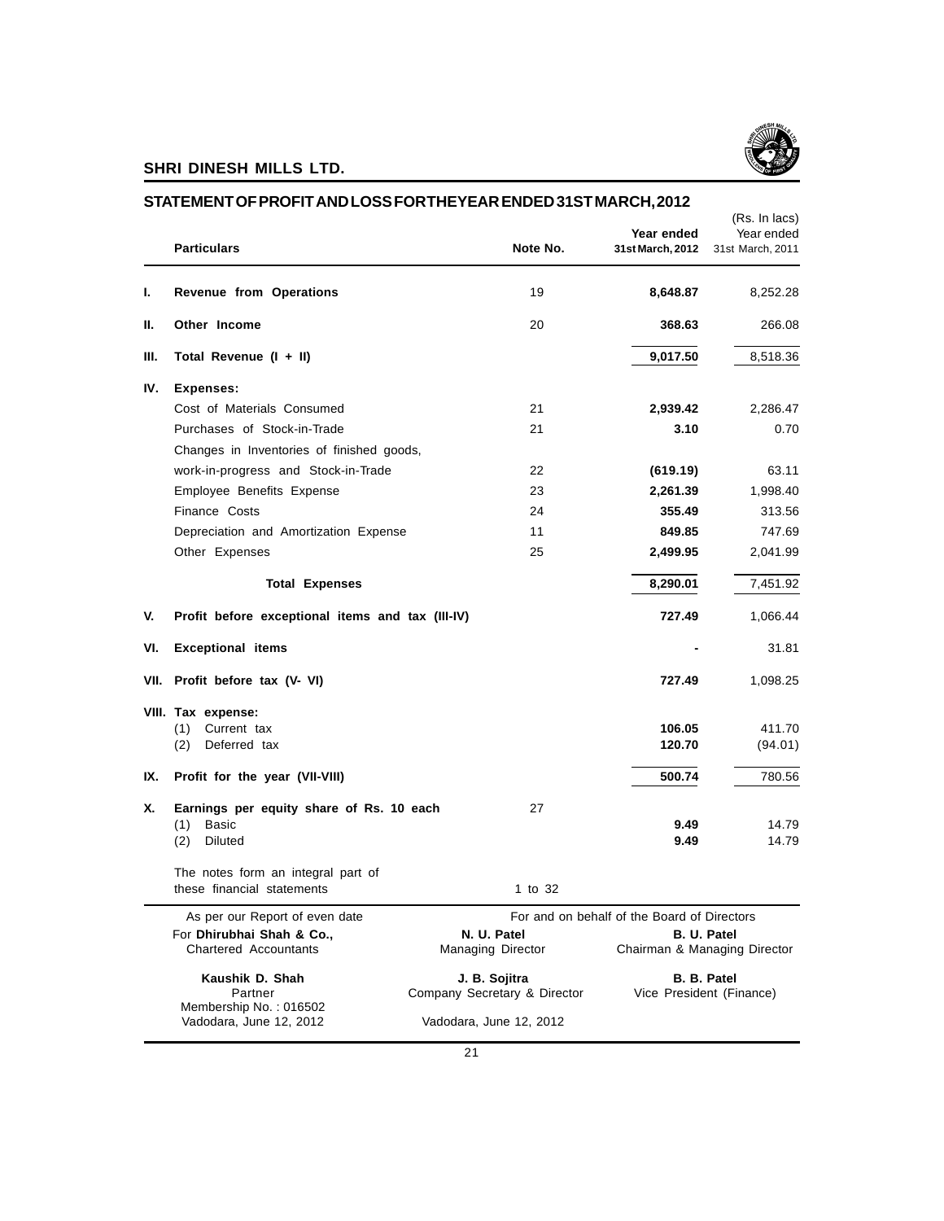## SHRI DINESH MILLS LTD.

### STATEMENT OF PROFIT AND LOSS FOR THE YEAR ENDED 31ST MARCH, 2012

(Rs. In lacs)

| | Particulars | Note No. | Year ended 31st March, 2012 | Year ended 31st March, 2011 |
|---|---|---|---|---|
| I. | **Revenue from Operations** | 19 | **8,648.87** | 8,252.28 |
| II. | **Other Income** | 20 | **368.63** | 266.08 |
| III. | **Total Revenue (I + II)** | | **9,017.50** | 8,518.36 |
| IV. | **Expenses:** | | | |
| | Cost of Materials Consumed | 21 | **2,939.42** | 2,286.47 |
| | Purchases of Stock-in-Trade | 21 | **3.10** | 0.70 |
| | Changes in Inventories of finished goods, work-in-progress and Stock-in-Trade | 22 | **(619.19)** | 63.11 |
| | Employee Benefits Expense | 23 | **2,261.39** | 1,998.40 |
| | Finance Costs | 24 | **355.49** | 313.56 |
| | Depreciation and Amortization Expense | 11 | **849.85** | 747.69 |
| | Other Expenses | 25 | **2,499.95** | 2,041.99 |
| | **Total Expenses** | | **8,290.01** | 7,451.92 |
| V. | **Profit before exceptional items and tax (III-IV)** | | **727.49** | 1,066.44 |
| VI. | **Exceptional items** | | **-** | 31.81 |
| VII. | **Profit before tax (V- VI)** | | **727.49** | 1,098.25 |
| VIII. | **Tax expense:** | | | |
| | (1) Current tax | | **106.05** | 411.70 |
| | (2) Deferred tax | | **120.70** | (94.01) |
| IX. | **Profit for the year (VII-VIII)** | | **500.74** | 780.56 |
| X. | **Earnings per equity share of Rs. 10 each** | 27 | | |
| | (1) Basic | | **9.49** | 14.79 |
| | (2) Diluted | | **9.49** | 14.79 |
| | The notes form an integral part of these financial statements | 1 to 32 | | |

As per our Report of even date
For **Dhirubhai Shah & Co.,**
Chartered Accountants

**Kaushik D. Shah**
Partner
Membership No. : 016502
Vadodara, June 12, 2012

For and on behalf of the Board of Directors

**N. U. Patel**
Managing Director

**B. U. Patel**
Chairman & Managing Director

**J. B. Sojitra**
Company Secretary & Director

**B. B. Patel**
Vice President (Finance)

Vadodara, June 12, 2012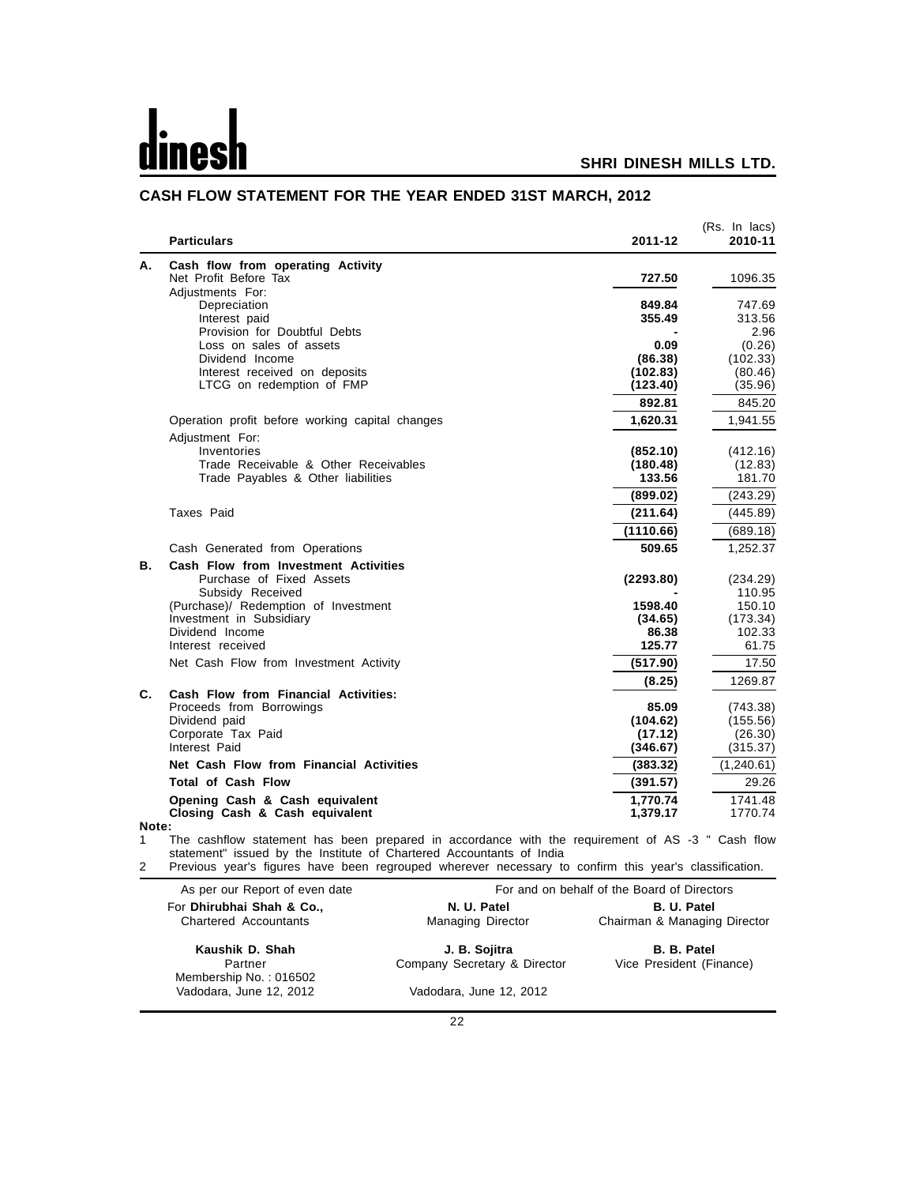# SHRI DINESH MILLS LTD.

## CASH FLOW STATEMENT FOR THE YEAR ENDED 31ST MARCH, 2012

(Rs. In lacs)

| | Particulars | 2011-12 | 2010-11 |
|---|---|---|---|
| **A.** | **Cash flow from operating Activity** | | |
| | Net Profit Before Tax | **727.50** | 1096.35 |
| | Adjustments For: | | |
| | Depreciation | **849.84** | 747.69 |
| | Interest paid | **355.49** | 313.56 |
| | Provision for Doubtful Debts | **-** | 2.96 |
| | Loss on sales of assets | **0.09** | (0.26) |
| | Dividend Income | **(86.38)** | (102.33) |
| | Interest received on deposits | **(102.83)** | (80.46) |
| | LTCG on redemption of FMP | **(123.40)** | (35.96) |
| | | **892.81** | 845.20 |
| | Operation profit before working capital changes | **1,620.31** | 1,941.55 |
| | Adjustment For: | | |
| | Inventories | **(852.10)** | (412.16) |
| | Trade Receivable & Other Receivables | **(180.48)** | (12.83) |
| | Trade Payables & Other liabilities | **133.56** | 181.70 |
| | | **(899.02)** | (243.29) |
| | Taxes Paid | **(211.64)** | (445.89) |
| | | **(1110.66)** | (689.18) |
| | Cash Generated from Operations | **509.65** | 1,252.37 |
| **B.** | **Cash Flow from Investment Activities** | | |
| | Purchase of Fixed Assets | **(2293.80)** | (234.29) |
| | Subsidy Received | **-** | 110.95 |
| | (Purchase)/ Redemption of Investment | **1598.40** | 150.10 |
| | Investment in Subsidiary | **(34.65)** | (173.34) |
| | Dividend Income | **86.38** | 102.33 |
| | Interest received | **125.77** | 61.75 |
| | Net Cash Flow from Investment Activity | **(517.90)** | 17.50 |
| | | **(8.25)** | 1269.87 |
| **C.** | **Cash Flow from Financial Activities:** | | |
| | Proceeds from Borrowings | **85.09** | (743.38) |
| | Dividend paid | **(104.62)** | (155.56) |
| | Corporate Tax Paid | **(17.12)** | (26.30) |
| | Interest Paid | **(346.67)** | (315.37) |
| | **Net Cash Flow from Financial Activities** | **(383.32)** | (1,240.61) |
| | **Total of Cash Flow** | **(391.57)** | 29.26 |
| | **Opening Cash & Cash equivalent** | **1,770.74** | 1741.48 |
| | **Closing Cash & Cash equivalent** | **1,379.17** | 1770.74 |

**Note:**

1. The cashflow statement has been prepared in accordance with the requirement of AS -3 " Cash flow statement" issued by the Institute of Chartered Accountants of India
2. Previous year's figures have been regrouped wherever necessary to confirm this year's classification.

As per our Report of even date
For **Dhirubhai Shah & Co.,**
Chartered Accountants

**Kaushik D. Shah**
Partner
Membership No. : 016502
Vadodara, June 12, 2012

For and on behalf of the Board of Directors

**N. U. Patel**
Managing Director

**B. U. Patel**
Chairman & Managing Director

**J. B. Sojitra**
Company Secretary & Director

**B. B. Patel**
Vice President (Finance)

Vadodara, June 12, 2012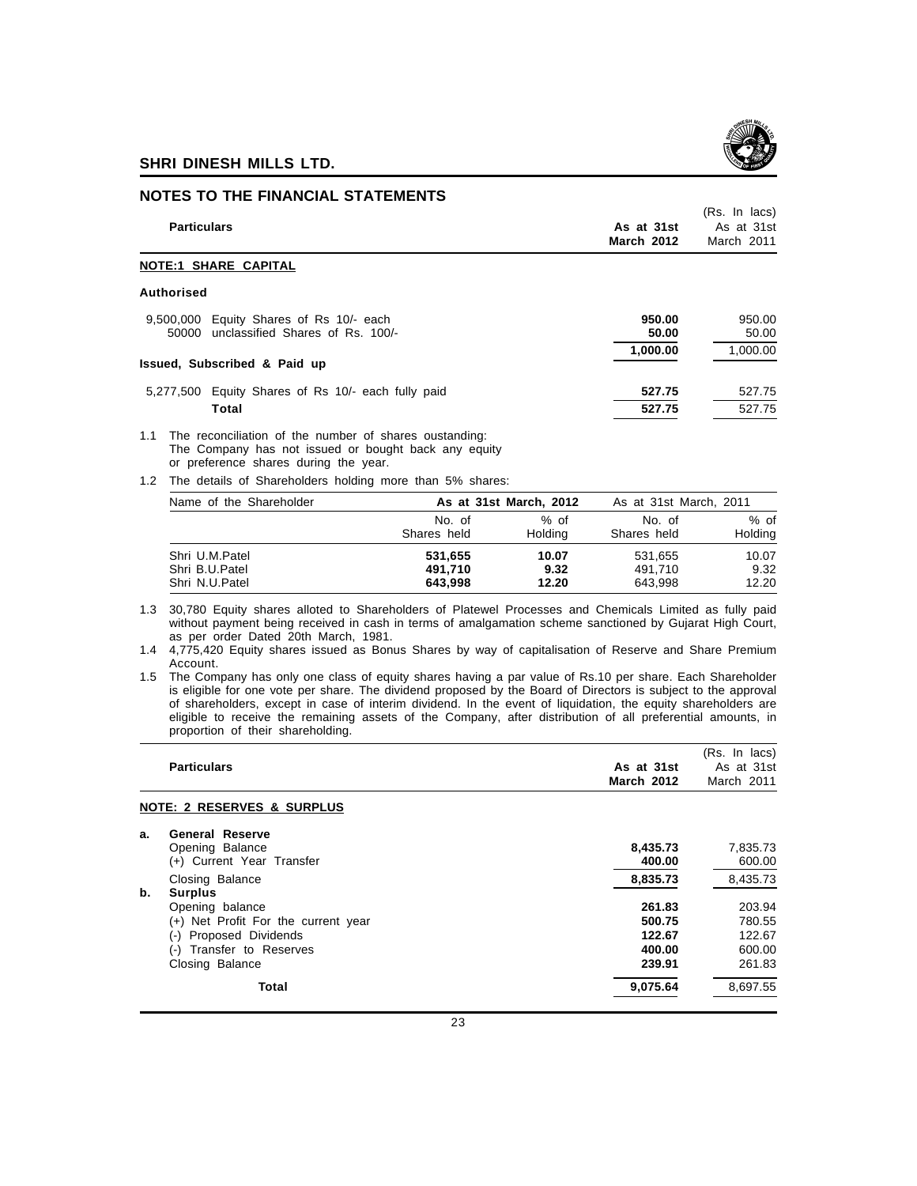## SHRI DINESH MILLS LTD.

## NOTES TO THE FINANCIAL STATEMENTS

(Rs. In lacs)

| Particulars | As at 31st March 2012 | As at 31st March 2011 |
|---|---|---|
| **NOTE:1 SHARE CAPITAL** | | |
| **Authorised** | | |
| 9,500,000 Equity Shares of Rs 10/- each | **950.00** | 950.00 |
| 50000 unclassified Shares of Rs. 100/- | **50.00** | 50.00 |
| | **1,000.00** | 1,000.00 |
| **Issued, Subscribed & Paid up** | | |
| 5,277,500 Equity Shares of Rs 10/- each fully paid | **527.75** | 527.75 |
| **Total** | **527.75** | 527.75 |

1.1 The reconciliation of the number of shares oustanding: The Company has not issued or bought back any equity or preference shares during the year.

1.2 The details of Shareholders holding more than 5% shares:

| Name of the Shareholder | As at 31st March, 2012 | | As at 31st March, 2011 | |
|---|---|---|---|---|
| | No. of Shares held | % of Holding | No. of Shares held | % of Holding |
| Shri U.M.Patel | **531,655** | **10.07** | 531,655 | 10.07 |
| Shri B.U.Patel | **491,710** | **9.32** | 491,710 | 9.32 |
| Shri N.U.Patel | **643,998** | **12.20** | 643,998 | 12.20 |

1.3 30,780 Equity shares alloted to Shareholders of Platewel Processes and Chemicals Limited as fully paid without payment being received in cash in terms of amalgamation scheme sanctioned by Gujarat High Court, as per order Dated 20th March, 1981.

1.4 4,775,420 Equity shares issued as Bonus Shares by way of capitalisation of Reserve and Share Premium Account.

1.5 The Company has only one class of equity shares having a par value of Rs.10 per share. Each Shareholder is eligible for one vote per share. The dividend proposed by the Board of Directors is subject to the approval of shareholders, except in case of interim dividend. In the event of liquidation, the equity shareholders are eligible to receive the remaining assets of the Company, after distribution of all preferential amounts, in proportion of their shareholding.

(Rs. In lacs)

| Particulars | As at 31st March 2012 | As at 31st March 2011 |
|---|---|---|
| **NOTE: 2 RESERVES & SURPLUS** | | |
| **a. General Reserve** | | |
| Opening Balance | **8,435.73** | 7,835.73 |
| (+) Current Year Transfer | **400.00** | 600.00 |
| Closing Balance | **8,835.73** | 8,435.73 |
| **b. Surplus** | | |
| Opening balance | **261.83** | 203.94 |
| (+) Net Profit For the current year | **500.75** | 780.55 |
| (-) Proposed Dividends | **122.67** | 122.67 |
| (-) Transfer to Reserves | **400.00** | 600.00 |
| Closing Balance | **239.91** | 261.83 |
| **Total** | **9,075.64** | 8,697.55 |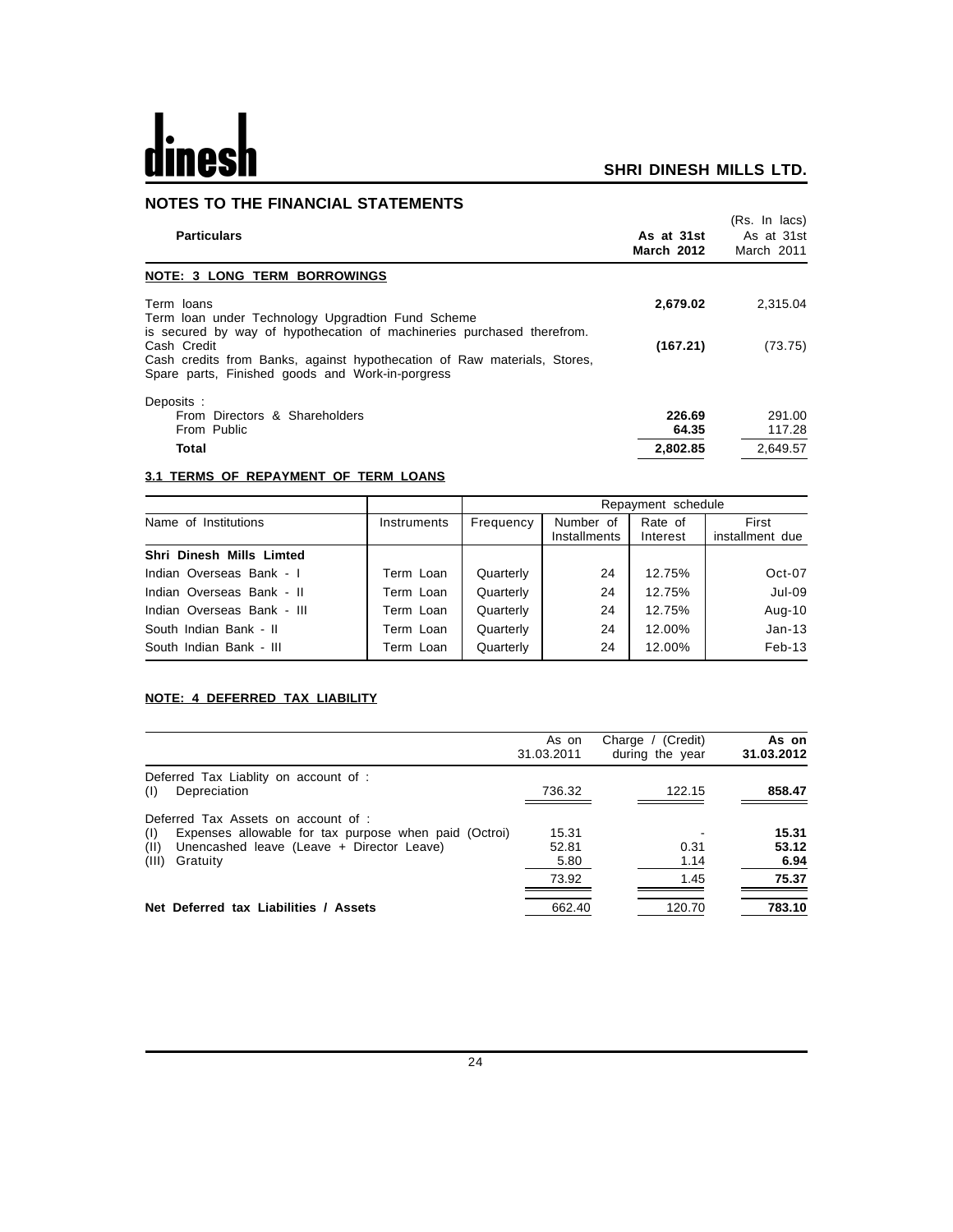## NOTES TO THE FINANCIAL STATEMENTS

(Rs. In lacs)

| Particulars | As at 31st March 2012 | As at 31st March 2011 |
|---|---|---|
| **NOTE: 3 LONG TERM BORROWINGS** | | |
| Term loans | **2,679.02** | 2,315.04 |
| Term loan under Technology Upgradtion Fund Scheme is secured by way of hypothecation of machineries purchased therefrom. | | |
| Cash Credit | **(167.21)** | (73.75) |
| Cash credits from Banks, against hypothecation of Raw materials, Stores, Spare parts, Finished goods and Work-in-porgress | | |
| Deposits : | | |
| From Directors & Shareholders | **226.69** | 291.00 |
| From Public | **64.35** | 117.28 |
| **Total** | **2,802.85** | 2,649.57 |

### 3.1 TERMS OF REPAYMENT OF TERM LOANS

| | | Repayment schedule | | | |
|---|---|---|---|---|---|
| Name of Institutions | Instruments | Frequency | Number of Installments | Rate of Interest | First installment due |
| **Shri Dinesh Mills Limted** | | | | | |
| Indian Overseas Bank - I | Term Loan | Quarterly | 24 | 12.75% | Oct-07 |
| Indian Overseas Bank - II | Term Loan | Quarterly | 24 | 12.75% | Jul-09 |
| Indian Overseas Bank - III | Term Loan | Quarterly | 24 | 12.75% | Aug-10 |
| South Indian Bank - II | Term Loan | Quarterly | 24 | 12.00% | Jan-13 |
| South Indian Bank - III | Term Loan | Quarterly | 24 | 12.00% | Feb-13 |

### NOTE: 4 DEFERRED TAX LIABILITY

| | As on 31.03.2011 | Charge / (Credit) during the year | As on 31.03.2012 |
|---|---|---|---|
| Deferred Tax Liablity on account of : | | | |
| (I) Depreciation | 736.32 | 122.15 | **858.47** |
| Deferred Tax Assets on account of : | | | |
| (I) Expenses allowable for tax purpose when paid (Octroi) | 15.31 | - | **15.31** |
| (II) Unencashed leave (Leave + Director Leave) | 52.81 | 0.31 | **53.12** |
| (III) Gratuity | 5.80 | 1.14 | **6.94** |
| | 73.92 | 1.45 | **75.37** |
| **Net Deferred tax Liabilities / Assets** | 662.40 | 120.70 | **783.10** |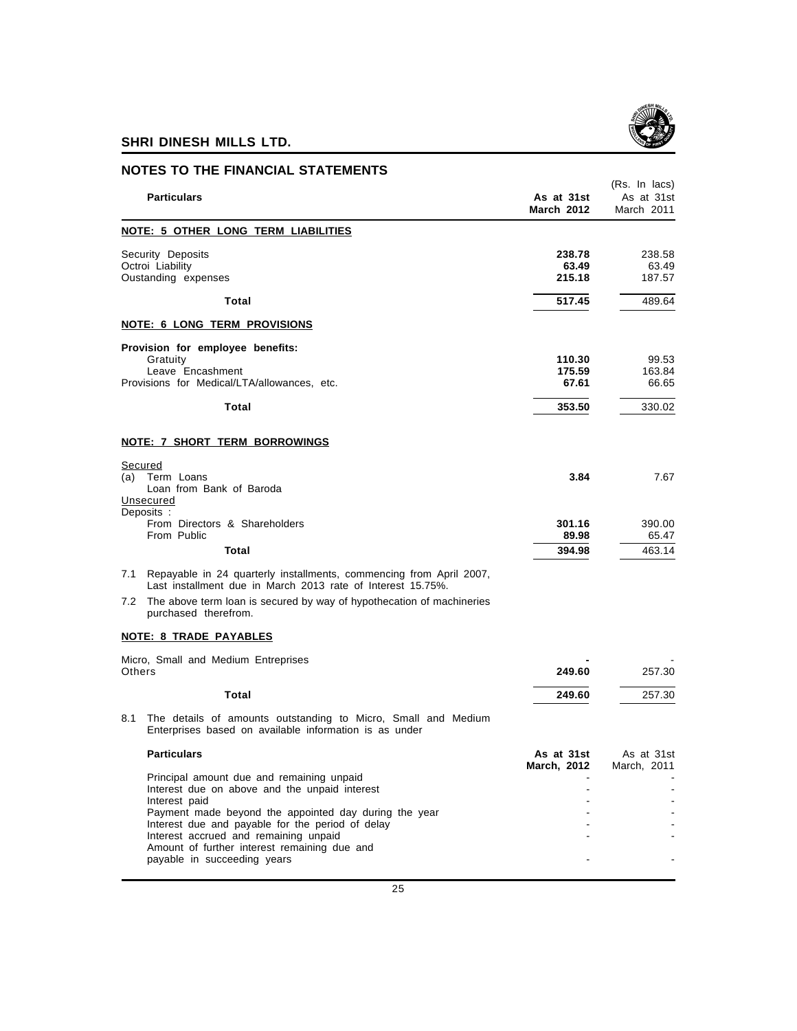## NOTES TO THE FINANCIAL STATEMENTS

(Rs. In lacs)

| Particulars | As at 31st March 2012 | As at 31st March 2011 |
|---|---|---|
| **NOTE: 5 OTHER LONG TERM LIABILITIES** | | |
| Security Deposits | **238.78** | 238.58 |
| Octroi Liability | **63.49** | 63.49 |
| Oustanding expenses | **215.18** | 187.57 |
| **Total** | **517.45** | 489.64 |
| **NOTE: 6 LONG TERM PROVISIONS** | | |
| **Provision for employee benefits:** | | |
| Gratuity | **110.30** | 99.53 |
| Leave Encashment | **175.59** | 163.84 |
| Provisions for Medical/LTA/allowances, etc. | **67.61** | 66.65 |
| **Total** | **353.50** | 330.02 |
| **NOTE: 7 SHORT TERM BORROWINGS** | | |
| Secured | | |
| (a) Term Loans<br>Loan from Bank of Baroda | **3.84** | 7.67 |
| Unsecured | | |
| Deposits : | | |
| From Directors & Shareholders | **301.16** | 390.00 |
| From Public | **89.98** | 65.47 |
| **Total** | **394.98** | 463.14 |

7.1 Repayable in 24 quarterly installments, commencing from April 2007, Last installment due in March 2013 rate of Interest 15.75%.

7.2 The above term loan is secured by way of hypothecation of machineries purchased therefrom.

| Particulars | As at 31st March 2012 | As at 31st March 2011 |
|---|---|---|
| **NOTE: 8 TRADE PAYABLES** | | |
| Micro, Small and Medium Entreprises | **-** | - |
| Others | **249.60** | 257.30 |
| **Total** | **249.60** | 257.30 |

8.1 The details of amounts outstanding to Micro, Small and Medium Enterprises based on available information is as under

| Particulars | As at 31st March, 2012 | As at 31st March, 2011 |
|---|---|---|
| Principal amount due and remaining unpaid | - | - |
| Interest due on above and the unpaid interest | - | - |
| Interest paid | - | - |
| Payment made beyond the appointed day during the year | - | - |
| Interest due and payable for the period of delay | - | - |
| Interest accrued and remaining unpaid | - | - |
| Amount of further interest remaining due and payable in succeeding years | - | - |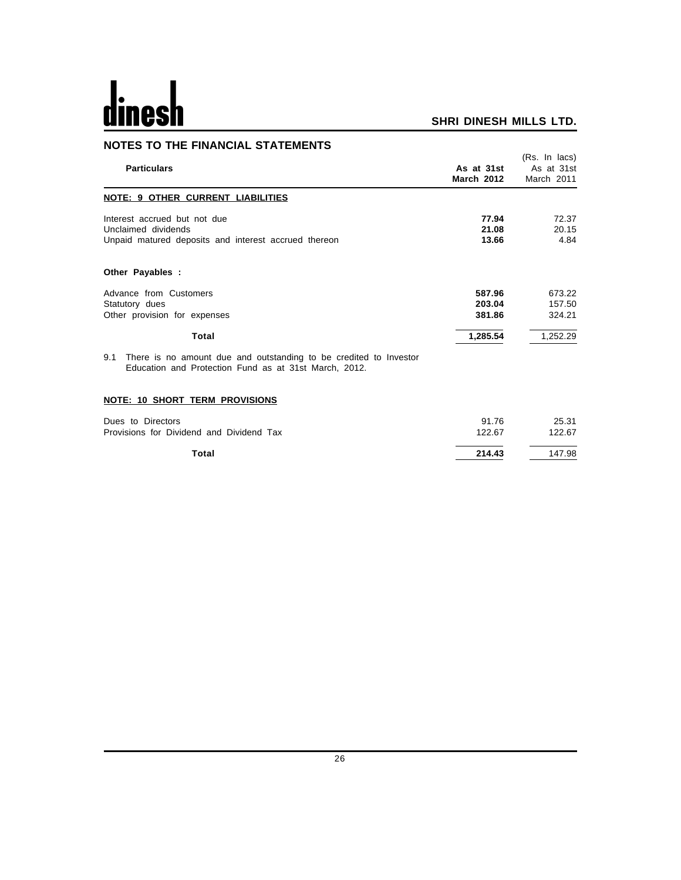## NOTES TO THE FINANCIAL STATEMENTS

(Rs. In lacs)

| Particulars | As at 31st March 2012 | As at 31st March 2011 |
|---|---|---|
| **NOTE: 9 OTHER CURRENT LIABILITIES** | | |
| Interest accrued but not due | **77.94** | 72.37 |
| Unclaimed dividends | **21.08** | 20.15 |
| Unpaid matured deposits and interest accrued thereon | **13.66** | 4.84 |
| **Other Payables :** | | |
| Advance from Customers | **587.96** | 673.22 |
| Statutory dues | **203.04** | 157.50 |
| Other provision for expenses | **381.86** | 324.21 |
| **Total** | **1,285.54** | 1,252.29 |

9.1 There is no amount due and outstanding to be credited to Investor Education and Protection Fund as at 31st March, 2012.

| Particulars | As at 31st March 2012 | As at 31st March 2011 |
|---|---|---|
| **NOTE: 10 SHORT TERM PROVISIONS** | | |
| Dues to Directors | 91.76 | 25.31 |
| Provisions for Dividend and Dividend Tax | 122.67 | 122.67 |
| **Total** | **214.43** | 147.98 |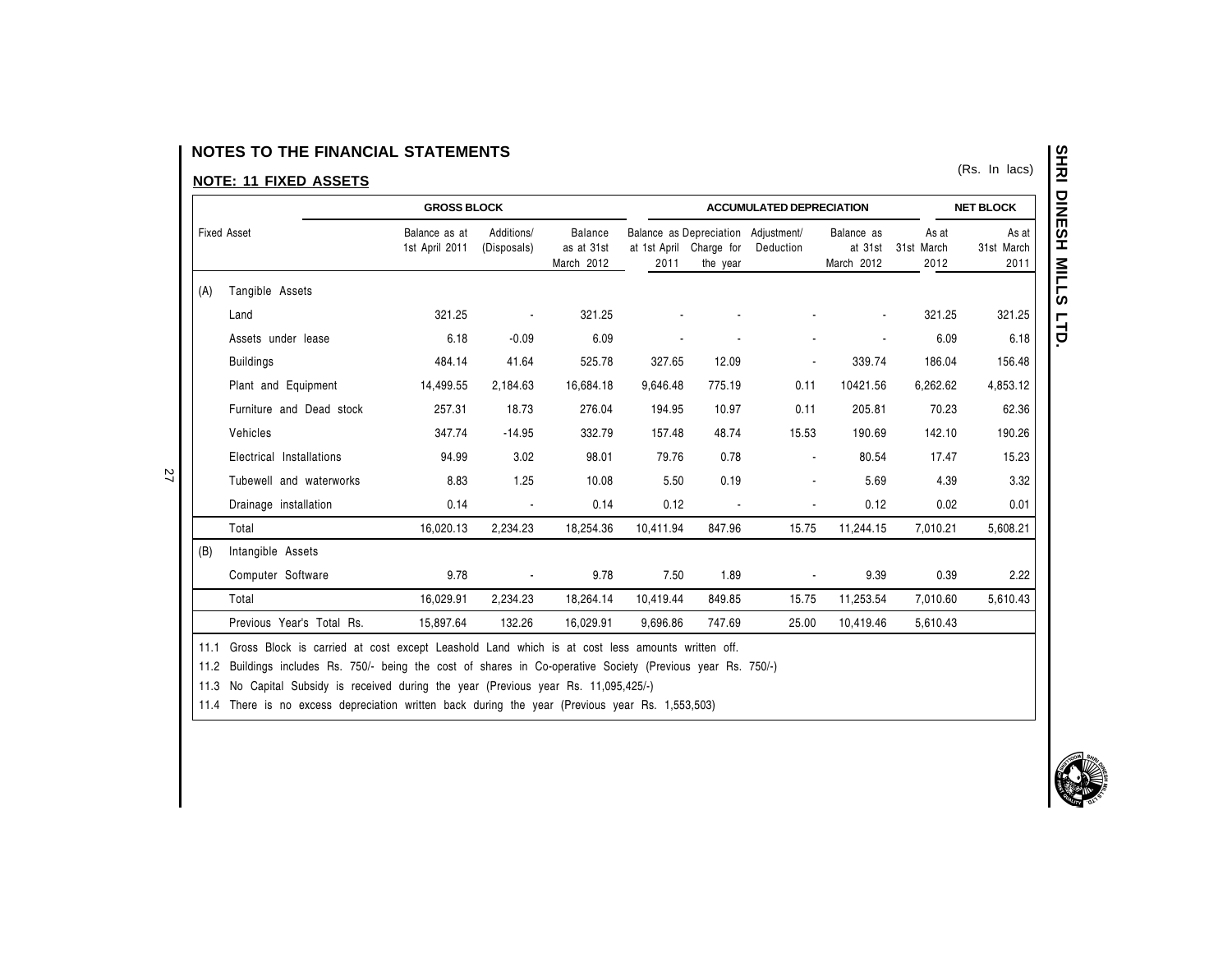## NOTES TO THE FINANCIAL STATEMENTS

### NOTE: 11 FIXED ASSETS

(Rs. In lacs)

| | Fixed Asset | GROSS BLOCK | | | ACCUMULATED DEPRECIATION | | | | NET BLOCK | |
|---|---|---|---|---|---|---|---|---|---|---|
| | | Balance as at 1st April 2011 | Additions/ (Disposals) | Balance as at 31st March 2012 | Balance as at 1st April 2011 | Depreciation Charge for the year | Adjustment/ Deduction | Balance as at 31st March 2012 | As at 31st March 2012 | As at 31st March 2011 |
| (A) | Tangible Assets | | | | | | | | | |
| | Land | 321.25 | - | 321.25 | - | - | - | - | 321.25 | 321.25 |
| | Assets under lease | 6.18 | -0.09 | 6.09 | - | - | - | - | 6.09 | 6.18 |
| | Buildings | 484.14 | 41.64 | 525.78 | 327.65 | 12.09 | - | 339.74 | 186.04 | 156.48 |
| | Plant and Equipment | 14,499.55 | 2,184.63 | 16,684.18 | 9,646.48 | 775.19 | 0.11 | 10421.56 | 6,262.62 | 4,853.12 |
| | Furniture and Dead stock | 257.31 | 18.73 | 276.04 | 194.95 | 10.97 | 0.11 | 205.81 | 70.23 | 62.36 |
| | Vehicles | 347.74 | -14.95 | 332.79 | 157.48 | 48.74 | 15.53 | 190.69 | 142.10 | 190.26 |
| | Electrical Installations | 94.99 | 3.02 | 98.01 | 79.76 | 0.78 | - | 80.54 | 17.47 | 15.23 |
| | Tubewell and waterworks | 8.83 | 1.25 | 10.08 | 5.50 | 0.19 | - | 5.69 | 4.39 | 3.32 |
| | Drainage installation | 0.14 | - | 0.14 | 0.12 | - | - | 0.12 | 0.02 | 0.01 |
| | Total | 16,020.13 | 2,234.23 | 18,254.36 | 10,411.94 | 847.96 | 15.75 | 11,244.15 | 7,010.21 | 5,608.21 |
| (B) | Intangible Assets | | | | | | | | | |
| | Computer Software | 9.78 | - | 9.78 | 7.50 | 1.89 | - | 9.39 | 0.39 | 2.22 |
| | Total | 16,029.91 | 2,234.23 | 18,264.14 | 10,419.44 | 849.85 | 15.75 | 11,253.54 | 7,010.60 | 5,610.43 |
| | Previous Year's Total Rs. | 15,897.64 | 132.26 | 16,029.91 | 9,696.86 | 747.69 | 25.00 | 10,419.46 | 5,610.43 | |

11.1 Gross Block is carried at cost except Leashold Land which is at cost less amounts written off.

11.2 Buildings includes Rs. 750/- being the cost of shares in Co-operative Society (Previous year Rs. 750/-)

11.3 No Capital Subsidy is received during the year (Previous year Rs. 11,095,425/-)

11.4 There is no excess depreciation written back during the year (Previous year Rs. 1,553,503)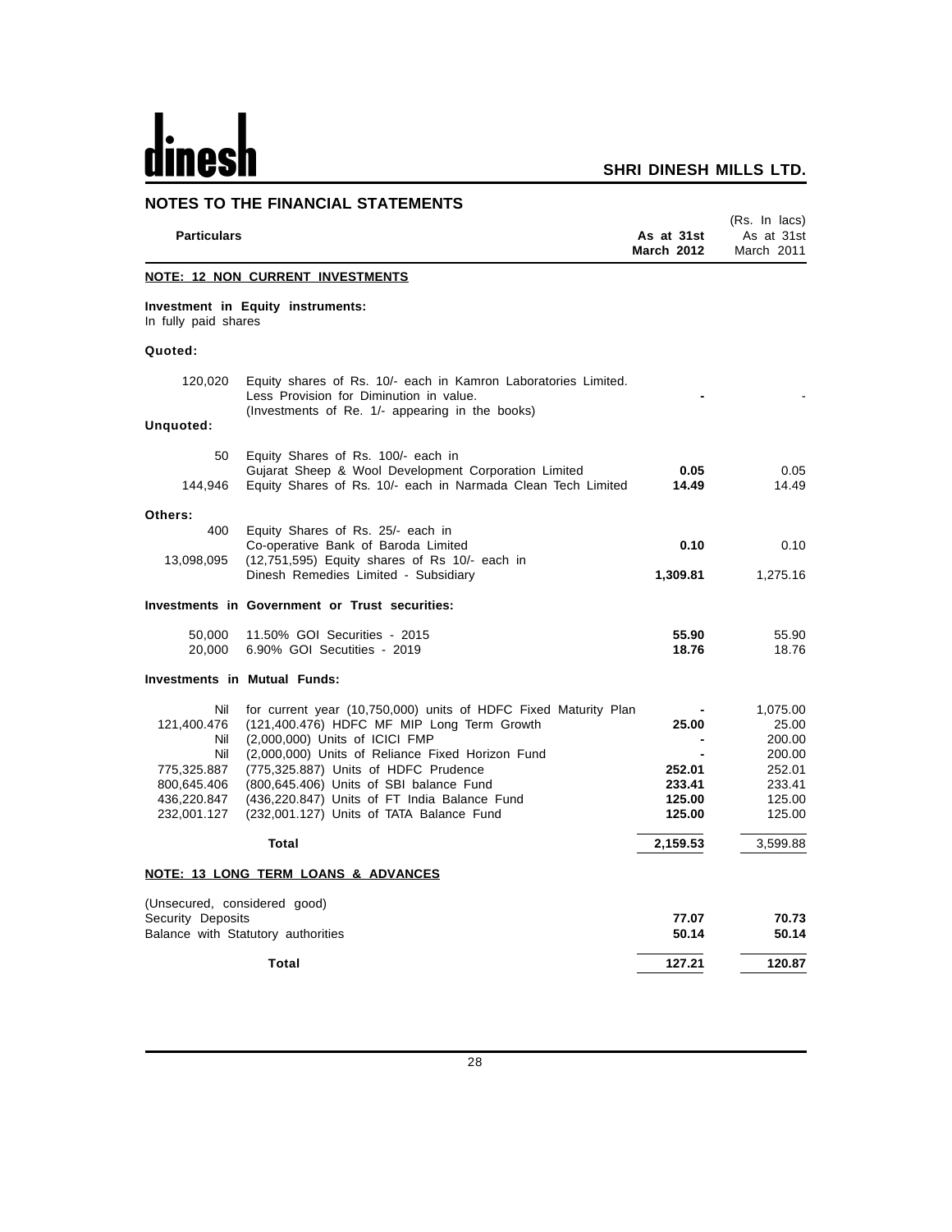## NOTES TO THE FINANCIAL STATEMENTS

(Rs. In lacs)

| | Particulars | As at 31st March 2012 | As at 31st March 2011 |
|---|---|---|---|
| | **NOTE: 12 NON CURRENT INVESTMENTS** | | |
| | **Investment in Equity instruments:** | | |
| | In fully paid shares | | |
| | **Quoted:** | | |
| 120,020 | Equity shares of Rs. 10/- each in Kamron Laboratories Limited. Less Provision for Diminution in value. (Investments of Re. 1/- appearing in the books) | - | - |
| | **Unquoted:** | | |
| 50 | Equity Shares of Rs. 100/- each in Gujarat Sheep & Wool Development Corporation Limited | 0.05 | 0.05 |
| 144,946 | Equity Shares of Rs. 10/- each in Narmada Clean Tech Limited | 14.49 | 14.49 |
| | **Others:** | | |
| 400 | Equity Shares of Rs. 25/- each in Co-operative Bank of Baroda Limited | 0.10 | 0.10 |
| 13,098,095 | (12,751,595) Equity shares of Rs 10/- each in Dinesh Remedies Limited - Subsidiary | 1,309.81 | 1,275.16 |
| | **Investments in Government or Trust securities:** | | |
| 50,000 | 11.50% GOI Securities - 2015 | 55.90 | 55.90 |
| 20,000 | 6.90% GOI Secutities - 2019 | 18.76 | 18.76 |
| | **Investments in Mutual Funds:** | | |
| Nil | for current year (10,750,000) units of HDFC Fixed Maturity Plan | - | 1,075.00 |
| 121,400.476 | (121,400.476) HDFC MF MIP Long Term Growth | 25.00 | 25.00 |
| Nil | (2,000,000) Units of ICICI FMP | - | 200.00 |
| Nil | (2,000,000) Units of Reliance Fixed Horizon Fund | - | 200.00 |
| 775,325.887 | (775,325.887) Units of HDFC Prudence | 252.01 | 252.01 |
| 800,645.406 | (800,645.406) Units of SBI balance Fund | 233.41 | 233.41 |
| 436,220.847 | (436,220.847) Units of FT India Balance Fund | 125.00 | 125.00 |
| 232,001.127 | (232,001.127) Units of TATA Balance Fund | 125.00 | 125.00 |
| | **Total** | **2,159.53** | 3,599.88 |

**NOTE: 13 LONG TERM LOANS & ADVANCES**

| Particulars | As at 31st March 2012 | As at 31st March 2011 |
|---|---|---|
| (Unsecured, considered good) | | |
| Security Deposits | 77.07 | 70.73 |
| Balance with Statutory authorities | 50.14 | 50.14 |
| **Total** | **127.21** | **120.87** |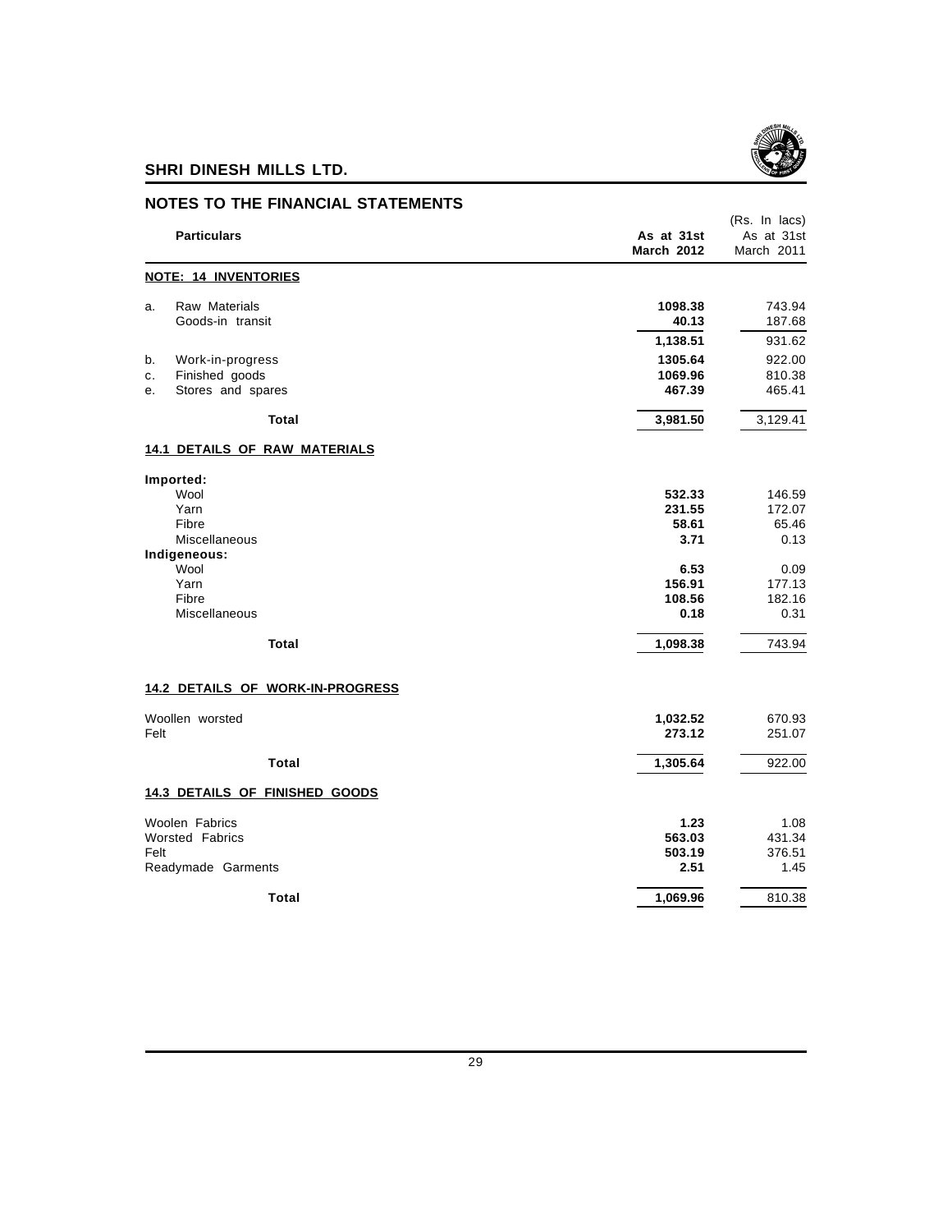## NOTES TO THE FINANCIAL STATEMENTS

(Rs. In lacs)

| | Particulars | As at 31st March 2012 | As at 31st March 2011 |
|---|---|---|---|
| | **NOTE: 14 INVENTORIES** | | |
| a. | Raw Materials | **1098.38** | 743.94 |
| | Goods-in transit | **40.13** | 187.68 |
| | | **1,138.51** | 931.62 |
| b. | Work-in-progress | **1305.64** | 922.00 |
| c. | Finished goods | **1069.96** | 810.38 |
| e. | Stores and spares | **467.39** | 465.41 |
| | **Total** | **3,981.50** | 3,129.41 |
| | **14.1 DETAILS OF RAW MATERIALS** | | |
| | **Imported:** | | |
| | Wool | **532.33** | 146.59 |
| | Yarn | **231.55** | 172.07 |
| | Fibre | **58.61** | 65.46 |
| | Miscellaneous | **3.71** | 0.13 |
| | **Indigeneous:** | | |
| | Wool | **6.53** | 0.09 |
| | Yarn | **156.91** | 177.13 |
| | Fibre | **108.56** | 182.16 |
| | Miscellaneous | **0.18** | 0.31 |
| | **Total** | **1,098.38** | 743.94 |
| | **14.2 DETAILS OF WORK-IN-PROGRESS** | | |
| | Woollen worsted | **1,032.52** | 670.93 |
| | Felt | **273.12** | 251.07 |
| | **Total** | **1,305.64** | 922.00 |
| | **14.3 DETAILS OF FINISHED GOODS** | | |
| | Woolen Fabrics | **1.23** | 1.08 |
| | Worsted Fabrics | **563.03** | 431.34 |
| | Felt | **503.19** | 376.51 |
| | Readymade Garments | **2.51** | 1.45 |
| | **Total** | **1,069.96** | 810.38 |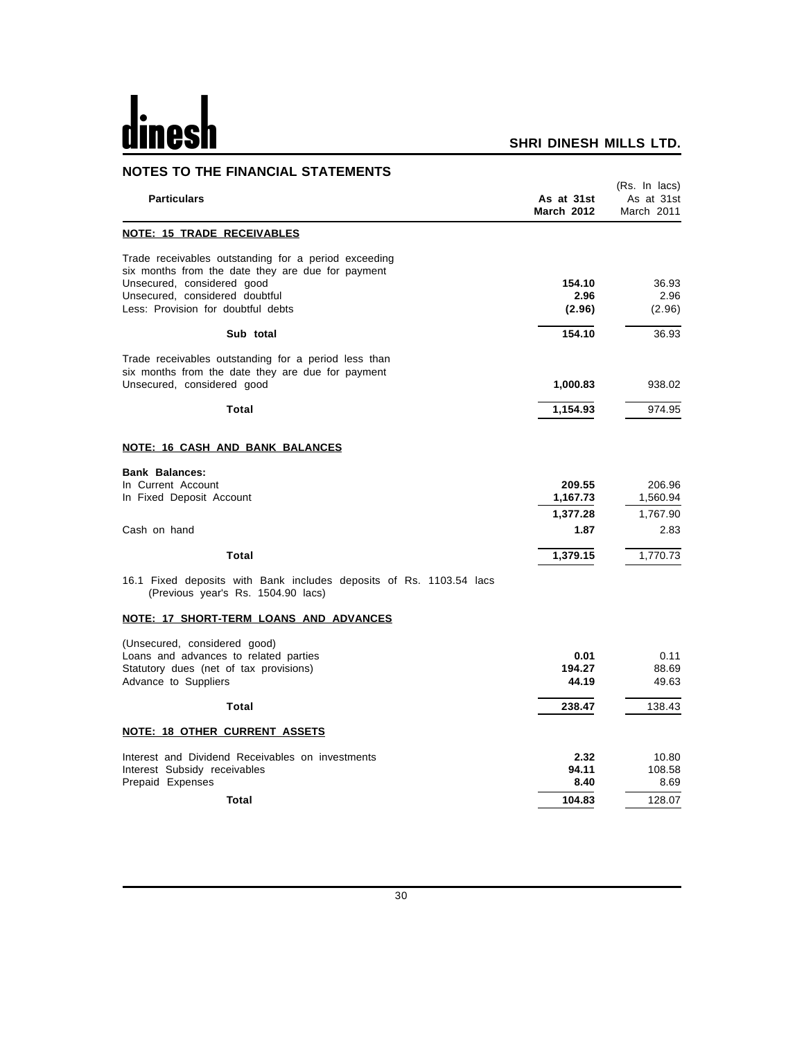## NOTES TO THE FINANCIAL STATEMENTS

(Rs. In lacs)

| Particulars | As at 31st March 2012 | As at 31st March 2011 |
|---|---|---|
| **NOTE: 15 TRADE RECEIVABLES** | | |
| Trade receivables outstanding for a period exceeding six months from the date they are due for payment | | |
| Unsecured, considered good | **154.10** | 36.93 |
| Unsecured, considered doubtful | **2.96** | 2.96 |
| Less: Provision for doubtful debts | **(2.96)** | (2.96) |
| **Sub total** | **154.10** | 36.93 |
| Trade receivables outstanding for a period less than six months from the date they are due for payment | | |
| Unsecured, considered good | **1,000.83** | 938.02 |
| **Total** | **1,154.93** | 974.95 |
| **NOTE: 16 CASH AND BANK BALANCES** | | |
| **Bank Balances:** | | |
| In Current Account | **209.55** | 206.96 |
| In Fixed Deposit Account | **1,167.73** | 1,560.94 |
| | **1,377.28** | 1,767.90 |
| Cash on hand | **1.87** | 2.83 |
| **Total** | **1,379.15** | 1,770.73 |

16.1 Fixed deposits with Bank includes deposits of Rs. 1103.54 lacs (Previous year's Rs. 1504.90 lacs)

| Particulars | As at 31st March 2012 | As at 31st March 2011 |
|---|---|---|
| **NOTE: 17 SHORT-TERM LOANS AND ADVANCES** | | |
| (Unsecured, considered good) | | |
| Loans and advances to related parties | **0.01** | 0.11 |
| Statutory dues (net of tax provisions) | **194.27** | 88.69 |
| Advance to Suppliers | **44.19** | 49.63 |
| **Total** | **238.47** | 138.43 |
| **NOTE: 18 OTHER CURRENT ASSETS** | | |
| Interest and Dividend Receivables on investments | **2.32** | 10.80 |
| Interest Subsidy receivables | **94.11** | 108.58 |
| Prepaid Expenses | **8.40** | 8.69 |
| **Total** | **104.83** | 128.07 |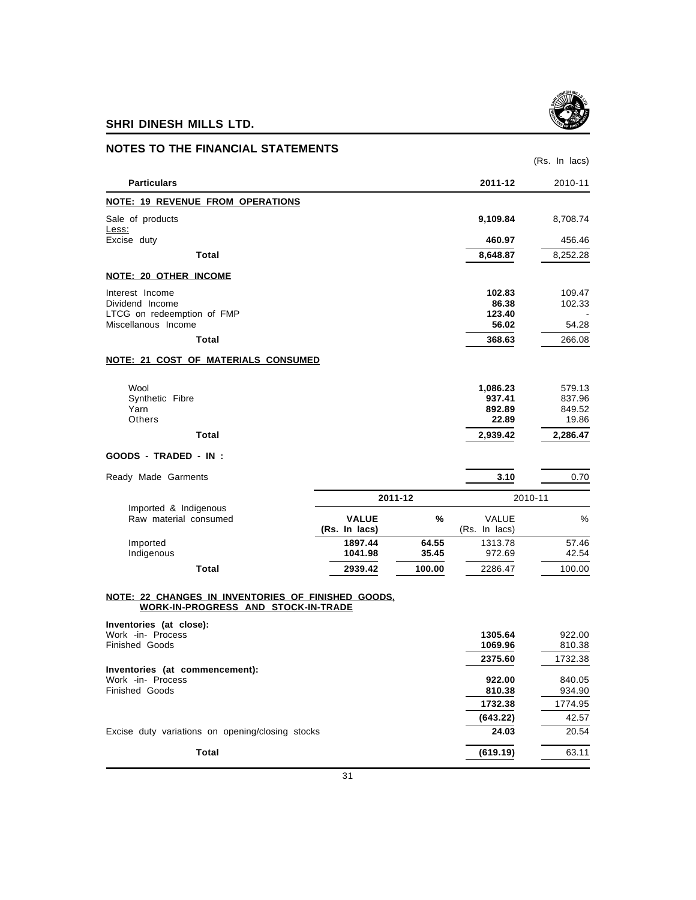## SHRI DINESH MILLS LTD.

## NOTES TO THE FINANCIAL STATEMENTS

(Rs. In lacs)

| Particulars | 2011-12 | 2010-11 |
|---|---|---|
| **NOTE: 19 REVENUE FROM OPERATIONS** | | |
| Sale of products | **9,109.84** | 8,708.74 |
| Less: | | |
| Excise duty | **460.97** | 456.46 |
| **Total** | **8,648.87** | 8,252.28 |
| **NOTE: 20 OTHER INCOME** | | |
| Interest Income | **102.83** | 109.47 |
| Dividend Income | **86.38** | 102.33 |
| LTCG on redeemption of FMP | **123.40** | - |
| Miscellanous Income | **56.02** | 54.28 |
| **Total** | **368.63** | 266.08 |
| **NOTE: 21 COST OF MATERIALS CONSUMED** | | |
| Wool | **1,086.23** | 579.13 |
| Synthetic Fibre | **937.41** | 837.96 |
| Yarn | **892.89** | 849.52 |
| Others | **22.89** | 19.86 |
| **Total** | **2,939.42** | **2,286.47** |
| **GOODS - TRADED - IN :** | | |
| Ready Made Garments | **3.10** | 0.70 |

| Imported & Indigenous Raw material consumed | 2011-12 | | 2010-11 | |
|---|---|---|---|---|
| | **VALUE (Rs. In lacs)** | **%** | VALUE (Rs. In lacs) | % |
| Imported | **1897.44** | **64.55** | 1313.78 | 57.46 |
| Indigenous | **1041.98** | **35.45** | 972.69 | 42.54 |
| **Total** | **2939.42** | **100.00** | 2286.47 | 100.00 |

| Particulars | 2011-12 | 2010-11 |
|---|---|---|
| **NOTE: 22 CHANGES IN INVENTORIES OF FINISHED GOODS, WORK-IN-PROGRESS AND STOCK-IN-TRADE** | | |
| **Inventories (at close):** | | |
| Work -in- Process | **1305.64** | 922.00 |
| Finished Goods | **1069.96** | 810.38 |
| | **2375.60** | 1732.38 |
| **Inventories (at commencement):** | | |
| Work -in- Process | **922.00** | 840.05 |
| Finished Goods | **810.38** | 934.90 |
| | **1732.38** | 1774.95 |
| | **(643.22)** | 42.57 |
| Excise duty variations on opening/closing stocks | **24.03** | 20.54 |
| **Total** | **(619.19)** | 63.11 |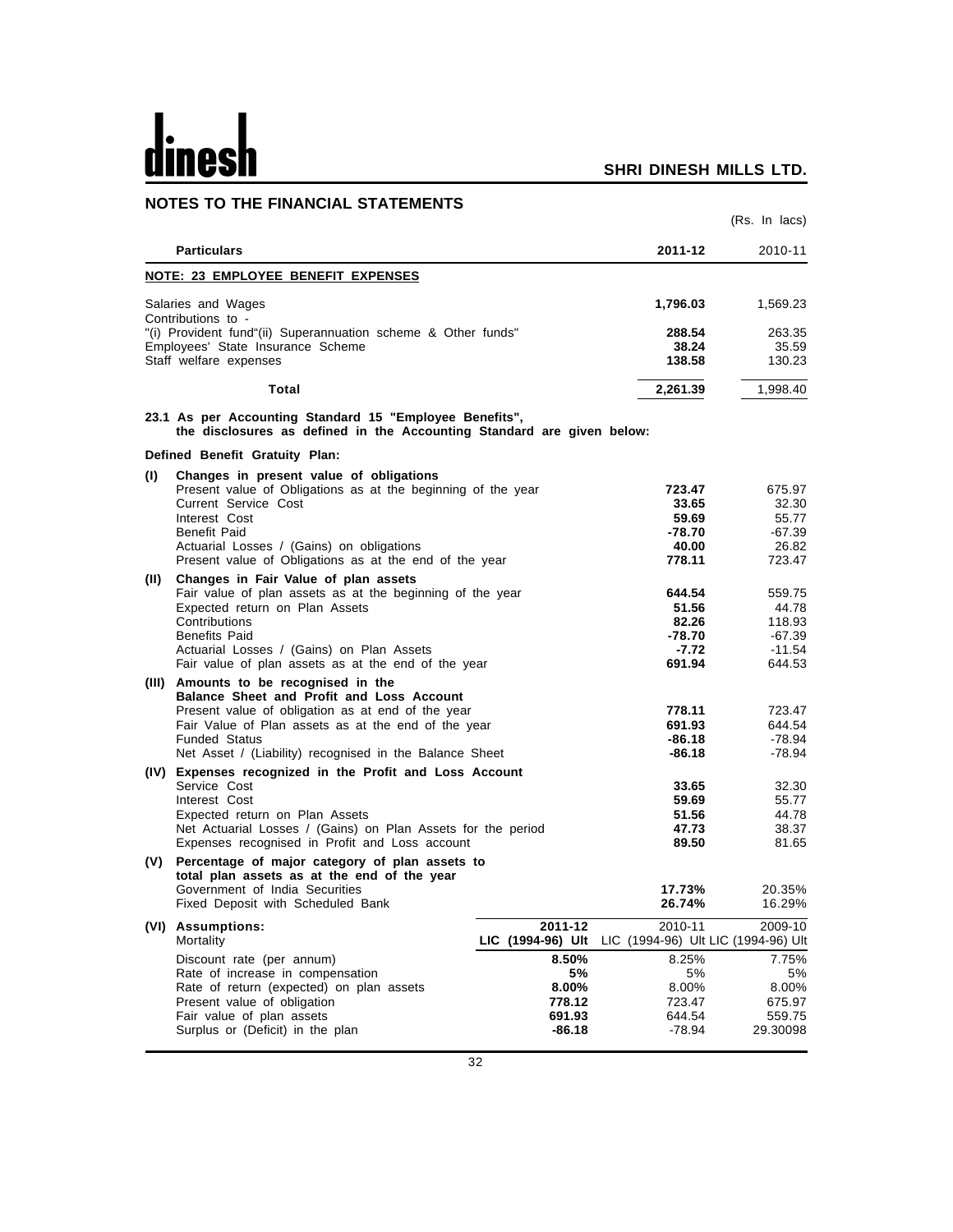## NOTES TO THE FINANCIAL STATEMENTS

(Rs. In lacs)

| Particulars | 2011-12 | 2010-11 |
|---|---|---|
| **NOTE: 23 EMPLOYEE BENEFIT EXPENSES** | | |
| Salaries and Wages | **1,796.03** | 1,569.23 |
| Contributions to - | | |
| "(i) Provident fund"(ii) Superannuation scheme & Other funds" | **288.54** | 263.35 |
| Employees' State Insurance Scheme | **38.24** | 35.59 |
| Staff welfare expenses | **138.58** | 130.23 |
| **Total** | **2,261.39** | 1,998.40 |

**23.1 As per Accounting Standard 15 "Employee Benefits", the disclosures as defined in the Accounting Standard are given below:**

**Defined Benefit Gratuity Plan:**

| | Particulars | 2011-12 | 2010-11 |
|---|---|---|---|
| **(I)** | **Changes in present value of obligations** | | |
| | Present value of Obligations as at the beginning of the year | **723.47** | 675.97 |
| | Current Service Cost | **33.65** | 32.30 |
| | Interest Cost | **59.69** | 55.77 |
| | Benefit Paid | **-78.70** | -67.39 |
| | Actuarial Losses / (Gains) on obligations | **40.00** | 26.82 |
| | Present value of Obligations as at the end of the year | **778.11** | 723.47 |
| **(II)** | **Changes in Fair Value of plan assets** | | |
| | Fair value of plan assets as at the beginning of the year | **644.54** | 559.75 |
| | Expected return on Plan Assets | **51.56** | 44.78 |
| | Contributions | **82.26** | 118.93 |
| | Benefits Paid | **-78.70** | -67.39 |
| | Actuarial Losses / (Gains) on Plan Assets | **-7.72** | -11.54 |
| | Fair value of plan assets as at the end of the year | **691.94** | 644.53 |
| **(III)** | **Amounts to be recognised in the Balance Sheet and Profit and Loss Account** | | |
| | Present value of obligation as at end of the year | **778.11** | 723.47 |
| | Fair Value of Plan assets as at the end of the year | **691.93** | 644.54 |
| | Funded Status | **-86.18** | -78.94 |
| | Net Asset / (Liability) recognised in the Balance Sheet | **-86.18** | -78.94 |
| **(IV)** | **Expenses recognized in the Profit and Loss Account** | | |
| | Service Cost | **33.65** | 32.30 |
| | Interest Cost | **59.69** | 55.77 |
| | Expected return on Plan Assets | **51.56** | 44.78 |
| | Net Actuarial Losses / (Gains) on Plan Assets for the period | **47.73** | 38.37 |
| | Expenses recognised in Profit and Loss account | **89.50** | 81.65 |
| **(V)** | **Percentage of major category of plan assets to total plan assets as at the end of the year** | | |
| | Government of India Securities | **17.73%** | 20.35% |
| | Fixed Deposit with Scheduled Bank | **26.74%** | 16.29% |

| **(VI) Assumptions:** | **2011-12** | 2010-11 | 2009-10 |
|---|---|---|---|
| Mortality | **LIC (1994-96) Ult** | LIC (1994-96) Ult | LIC (1994-96) Ult |
| Discount rate (per annum) | **8.50%** | 8.25% | 7.75% |
| Rate of increase in compensation | **5%** | 5% | 5% |
| Rate of return (expected) on plan assets | **8.00%** | 8.00% | 8.00% |
| Present value of obligation | **778.12** | 723.47 | 675.97 |
| Fair value of plan assets | **691.93** | 644.54 | 559.75 |
| Surplus or (Deficit) in the plan | **-86.18** | -78.94 | 29.30098 |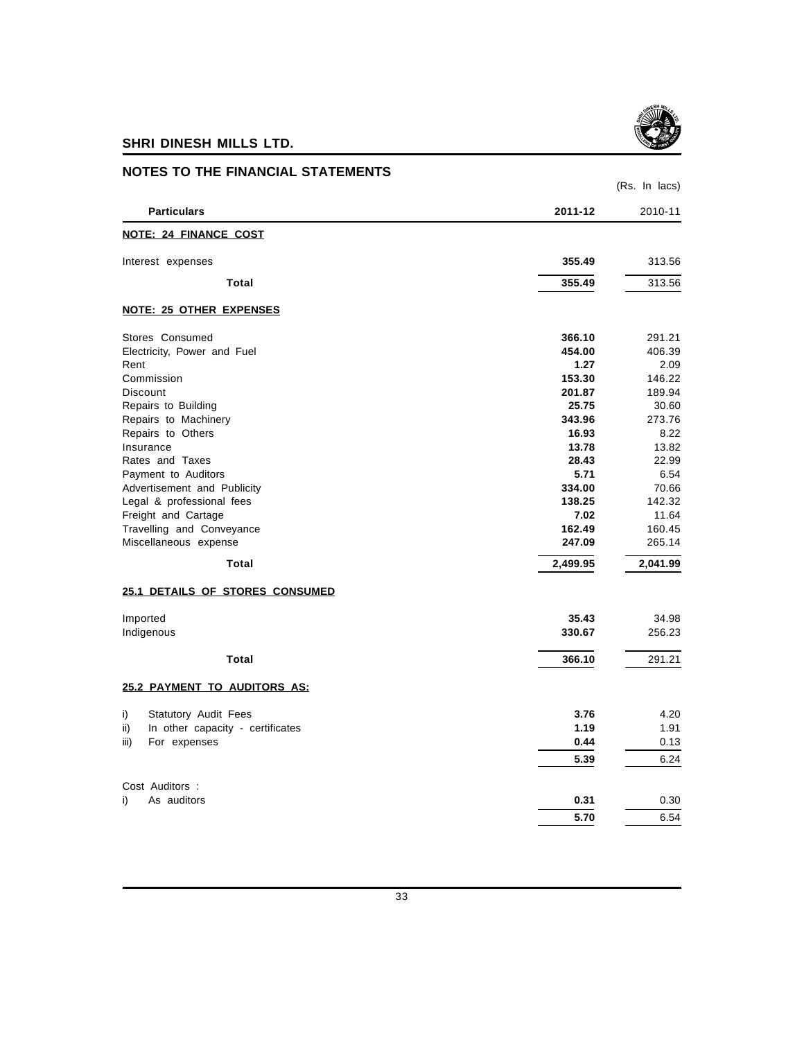# SHRI DINESH MILLS LTD.

## NOTES TO THE FINANCIAL STATEMENTS

(Rs. In lacs)

| Particulars | 2011-12 | 2010-11 |
|---|---|---|
| **NOTE: 24 FINANCE COST** | | |
| Interest expenses | **355.49** | 313.56 |
| **Total** | **355.49** | 313.56 |
| **NOTE: 25 OTHER EXPENSES** | | |
| Stores Consumed | **366.10** | 291.21 |
| Electricity, Power and Fuel | **454.00** | 406.39 |
| Rent | **1.27** | 2.09 |
| Commission | **153.30** | 146.22 |
| Discount | **201.87** | 189.94 |
| Repairs to Building | **25.75** | 30.60 |
| Repairs to Machinery | **343.96** | 273.76 |
| Repairs to Others | **16.93** | 8.22 |
| Insurance | **13.78** | 13.82 |
| Rates and Taxes | **28.43** | 22.99 |
| Payment to Auditors | **5.71** | 6.54 |
| Advertisement and Publicity | **334.00** | 70.66 |
| Legal & professional fees | **138.25** | 142.32 |
| Freight and Cartage | **7.02** | 11.64 |
| Travelling and Conveyance | **162.49** | 160.45 |
| Miscellaneous expense | **247.09** | 265.14 |
| **Total** | **2,499.95** | **2,041.99** |
| **25.1 DETAILS OF STORES CONSUMED** | | |
| Imported | **35.43** | 34.98 |
| Indigenous | **330.67** | 256.23 |
| **Total** | **366.10** | 291.21 |
| **25.2 PAYMENT TO AUDITORS AS:** | | |
| i) Statutory Audit Fees | **3.76** | 4.20 |
| ii) In other capacity - certificates | **1.19** | 1.91 |
| iii) For expenses | **0.44** | 0.13 |
| | **5.39** | 6.24 |
| Cost Auditors : | | |
| i) As auditors | **0.31** | 0.30 |
| | **5.70** | 6.54 |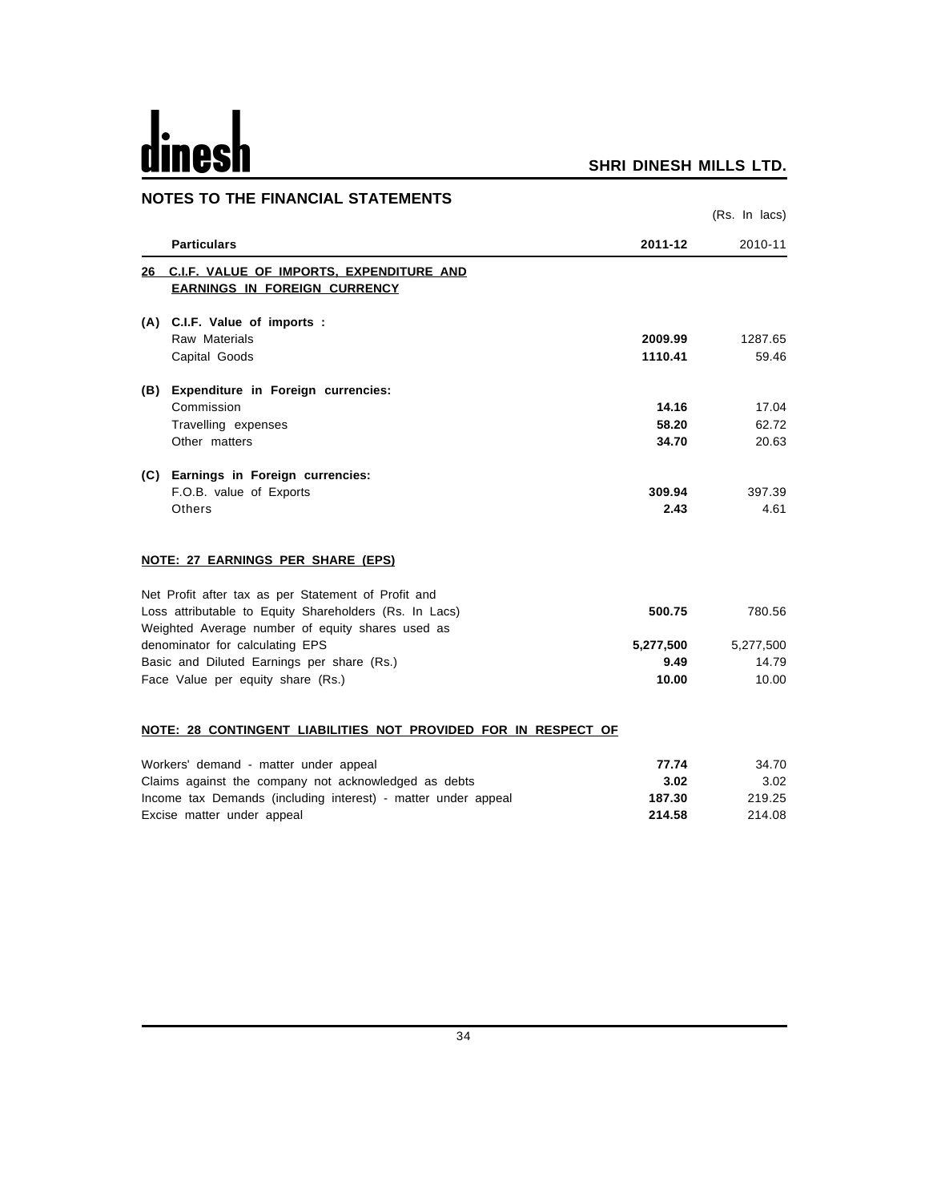## NOTES TO THE FINANCIAL STATEMENTS

(Rs. In lacs)

| Particulars | 2011-12 | 2010-11 |
|---|---|---|
| **26 C.I.F. VALUE OF IMPORTS, EXPENDITURE AND EARNINGS IN FOREIGN CURRENCY** | | |
| **(A) C.I.F. Value of imports :** | | |
| Raw Materials | **2009.99** | 1287.65 |
| Capital Goods | **1110.41** | 59.46 |
| **(B) Expenditure in Foreign currencies:** | | |
| Commission | **14.16** | 17.04 |
| Travelling expenses | **58.20** | 62.72 |
| Other matters | **34.70** | 20.63 |
| **(C) Earnings in Foreign currencies:** | | |
| F.O.B. value of Exports | **309.94** | 397.39 |
| Others | **2.43** | 4.61 |

**NOTE: 27 EARNINGS PER SHARE (EPS)**

| | | |
|---|---|---|
| Net Profit after tax as per Statement of Profit and Loss attributable to Equity Shareholders (Rs. In Lacs) | **500.75** | 780.56 |
| Weighted Average number of equity shares used as denominator for calculating EPS | **5,277,500** | 5,277,500 |
| Basic and Diluted Earnings per share (Rs.) | **9.49** | 14.79 |
| Face Value per equity share (Rs.) | **10.00** | 10.00 |

**NOTE: 28 CONTINGENT LIABILITIES NOT PROVIDED FOR IN RESPECT OF**

| | | |
|---|---|---|
| Workers' demand - matter under appeal | **77.74** | 34.70 |
| Claims against the company not acknowledged as debts | **3.02** | 3.02 |
| Income tax Demands (including interest) - matter under appeal | **187.30** | 219.25 |
| Excise matter under appeal | **214.58** | 214.08 |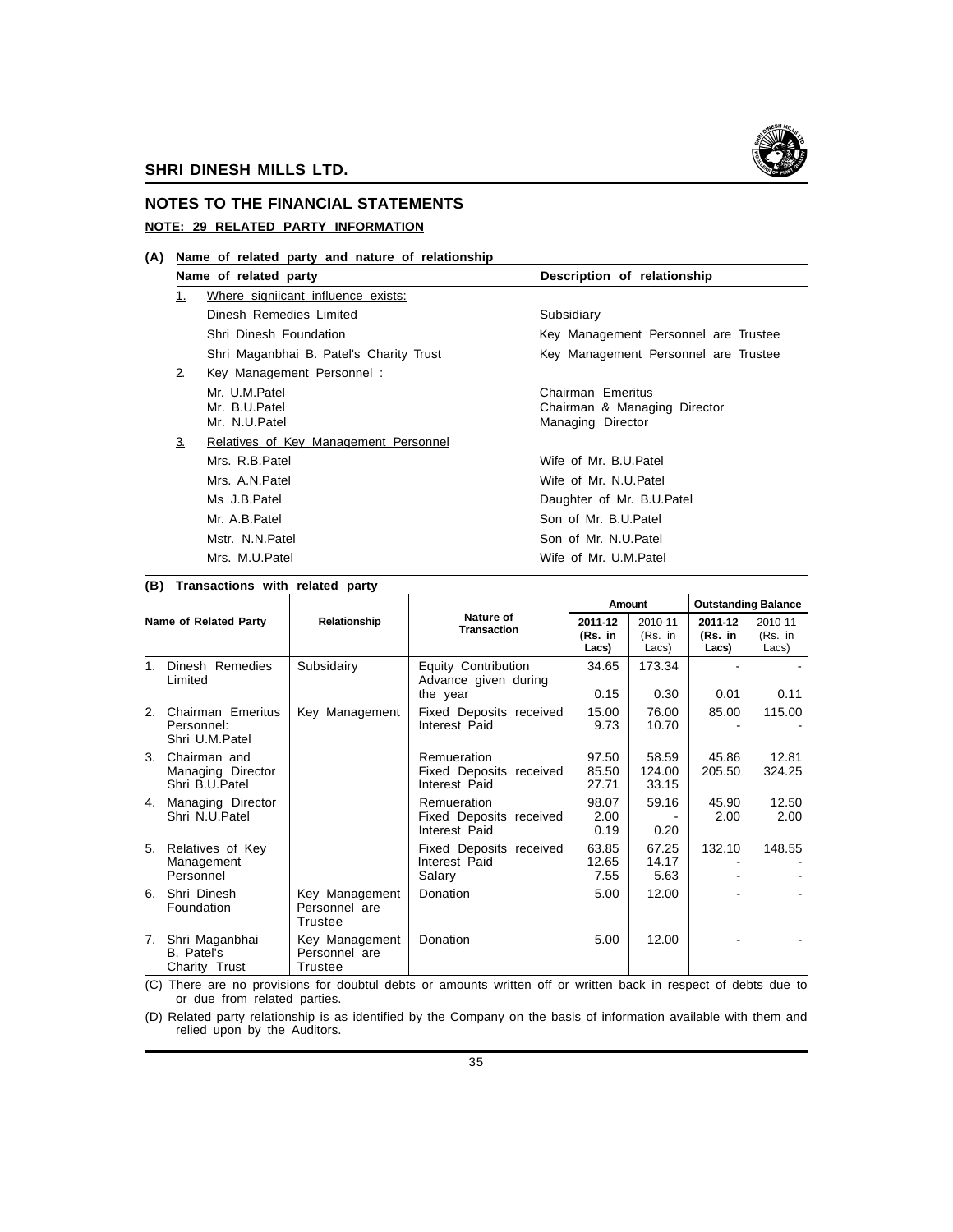## NOTES TO THE FINANCIAL STATEMENTS

### NOTE: 29 RELATED PARTY INFORMATION

**(A) Name of related party and nature of relationship**

| Name of related party | Description of relationship |
|---|---|
| 1. Where signiicant influence exists: | |
| Dinesh Remedies Limited | Subsidiary |
| Shri Dinesh Foundation | Key Management Personnel are Trustee |
| Shri Maganbhai B. Patel's Charity Trust | Key Management Personnel are Trustee |
| 2. Key Management Personnel : | |
| Mr. U.M.Patel | Chairman Emeritus |
| Mr. B.U.Patel | Chairman & Managing Director |
| Mr. N.U.Patel | Managing Director |
| 3. Relatives of Key Management Personnel | |
| Mrs. R.B.Patel | Wife of Mr. B.U.Patel |
| Mrs. A.N.Patel | Wife of Mr. N.U.Patel |
| Ms J.B.Patel | Daughter of Mr. B.U.Patel |
| Mr. A.B.Patel | Son of Mr. B.U.Patel |
| Mstr. N.N.Patel | Son of Mr. N.U.Patel |
| Mrs. M.U.Patel | Wife of Mr. U.M.Patel |

**(B) Transactions with related party**

| Name of Related Party | Relationship | Nature of Transaction | Amount | | Outstanding Balance | |
|---|---|---|---|---|---|---|
| | | | **2011-12 (Rs. in Lacs)** | 2010-11 (Rs. in Lacs) | **2011-12 (Rs. in Lacs)** | 2010-11 (Rs. in Lacs) |
| 1. Dinesh Remedies Limited | Subsidairy | Equity Contribution | 34.65 | 173.34 | - | - |
| | | Advance given during the year | 0.15 | 0.30 | 0.01 | 0.11 |
| 2. Chairman Emeritus Personnel: Shri U.M.Patel | Key Management | Fixed Deposits received | 15.00 | 76.00 | 85.00 | 115.00 |
| | | Interest Paid | 9.73 | 10.70 | - | - |
| 3. Chairman and Managing Director Shri B.U.Patel | | Remueration | 97.50 | 58.59 | 45.86 | 12.81 |
| | | Fixed Deposits received | 85.50 | 124.00 | 205.50 | 324.25 |
| | | Interest Paid | 27.71 | 33.15 | | |
| 4. Managing Director Shri N.U.Patel | | Remueration | 98.07 | 59.16 | 45.90 | 12.50 |
| | | Fixed Deposits received | 2.00 | - | 2.00 | 2.00 |
| | | Interest Paid | 0.19 | 0.20 | | |
| 5. Relatives of Key Management Personnel | | Fixed Deposits received | 63.85 | 67.25 | 132.10 | 148.55 |
| | | Interest Paid | 12.65 | 14.17 | - | - |
| | | Salary | 7.55 | 5.63 | - | - |
| 6. Shri Dinesh Foundation | Key Management Personnel are Trustee | Donation | 5.00 | 12.00 | - | - |
| 7. Shri Maganbhai B. Patel's Charity Trust | Key Management Personnel are Trustee | Donation | 5.00 | 12.00 | - | - |

(C) There are no provisions for doubtul debts or amounts written off or written back in respect of debts due to or due from related parties.

(D) Related party relationship is as identified by the Company on the basis of information available with them and relied upon by the Auditors.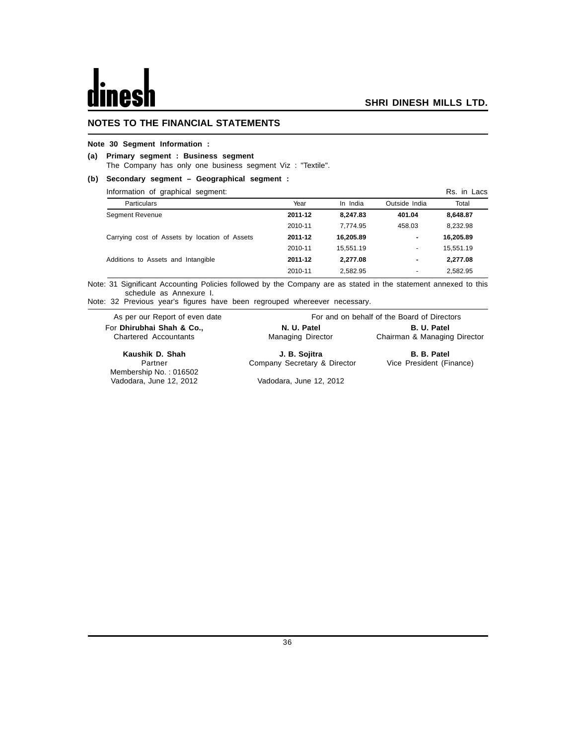## NOTES TO THE FINANCIAL STATEMENTS

**Note 30 Segment Information :**

**(a) Primary segment : Business segment**

The Company has only one business segment Viz : "Textile".

**(b) Secondary segment – Geographical segment :**

Information of graphical segment: Rs. in Lacs

| Particulars | Year | In India | Outside India | Total |
|---|---|---|---|---|
| Segment Revenue | **2011-12** | **8,247.83** | **401.04** | **8,648.87** |
| | 2010-11 | 7,774.95 | 458.03 | 8,232.98 |
| Carrying cost of Assets by location of Assets | **2011-12** | **16,205.89** | **-** | **16,205.89** |
| | 2010-11 | 15,551.19 | - | 15,551.19 |
| Additions to Assets and Intangible | **2011-12** | **2,277.08** | **-** | **2,277.08** |
| | 2010-11 | 2,582.95 | - | 2,582.95 |

Note: 31 Significant Accounting Policies followed by the Company are as stated in the statement annexed to this schedule as Annexure I.

Note: 32 Previous year's figures have been regrouped whereever necessary.

As per our Report of even date

For **Dhirubhai Shah & Co.,**
Chartered Accountants

**Kaushik D. Shah**
Partner
Membership No. : 016502
Vadodara, June 12, 2012

For and on behalf of the Board of Directors

**N. U. Patel**
Managing Director

**B. U. Patel**
Chairman & Managing Director

**J. B. Sojitra**
Company Secretary & Director

**B. B. Patel**
Vice President (Finance)

Vadodara, June 12, 2012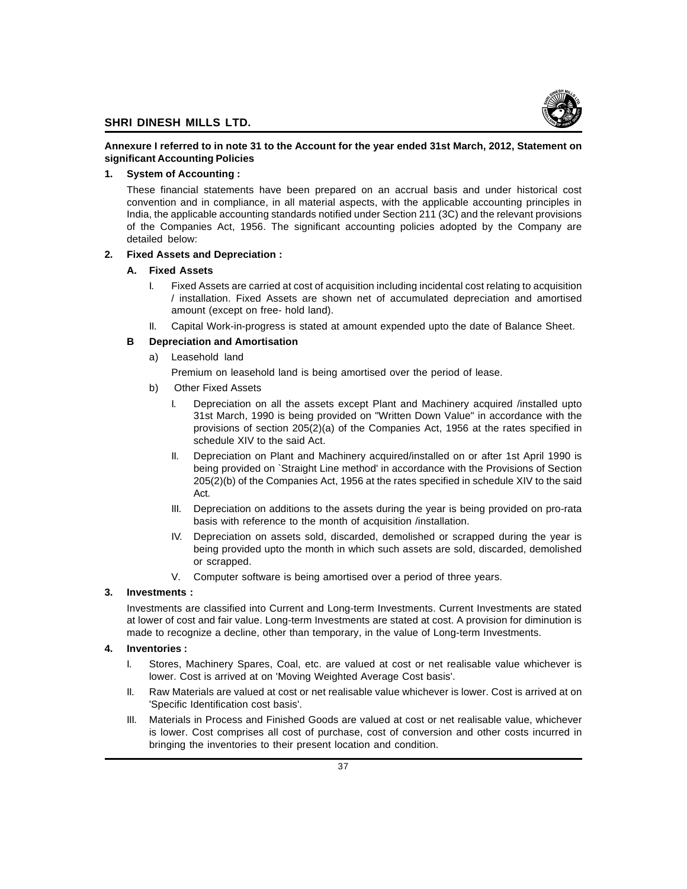**Annexure I referred to in note 31 to the Account for the year ended 31st March, 2012, Statement on significant Accounting Policies**

**1. System of Accounting :**

These financial statements have been prepared on an accrual basis and under historical cost convention and in compliance, in all material aspects, with the applicable accounting principles in India, the applicable accounting standards notified under Section 211 (3C) and the relevant provisions of the Companies Act, 1956. The significant accounting policies adopted by the Company are detailed below:

**2. Fixed Assets and Depreciation :**

**A. Fixed Assets**

I. Fixed Assets are carried at cost of acquisition including incidental cost relating to acquisition / installation. Fixed Assets are shown net of accumulated depreciation and amortised amount (except on free- hold land).

II. Capital Work-in-progress is stated at amount expended upto the date of Balance Sheet.

**B Depreciation and Amortisation**

a) Leasehold land

Premium on leasehold land is being amortised over the period of lease.

b) Other Fixed Assets

I. Depreciation on all the assets except Plant and Machinery acquired /installed upto 31st March, 1990 is being provided on "Written Down Value" in accordance with the provisions of section 205(2)(a) of the Companies Act, 1956 at the rates specified in schedule XIV to the said Act.

II. Depreciation on Plant and Machinery acquired/installed on or after 1st April 1990 is being provided on `Straight Line method' in accordance with the Provisions of Section 205(2)(b) of the Companies Act, 1956 at the rates specified in schedule XIV to the said Act.

III. Depreciation on additions to the assets during the year is being provided on pro-rata basis with reference to the month of acquisition /installation.

IV. Depreciation on assets sold, discarded, demolished or scrapped during the year is being provided upto the month in which such assets are sold, discarded, demolished or scrapped.

V. Computer software is being amortised over a period of three years.

**3. Investments :**

Investments are classified into Current and Long-term Investments. Current Investments are stated at lower of cost and fair value. Long-term Investments are stated at cost. A provision for diminution is made to recognize a decline, other than temporary, in the value of Long-term Investments.

**4. Inventories :**

I. Stores, Machinery Spares, Coal, etc. are valued at cost or net realisable value whichever is lower. Cost is arrived at on 'Moving Weighted Average Cost basis'.

II. Raw Materials are valued at cost or net realisable value whichever is lower. Cost is arrived at on 'Specific Identification cost basis'.

III. Materials in Process and Finished Goods are valued at cost or net realisable value, whichever is lower. Cost comprises all cost of purchase, cost of conversion and other costs incurred in bringing the inventories to their present location and condition.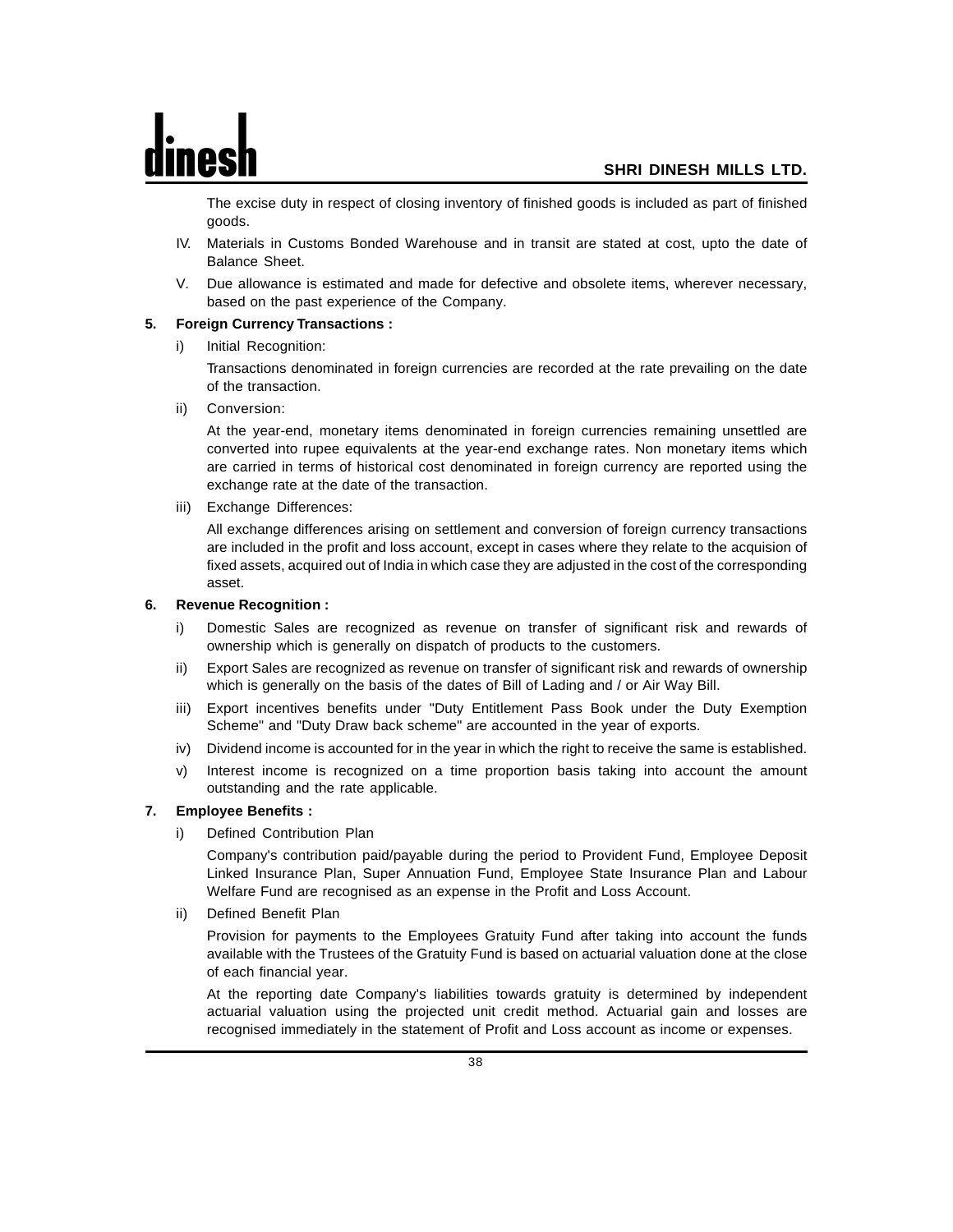The excise duty in respect of closing inventory of finished goods is included as part of finished goods.

IV. Materials in Customs Bonded Warehouse and in transit are stated at cost, upto the date of Balance Sheet.

V. Due allowance is estimated and made for defective and obsolete items, wherever necessary, based on the past experience of the Company.

**5. Foreign Currency Transactions :**

i) Initial Recognition:

Transactions denominated in foreign currencies are recorded at the rate prevailing on the date of the transaction.

ii) Conversion:

At the year-end, monetary items denominated in foreign currencies remaining unsettled are converted into rupee equivalents at the year-end exchange rates. Non monetary items which are carried in terms of historical cost denominated in foreign currency are reported using the exchange rate at the date of the transaction.

iii) Exchange Differences:

All exchange differences arising on settlement and conversion of foreign currency transactions are included in the profit and loss account, except in cases where they relate to the acquision of fixed assets, acquired out of India in which case they are adjusted in the cost of the corresponding asset.

**6. Revenue Recognition :**

i) Domestic Sales are recognized as revenue on transfer of significant risk and rewards of ownership which is generally on dispatch of products to the customers.

ii) Export Sales are recognized as revenue on transfer of significant risk and rewards of ownership which is generally on the basis of the dates of Bill of Lading and / or Air Way Bill.

iii) Export incentives benefits under "Duty Entitlement Pass Book under the Duty Exemption Scheme" and "Duty Draw back scheme" are accounted in the year of exports.

iv) Dividend income is accounted for in the year in which the right to receive the same is established.

v) Interest income is recognized on a time proportion basis taking into account the amount outstanding and the rate applicable.

**7. Employee Benefits :**

i) Defined Contribution Plan

Company's contribution paid/payable during the period to Provident Fund, Employee Deposit Linked Insurance Plan, Super Annuation Fund, Employee State Insurance Plan and Labour Welfare Fund are recognised as an expense in the Profit and Loss Account.

ii) Defined Benefit Plan

Provision for payments to the Employees Gratuity Fund after taking into account the funds available with the Trustees of the Gratuity Fund is based on actuarial valuation done at the close of each financial year.

At the reporting date Company's liabilities towards gratuity is determined by independent actuarial valuation using the projected unit credit method. Actuarial gain and losses are recognised immediately in the statement of Profit and Loss account as income or expenses.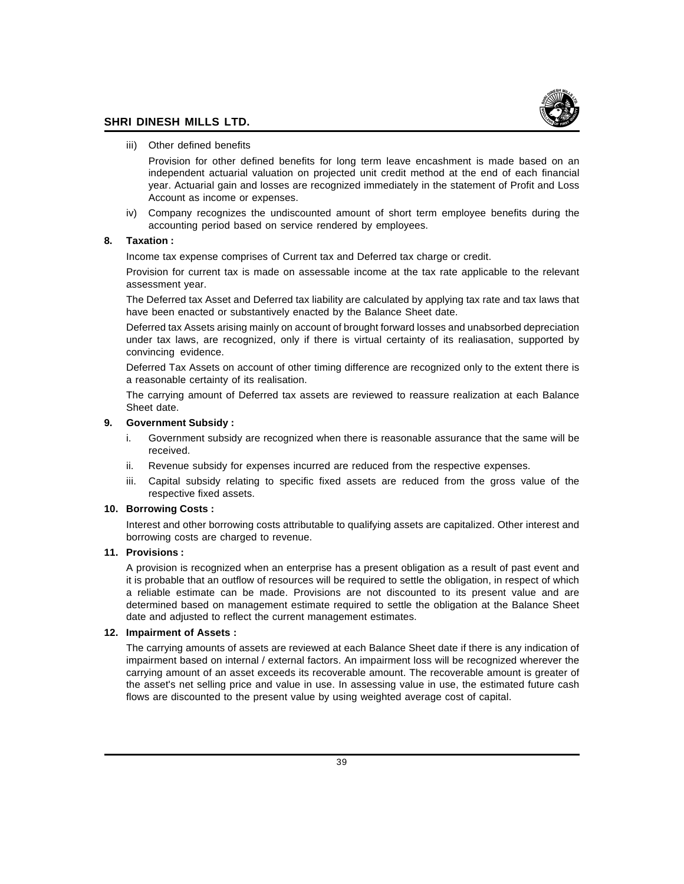iii) Other defined benefits

Provision for other defined benefits for long term leave encashment is made based on an independent actuarial valuation on projected unit credit method at the end of each financial year. Actuarial gain and losses are recognized immediately in the statement of Profit and Loss Account as income or expenses.

iv) Company recognizes the undiscounted amount of short term employee benefits during the accounting period based on service rendered by employees.

**8. Taxation :**

Income tax expense comprises of Current tax and Deferred tax charge or credit.

Provision for current tax is made on assessable income at the tax rate applicable to the relevant assessment year.

The Deferred tax Asset and Deferred tax liability are calculated by applying tax rate and tax laws that have been enacted or substantively enacted by the Balance Sheet date.

Deferred tax Assets arising mainly on account of brought forward losses and unabsorbed depreciation under tax laws, are recognized, only if there is virtual certainty of its realiasation, supported by convincing evidence.

Deferred Tax Assets on account of other timing difference are recognized only to the extent there is a reasonable certainty of its realisation.

The carrying amount of Deferred tax assets are reviewed to reassure realization at each Balance Sheet date.

**9. Government Subsidy :**

i. Government subsidy are recognized when there is reasonable assurance that the same will be received.

ii. Revenue subsidy for expenses incurred are reduced from the respective expenses.

iii. Capital subsidy relating to specific fixed assets are reduced from the gross value of the respective fixed assets.

**10. Borrowing Costs :**

Interest and other borrowing costs attributable to qualifying assets are capitalized. Other interest and borrowing costs are charged to revenue.

**11. Provisions :**

A provision is recognized when an enterprise has a present obligation as a result of past event and it is probable that an outflow of resources will be required to settle the obligation, in respect of which a reliable estimate can be made. Provisions are not discounted to its present value and are determined based on management estimate required to settle the obligation at the Balance Sheet date and adjusted to reflect the current management estimates.

**12. Impairment of Assets :**

The carrying amounts of assets are reviewed at each Balance Sheet date if there is any indication of impairment based on internal / external factors. An impairment loss will be recognized wherever the carrying amount of an asset exceeds its recoverable amount. The recoverable amount is greater of the asset's net selling price and value in use. In assessing value in use, the estimated future cash flows are discounted to the present value by using weighted average cost of capital.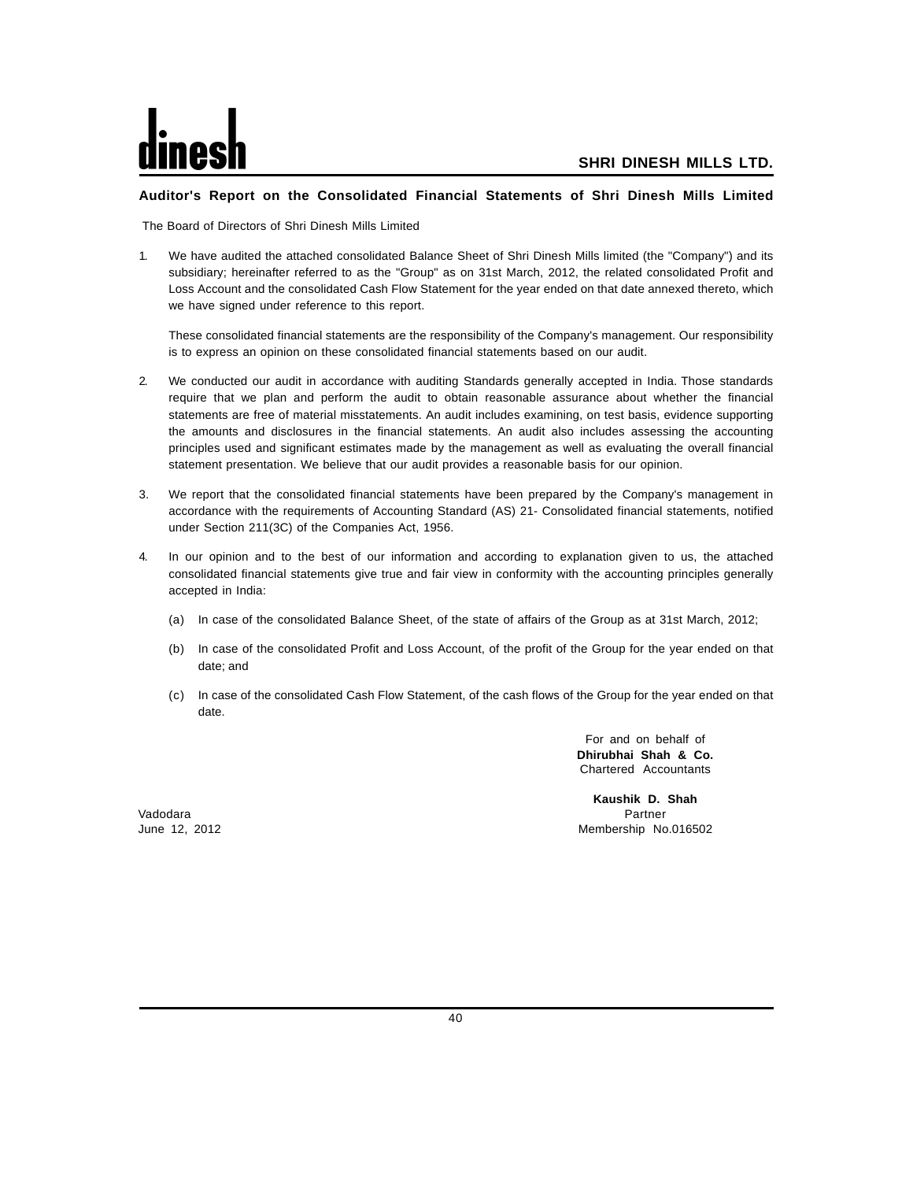## Auditor's Report on the Consolidated Financial Statements of Shri Dinesh Mills Limited

The Board of Directors of Shri Dinesh Mills Limited

1. We have audited the attached consolidated Balance Sheet of Shri Dinesh Mills limited (the "Company") and its subsidiary; hereinafter referred to as the "Group" as on 31st March, 2012, the related consolidated Profit and Loss Account and the consolidated Cash Flow Statement for the year ended on that date annexed thereto, which we have signed under reference to this report.

   These consolidated financial statements are the responsibility of the Company's management. Our responsibility is to express an opinion on these consolidated financial statements based on our audit.

2. We conducted our audit in accordance with auditing Standards generally accepted in India. Those standards require that we plan and perform the audit to obtain reasonable assurance about whether the financial statements are free of material misstatements. An audit includes examining, on test basis, evidence supporting the amounts and disclosures in the financial statements. An audit also includes assessing the accounting principles used and significant estimates made by the management as well as evaluating the overall financial statement presentation. We believe that our audit provides a reasonable basis for our opinion.

3. We report that the consolidated financial statements have been prepared by the Company's management in accordance with the requirements of Accounting Standard (AS) 21- Consolidated financial statements, notified under Section 211(3C) of the Companies Act, 1956.

4. In our opinion and to the best of our information and according to explanation given to us, the attached consolidated financial statements give true and fair view in conformity with the accounting principles generally accepted in India:

   (a) In case of the consolidated Balance Sheet, of the state of affairs of the Group as at 31st March, 2012;

   (b) In case of the consolidated Profit and Loss Account, of the profit of the Group for the year ended on that date; and

   (c) In case of the consolidated Cash Flow Statement, of the cash flows of the Group for the year ended on that date.

For and on behalf of
**Dhirubhai Shah & Co.**
Chartered Accountants

**Kaushik D. Shah**
Partner
Membership No.016502

Vadodara
June 12, 2012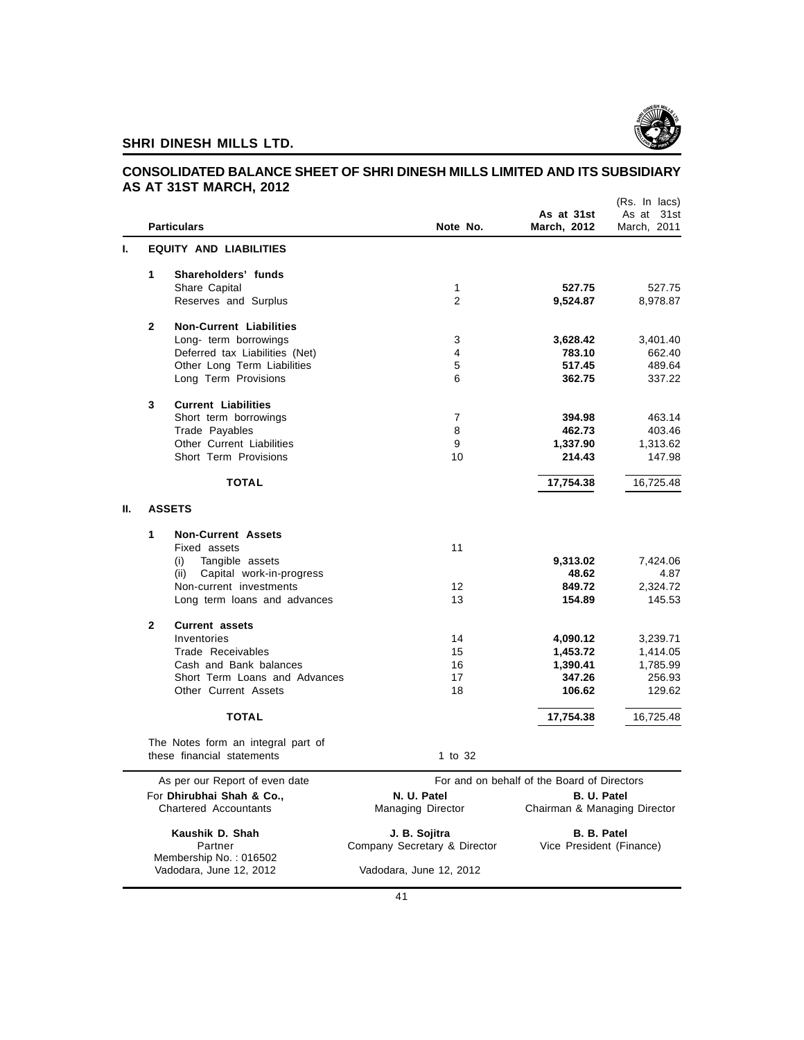## SHRI DINESH MILLS LTD.

## CONSOLIDATED BALANCE SHEET OF SHRI DINESH MILLS LIMITED AND ITS SUBSIDIARY AS AT 31ST MARCH, 2012

(Rs. In lacs)

| | | Particulars | Note No. | As at 31st March, 2012 | As at 31st March, 2011 |
|---|---|---|---|---|---|
| **I.** | | **EQUITY AND LIABILITIES** | | | |
| | **1** | **Shareholders' funds** | | | |
| | | Share Capital | 1 | **527.75** | 527.75 |
| | | Reserves and Surplus | 2 | **9,524.87** | 8,978.87 |
| | **2** | **Non-Current Liabilities** | | | |
| | | Long- term borrowings | 3 | **3,628.42** | 3,401.40 |
| | | Deferred tax Liabilities (Net) | 4 | **783.10** | 662.40 |
| | | Other Long Term Liabilities | 5 | **517.45** | 489.64 |
| | | Long Term Provisions | 6 | **362.75** | 337.22 |
| | **3** | **Current Liabilities** | | | |
| | | Short term borrowings | 7 | **394.98** | 463.14 |
| | | Trade Payables | 8 | **462.73** | 403.46 |
| | | Other Current Liabilities | 9 | **1,337.90** | 1,313.62 |
| | | Short Term Provisions | 10 | **214.43** | 147.98 |
| | | **TOTAL** | | **17,754.38** | 16,725.48 |
| **II.** | | **ASSETS** | | | |
| | **1** | **Non-Current Assets** | | | |
| | | Fixed assets | 11 | | |
| | | (i) Tangible assets | | **9,313.02** | 7,424.06 |
| | | (ii) Capital work-in-progress | | **48.62** | 4.87 |
| | | Non-current investments | 12 | **849.72** | 2,324.72 |
| | | Long term loans and advances | 13 | **154.89** | 145.53 |
| | **2** | **Current assets** | | | |
| | | Inventories | 14 | **4,090.12** | 3,239.71 |
| | | Trade Receivables | 15 | **1,453.72** | 1,414.05 |
| | | Cash and Bank balances | 16 | **1,390.41** | 1,785.99 |
| | | Short Term Loans and Advances | 17 | **347.26** | 256.93 |
| | | Other Current Assets | 18 | **106.62** | 129.62 |
| | | **TOTAL** | | **17,754.38** | 16,725.48 |
| | | The Notes form an integral part of these financial statements | 1 to 32 | | |

As per our Report of even date

For **Dhirubhai Shah & Co.,**
Chartered Accountants

**Kaushik D. Shah**
Partner
Membership No. : 016502
Vadodara, June 12, 2012

For and on behalf of the Board of Directors

**N. U. Patel**
Managing Director

**B. U. Patel**
Chairman & Managing Director

**J. B. Sojitra**
Company Secretary & Director

**B. B. Patel**
Vice President (Finance)

Vadodara, June 12, 2012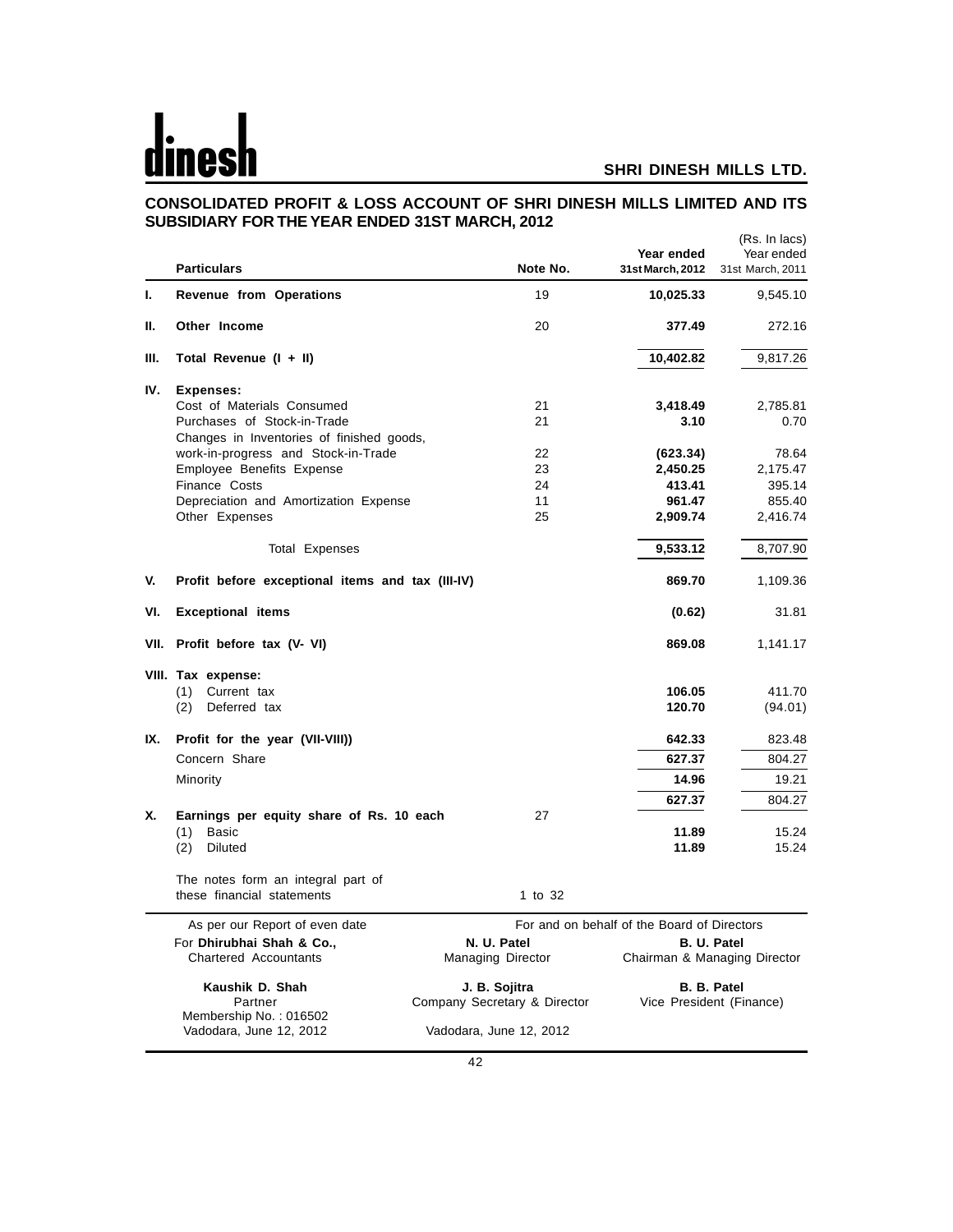# dinesh

**SHRI DINESH MILLS LTD.**

## CONSOLIDATED PROFIT & LOSS ACCOUNT OF SHRI DINESH MILLS LIMITED AND ITS SUBSIDIARY FOR THE YEAR ENDED 31ST MARCH, 2012

(Rs. In lacs)

| | Particulars | Note No. | Year ended 31st March, 2012 | Year ended 31st March, 2011 |
|---|---|---|---|---|
| I. | **Revenue from Operations** | 19 | **10,025.33** | 9,545.10 |
| II. | **Other Income** | 20 | **377.49** | 272.16 |
| III. | **Total Revenue (I + II)** | | **10,402.82** | 9,817.26 |
| IV. | **Expenses:** | | | |
| | Cost of Materials Consumed | 21 | **3,418.49** | 2,785.81 |
| | Purchases of Stock-in-Trade | 21 | **3.10** | 0.70 |
| | Changes in Inventories of finished goods, work-in-progress and Stock-in-Trade | 22 | **(623.34)** | 78.64 |
| | Employee Benefits Expense | 23 | **2,450.25** | 2,175.47 |
| | Finance Costs | 24 | **413.41** | 395.14 |
| | Depreciation and Amortization Expense | 11 | **961.47** | 855.40 |
| | Other Expenses | 25 | **2,909.74** | 2,416.74 |
| | Total Expenses | | **9,533.12** | 8,707.90 |
| V. | **Profit before exceptional items and tax (III-IV)** | | **869.70** | 1,109.36 |
| VI. | **Exceptional items** | | **(0.62)** | 31.81 |
| VII. | **Profit before tax (V- VI)** | | **869.08** | 1,141.17 |
| VIII. | **Tax expense:** | | | |
| | (1) Current tax | | **106.05** | 411.70 |
| | (2) Deferred tax | | **120.70** | (94.01) |
| IX. | **Profit for the year (VII-VIII))** | | **642.33** | 823.48 |
| | Concern Share | | **627.37** | 804.27 |
| | Minority | | **14.96** | 19.21 |
| | | | **627.37** | 804.27 |
| X. | **Earnings per equity share of Rs. 10 each** | 27 | | |
| | (1) Basic | | **11.89** | 15.24 |
| | (2) Diluted | | **11.89** | 15.24 |
| | The notes form an integral part of these financial statements | 1 to 32 | | |

As per our Report of even date
For **Dhirubhai Shah & Co.,**
Chartered Accountants

**Kaushik D. Shah**
Partner
Membership No. : 016502
Vadodara, June 12, 2012

For and on behalf of the Board of Directors

**N. U. Patel**
Managing Director

**B. U. Patel**
Chairman & Managing Director

**J. B. Sojitra**
Company Secretary & Director

**B. B. Patel**
Vice President (Finance)

Vadodara, June 12, 2012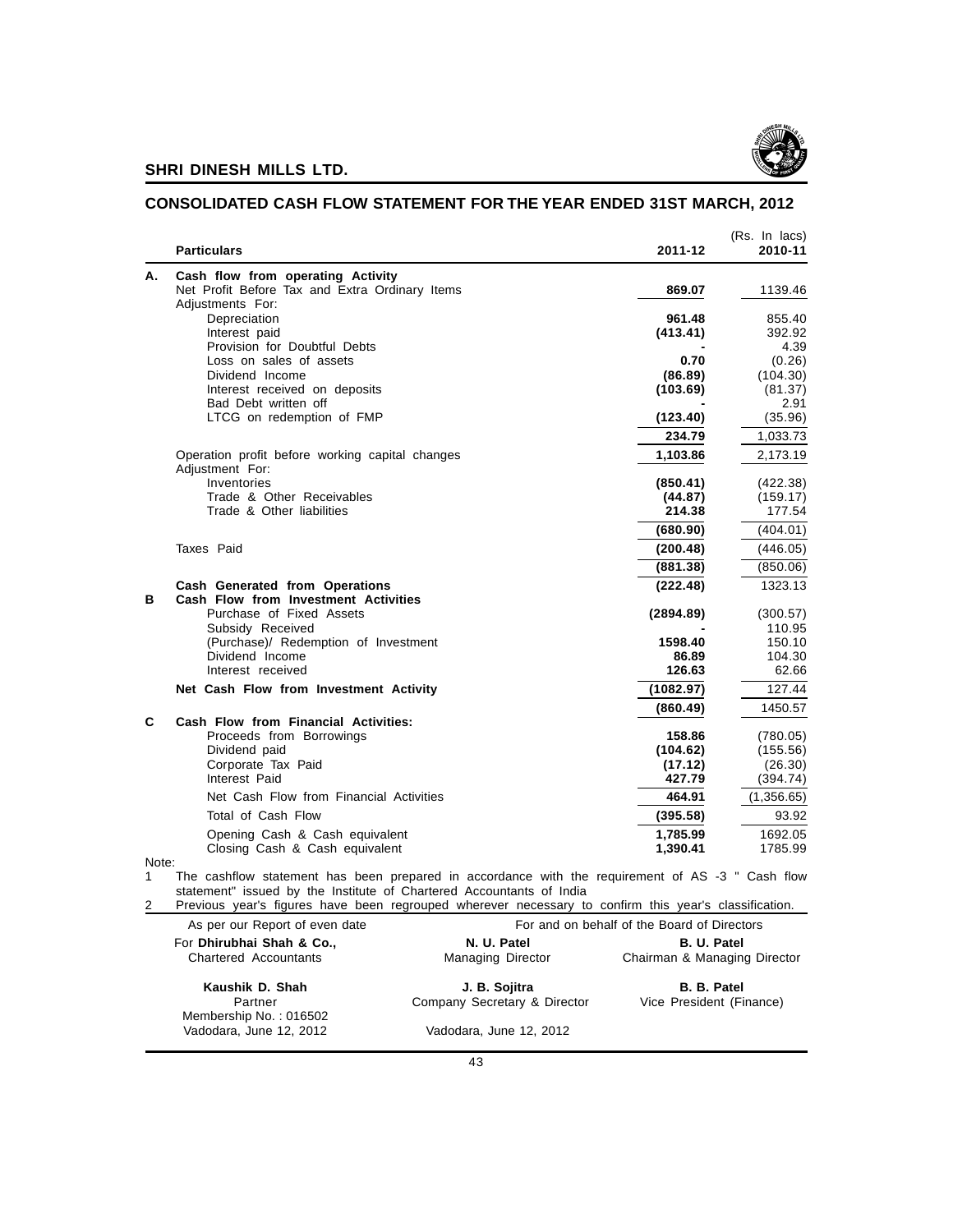**SHRI DINESH MILLS LTD.**

## CONSOLIDATED CASH FLOW STATEMENT FOR THE YEAR ENDED 31ST MARCH, 2012

(Rs. In lacs)

| | Particulars | 2011-12 | 2010-11 |
|---|---|---|---|
| **A.** | **Cash flow from operating Activity** | | |
| | Net Profit Before Tax and Extra Ordinary Items | **869.07** | 1139.46 |
| | Adjustments For: | | |
| | Depreciation | **961.48** | 855.40 |
| | Interest paid | **(413.41)** | 392.92 |
| | Provision for Doubtful Debts | **-** | 4.39 |
| | Loss on sales of assets | **0.70** | (0.26) |
| | Dividend Income | **(86.89)** | (104.30) |
| | Interest received on deposits | **(103.69)** | (81.37) |
| | Bad Debt written off | **-** | 2.91 |
| | LTCG on redemption of FMP | **(123.40)** | (35.96) |
| | | **234.79** | 1,033.73 |
| | Operation profit before working capital changes | **1,103.86** | 2,173.19 |
| | Adjustment For: | | |
| | Inventories | **(850.41)** | (422.38) |
| | Trade & Other Receivables | **(44.87)** | (159.17) |
| | Trade & Other liabilities | **214.38** | 177.54 |
| | | **(680.90)** | (404.01) |
| | Taxes Paid | **(200.48)** | (446.05) |
| | | **(881.38)** | (850.06) |
| | **Cash Generated from Operations** | **(222.48)** | 1323.13 |
| **B** | **Cash Flow from Investment Activities** | | |
| | Purchase of Fixed Assets | **(2894.89)** | (300.57) |
| | Subsidy Received | **-** | 110.95 |
| | (Purchase)/ Redemption of Investment | **1598.40** | 150.10 |
| | Dividend Income | **86.89** | 104.30 |
| | Interest received | **126.63** | 62.66 |
| | **Net Cash Flow from Investment Activity** | **(1082.97)** | 127.44 |
| | | **(860.49)** | 1450.57 |
| **C** | **Cash Flow from Financial Activities:** | | |
| | Proceeds from Borrowings | **158.86** | (780.05) |
| | Dividend paid | **(104.62)** | (155.56) |
| | Corporate Tax Paid | **(17.12)** | (26.30) |
| | Interest Paid | **427.79** | (394.74) |
| | Net Cash Flow from Financial Activities | **464.91** | (1,356.65) |
| | Total of Cash Flow | **(395.58)** | 93.92 |
| | Opening Cash & Cash equivalent | **1,785.99** | 1692.05 |
| | Closing Cash & Cash equivalent | **1,390.41** | 1785.99 |

Note:

1. The cashflow statement has been prepared in accordance with the requirement of AS -3 " Cash flow statement" issued by the Institute of Chartered Accountants of India
2. Previous year's figures have been regrouped wherever necessary to confirm this year's classification.

As per our Report of even date

For **Dhirubhai Shah & Co.,**
Chartered Accountants

**Kaushik D. Shah**
Partner
Membership No. : 016502
Vadodara, June 12, 2012

For and on behalf of the Board of Directors

**N. U. Patel**
Managing Director

**B. U. Patel**
Chairman & Managing Director

**J. B. Sojitra**
Company Secretary & Director

**B. B. Patel**
Vice President (Finance)

Vadodara, June 12, 2012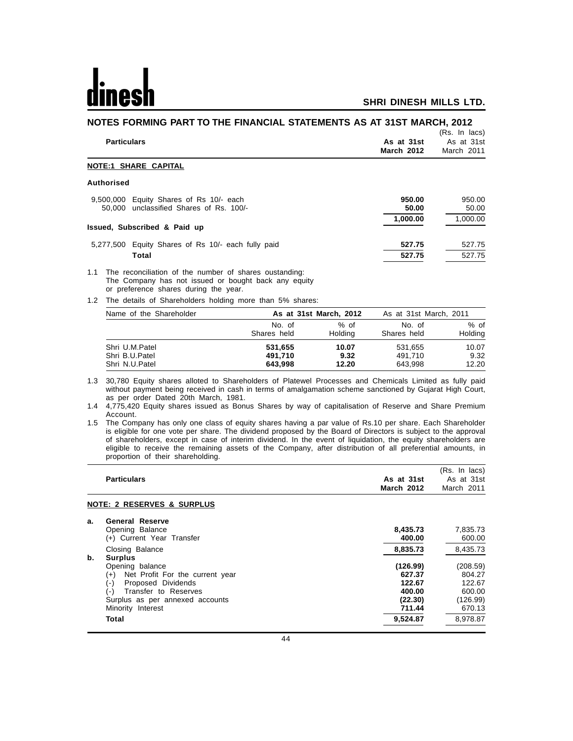# dinesh

**SHRI DINESH MILLS LTD.**

## NOTES FORMING PART TO THE FINANCIAL STATEMENTS AS AT 31ST MARCH, 2012

(Rs. In lacs)

| Particulars | As at 31st March 2012 | As at 31st March 2011 |
|---|---|---|
| **NOTE:1 SHARE CAPITAL** | | |
| **Authorised** | | |
| 9,500,000 Equity Shares of Rs 10/- each | **950.00** | 950.00 |
| 50,000 unclassified Shares of Rs. 100/- | **50.00** | 50.00 |
| | **1,000.00** | 1,000.00 |
| **Issued, Subscribed & Paid up** | | |
| 5,277,500 Equity Shares of Rs 10/- each fully paid | **527.75** | 527.75 |
| **Total** | **527.75** | 527.75 |

1.1 The reconciliation of the number of shares oustanding:
The Company has not issued or bought back any equity or preference shares during the year.

1.2 The details of Shareholders holding more than 5% shares:

| Name of the Shareholder | As at 31st March, 2012 | | As at 31st March, 2011 | |
|---|---|---|---|---|
| | No. of Shares held | % of Holding | No. of Shares held | % of Holding |
| Shri U.M.Patel | **531,655** | **10.07** | 531,655 | 10.07 |
| Shri B.U.Patel | **491,710** | **9.32** | 491,710 | 9.32 |
| Shri N.U.Patel | **643,998** | **12.20** | 643,998 | 12.20 |

1.3 30,780 Equity shares alloted to Shareholders of Platewel Processes and Chemicals Limited as fully paid without payment being received in cash in terms of amalgamation scheme sanctioned by Gujarat High Court, as per order Dated 20th March, 1981.

1.4 4,775,420 Equity shares issued as Bonus Shares by way of capitalisation of Reserve and Share Premium Account.

1.5 The Company has only one class of equity shares having a par value of Rs.10 per share. Each Shareholder is eligible for one vote per share. The dividend proposed by the Board of Directors is subject to the approval of shareholders, except in case of interim dividend. In the event of liquidation, the equity shareholders are eligible to receive the remaining assets of the Company, after distribution of all preferential amounts, in proportion of their shareholding.

(Rs. In lacs)

| | Particulars | As at 31st March 2012 | As at 31st March 2011 |
|---|---|---|---|
| | **NOTE: 2 RESERVES & SURPLUS** | | |
| **a.** | **General Reserve** | | |
| | Opening Balance | **8,435.73** | 7,835.73 |
| | (+) Current Year Transfer | **400.00** | 600.00 |
| | Closing Balance | **8,835.73** | 8,435.73 |
| **b.** | **Surplus** | | |
| | Opening balance | **(126.99)** | (208.59) |
| | (+) Net Profit For the current year | **627.37** | 804.27 |
| | (-) Proposed Dividends | **122.67** | 122.67 |
| | (-) Transfer to Reserves | **400.00** | 600.00 |
| | Surplus as per annexed accounts | **(22.30)** | (126.99) |
| | Minority Interest | **711.44** | 670.13 |
| | **Total** | **9,524.87** | 8,978.87 |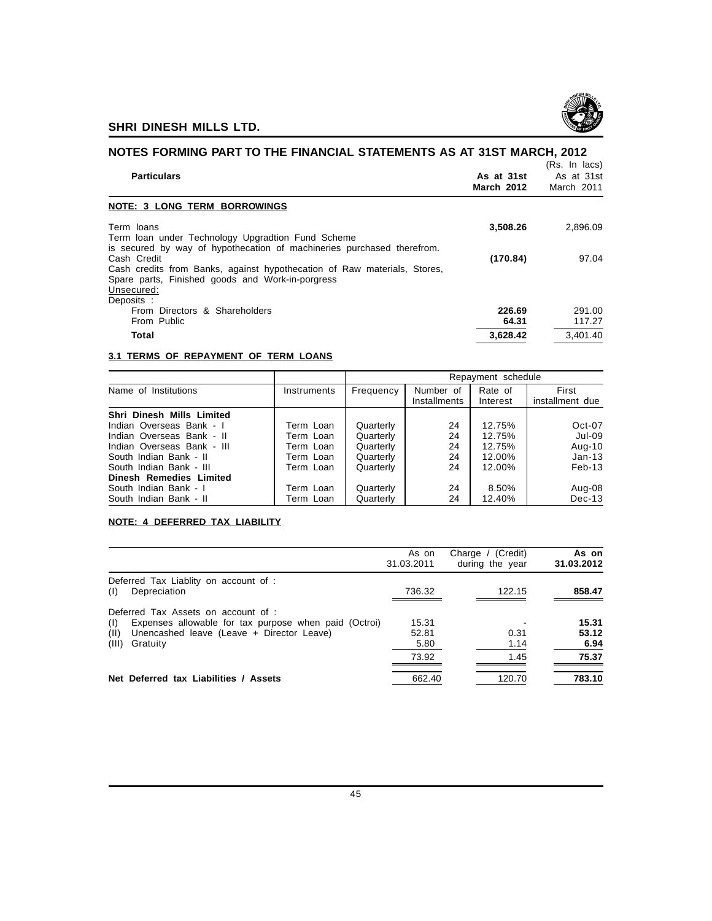# NOTES FORMING PART TO THE FINANCIAL STATEMENTS AS AT 31ST MARCH, 2012

(Rs. In lacs)

| Particulars | As at 31st March 2012 | As at 31st March 2011 |
|---|---|---|
| **NOTE: 3 LONG TERM BORROWINGS** | | |
| Term loans | **3,508.26** | 2,896.09 |
| Term loan under Technology Upgradtion Fund Scheme is secured by way of hypothecation of machineries purchased therefrom. | | |
| Cash Credit | **(170.84)** | 97.04 |
| Cash credits from Banks, against hypothecation of Raw materials, Stores, Spare parts, Finished goods and Work-in-porgress | | |
| Unsecured: | | |
| Deposits : | | |
| From Directors & Shareholders | **226.69** | 291.00 |
| From Public | **64.31** | 117.27 |
| **Total** | **3,628.42** | 3,401.40 |

### 3.1 TERMS OF REPAYMENT OF TERM LOANS

| | | Repayment schedule | | | |
|---|---|---|---|---|---|
| Name of Institutions | Instruments | Frequency | Number of Installments | Rate of Interest | First installment due |
| **Shri Dinesh Mills Limited** | | | | | |
| Indian Overseas Bank - I | Term Loan | Quarterly | 24 | 12.75% | Oct-07 |
| Indian Overseas Bank - II | Term Loan | Quarterly | 24 | 12.75% | Jul-09 |
| Indian Overseas Bank - III | Term Loan | Quarterly | 24 | 12.75% | Aug-10 |
| South Indian Bank - II | Term Loan | Quarterly | 24 | 12.00% | Jan-13 |
| South Indian Bank - III | Term Loan | Quarterly | 24 | 12.00% | Feb-13 |
| **Dinesh Remedies Limited** | | | | | |
| South Indian Bank - I | Term Loan | Quarterly | 24 | 8.50% | Aug-08 |
| South Indian Bank - II | Term Loan | Quarterly | 24 | 12.40% | Dec-13 |

### NOTE: 4 DEFERRED TAX LIABILITY

| | As on 31.03.2011 | Charge / (Credit) during the year | As on 31.03.2012 |
|---|---|---|---|
| Deferred Tax Liablity on account of : | | | |
| (I) Depreciation | 736.32 | 122.15 | **858.47** |
| Deferred Tax Assets on account of : | | | |
| (I) Expenses allowable for tax purpose when paid (Octroi) | 15.31 | - | **15.31** |
| (II) Unencashed leave (Leave + Director Leave) | 52.81 | 0.31 | **53.12** |
| (III) Gratuity | 5.80 | 1.14 | **6.94** |
| | 73.92 | 1.45 | **75.37** |
| **Net Deferred tax Liabilities / Assets** | 662.40 | 120.70 | **783.10** |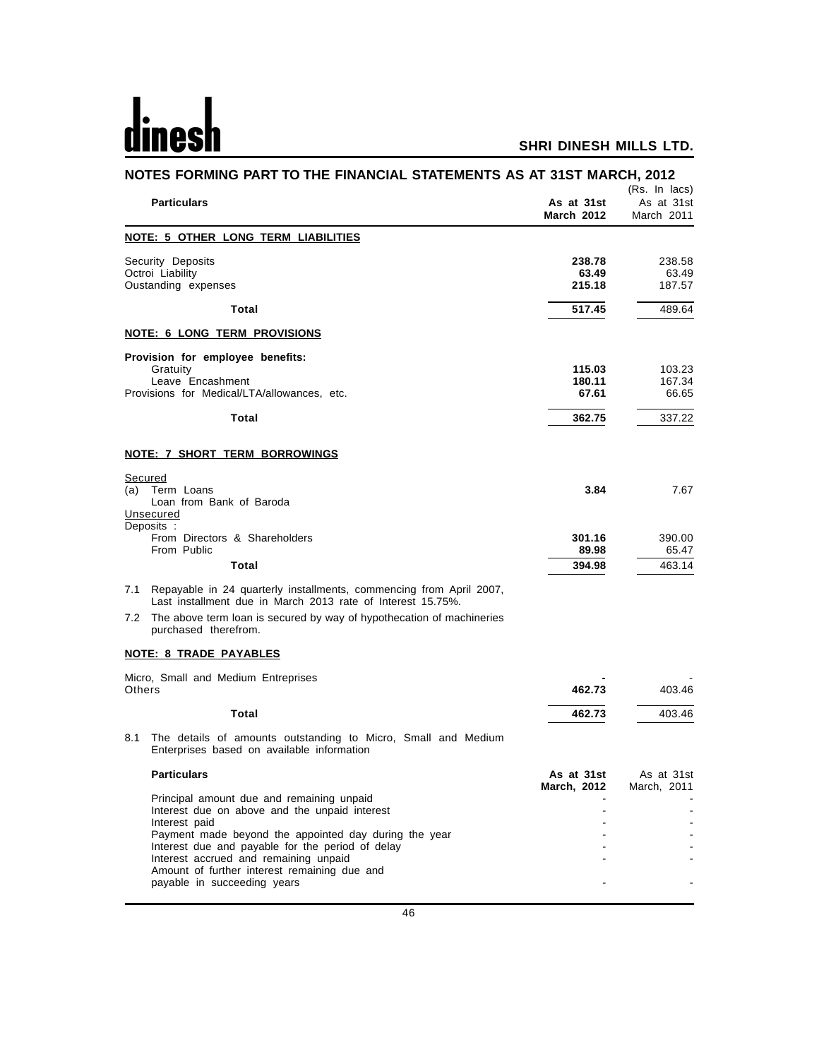## NOTES FORMING PART TO THE FINANCIAL STATEMENTS AS AT 31ST MARCH, 2012

(Rs. In lacs)

| Particulars | As at 31st March 2012 | As at 31st March 2011 |
|---|---|---|
| **NOTE: 5 OTHER LONG TERM LIABILITIES** | | |
| Security Deposits | **238.78** | 238.58 |
| Octroi Liability | **63.49** | 63.49 |
| Oustanding expenses | **215.18** | 187.57 |
| **Total** | **517.45** | 489.64 |
| **NOTE: 6 LONG TERM PROVISIONS** | | |
| **Provision for employee benefits:** | | |
| Gratuity | **115.03** | 103.23 |
| Leave Encashment | **180.11** | 167.34 |
| Provisions for Medical/LTA/allowances, etc. | **67.61** | 66.65 |
| **Total** | **362.75** | 337.22 |
| **NOTE: 7 SHORT TERM BORROWINGS** | | |
| Secured | | |
| (a) Term Loans | **3.84** | 7.67 |
| Loan from Bank of Baroda | | |
| Unsecured | | |
| Deposits : | | |
| From Directors & Shareholders | **301.16** | 390.00 |
| From Public | **89.98** | 65.47 |
| **Total** | **394.98** | 463.14 |

7.1 Repayable in 24 quarterly installments, commencing from April 2007, Last installment due in March 2013 rate of Interest 15.75%.

7.2 The above term loan is secured by way of hypothecation of machineries purchased therefrom.

| Particulars | As at 31st March 2012 | As at 31st March 2011 |
|---|---|---|
| **NOTE: 8 TRADE PAYABLES** | | |
| Micro, Small and Medium Entreprises | **-** | - |
| Others | **462.73** | 403.46 |
| **Total** | **462.73** | 403.46 |

8.1 The details of amounts outstanding to Micro, Small and Medium Enterprises based on available information

| Particulars | As at 31st March, 2012 | As at 31st March, 2011 |
|---|---|---|
| Principal amount due and remaining unpaid | - | - |
| Interest due on above and the unpaid interest | - | - |
| Interest paid | - | - |
| Payment made beyond the appointed day during the year | - | - |
| Interest due and payable for the period of delay | - | - |
| Interest accrued and remaining unpaid | - | - |
| Amount of further interest remaining due and payable in succeeding years | - | - |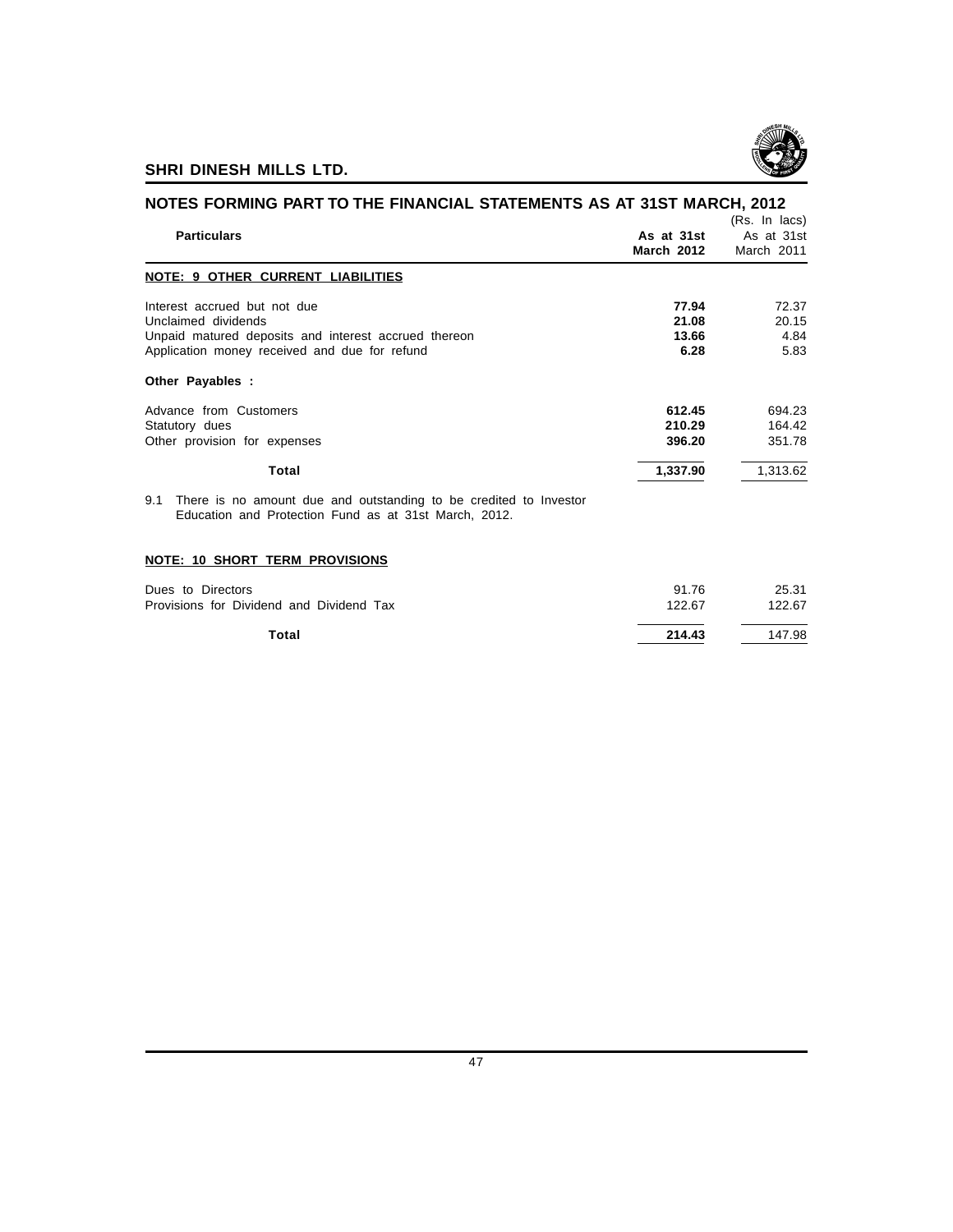## NOTES FORMING PART TO THE FINANCIAL STATEMENTS AS AT 31ST MARCH, 2012

(Rs. In lacs)

| Particulars | As at 31st March 2012 | As at 31st March 2011 |
|---|---|---|
| **NOTE: 9 OTHER CURRENT LIABILITIES** | | |
| Interest accrued but not due | **77.94** | 72.37 |
| Unclaimed dividends | **21.08** | 20.15 |
| Unpaid matured deposits and interest accrued thereon | **13.66** | 4.84 |
| Application money received and due for refund | **6.28** | 5.83 |
| **Other Payables :** | | |
| Advance from Customers | **612.45** | 694.23 |
| Statutory dues | **210.29** | 164.42 |
| Other provision for expenses | **396.20** | 351.78 |
| **Total** | **1,337.90** | 1,313.62 |

9.1 There is no amount due and outstanding to be credited to Investor Education and Protection Fund as at 31st March, 2012.

| Particulars | As at 31st March 2012 | As at 31st March 2011 |
|---|---|---|
| **NOTE: 10 SHORT TERM PROVISIONS** | | |
| Dues to Directors | 91.76 | 25.31 |
| Provisions for Dividend and Dividend Tax | 122.67 | 122.67 |
| **Total** | **214.43** | 147.98 |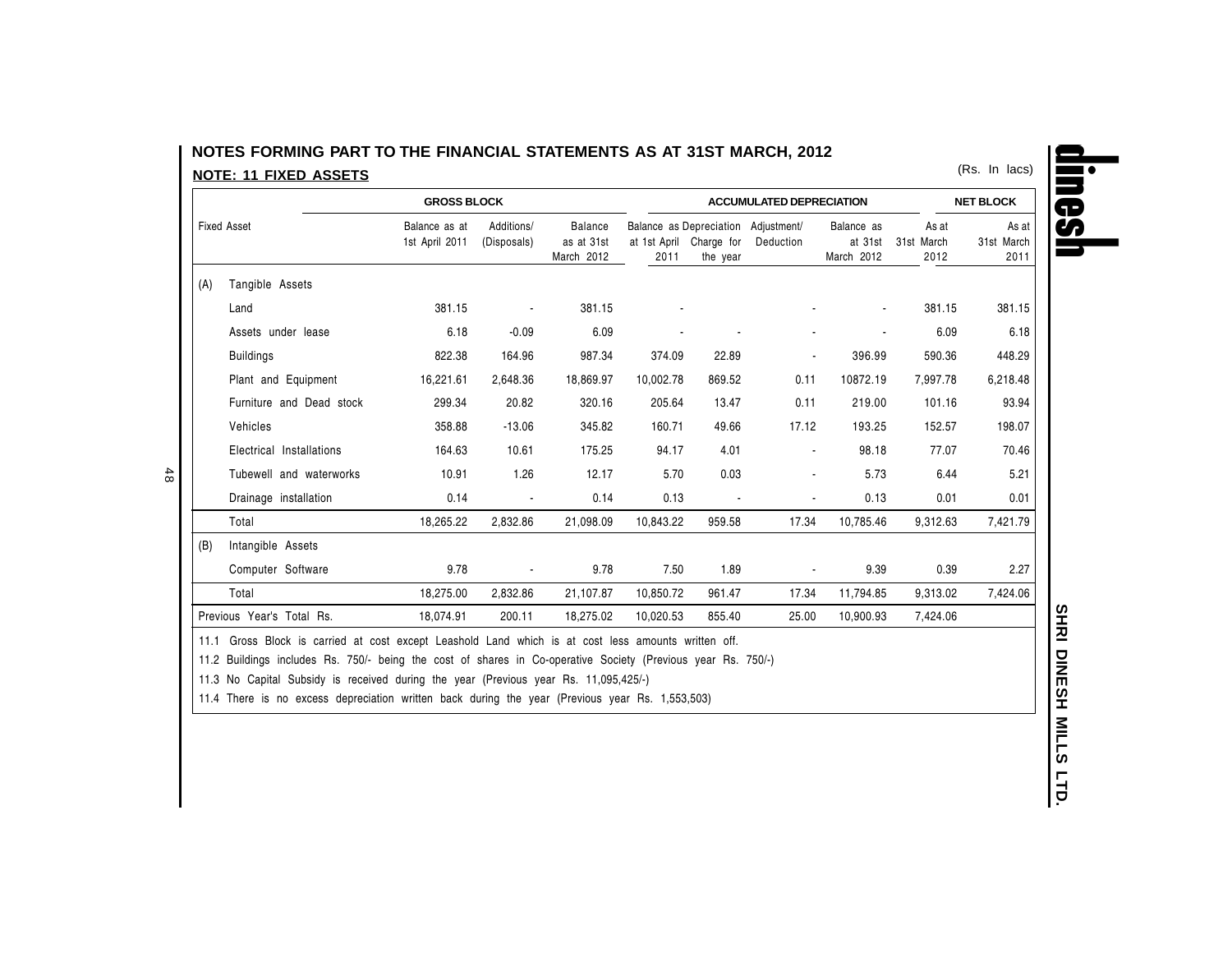## NOTES FORMING PART TO THE FINANCIAL STATEMENTS AS AT 31ST MARCH, 2012

### NOTE: 11 FIXED ASSETS

(Rs. In lacs)

| | Fixed Asset | GROSS BLOCK | | | ACCUMULATED DEPRECIATION | | | | NET BLOCK | |
|---|---|---|---|---|---|---|---|---|---|---|
| | | Balance as at 1st April 2011 | Additions/ (Disposals) | Balance as at 31st March 2012 | Balance as at 1st April 2011 | Depreciation Charge for the year | Adjustment/ Deduction | Balance as at 31st March 2012 | As at 31st March 2012 | As at 31st March 2011 |
| (A) | Tangible Assets | | | | | | | | | |
| | Land | 381.15 | - | 381.15 | - | | - | - | 381.15 | 381.15 |
| | Assets under lease | 6.18 | -0.09 | 6.09 | - | - | - | - | 6.09 | 6.18 |
| | Buildings | 822.38 | 164.96 | 987.34 | 374.09 | 22.89 | - | 396.99 | 590.36 | 448.29 |
| | Plant and Equipment | 16,221.61 | 2,648.36 | 18,869.97 | 10,002.78 | 869.52 | 0.11 | 10872.19 | 7,997.78 | 6,218.48 |
| | Furniture and Dead stock | 299.34 | 20.82 | 320.16 | 205.64 | 13.47 | 0.11 | 219.00 | 101.16 | 93.94 |
| | Vehicles | 358.88 | -13.06 | 345.82 | 160.71 | 49.66 | 17.12 | 193.25 | 152.57 | 198.07 |
| | Electrical Installations | 164.63 | 10.61 | 175.25 | 94.17 | 4.01 | - | 98.18 | 77.07 | 70.46 |
| | Tubewell and waterworks | 10.91 | 1.26 | 12.17 | 5.70 | 0.03 | - | 5.73 | 6.44 | 5.21 |
| | Drainage installation | 0.14 | - | 0.14 | 0.13 | - | - | 0.13 | 0.01 | 0.01 |
| | Total | 18,265.22 | 2,832.86 | 21,098.09 | 10,843.22 | 959.58 | 17.34 | 10,785.46 | 9,312.63 | 7,421.79 |
| (B) | Intangible Assets | | | | | | | | | |
| | Computer Software | 9.78 | - | 9.78 | 7.50 | 1.89 | - | 9.39 | 0.39 | 2.27 |
| | Total | 18,275.00 | 2,832.86 | 21,107.87 | 10,850.72 | 961.47 | 17.34 | 11,794.85 | 9,313.02 | 7,424.06 |
| | Previous Year's Total Rs. | 18,074.91 | 200.11 | 18,275.02 | 10,020.53 | 855.40 | 25.00 | 10,900.93 | 7,424.06 | |

11.1 Gross Block is carried at cost except Leashold Land which is at cost less amounts written off.

11.2 Buildings includes Rs. 750/- being the cost of shares in Co-operative Society (Previous year Rs. 750/-)

11.3 No Capital Subsidy is received during the year (Previous year Rs. 11,095,425/-)

11.4 There is no excess depreciation written back during the year (Previous year Rs. 1,553,503)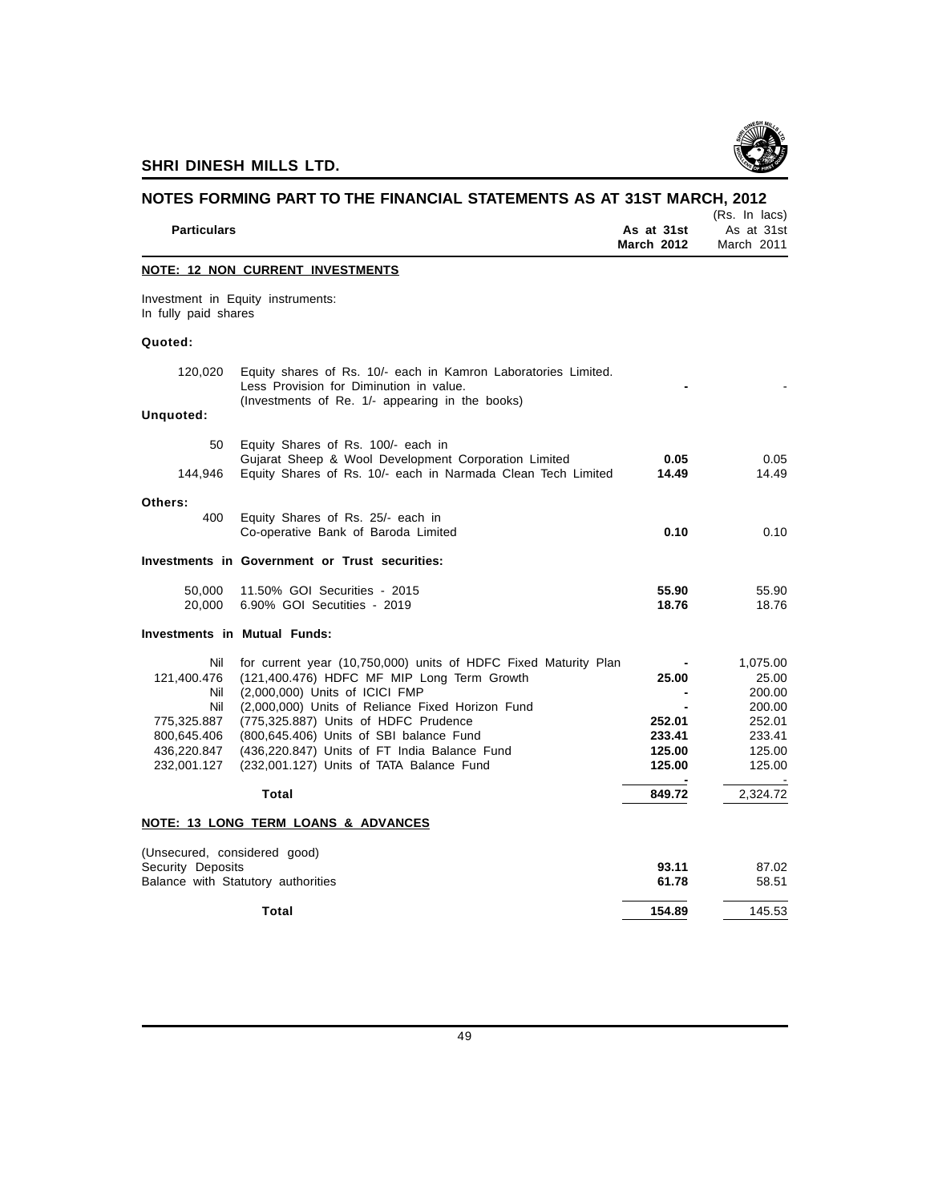## NOTES FORMING PART TO THE FINANCIAL STATEMENTS AS AT 31ST MARCH, 2012

(Rs. In lacs)

| | Particulars | As at 31st March 2012 | As at 31st March 2011 |
|---|---|---|---|
| | **NOTE: 12 NON CURRENT INVESTMENTS** | | |
| | Investment in Equity instruments: In fully paid shares | | |
| **Quoted:** | | | |
| 120,020 | Equity shares of Rs. 10/- each in Kamron Laboratories Limited. Less Provision for Diminution in value. (Investments of Re. 1/- appearing in the books) | **-** | - |
| **Unquoted:** | | | |
| 50 | Equity Shares of Rs. 100/- each in Gujarat Sheep & Wool Development Corporation Limited | **0.05** | 0.05 |
| 144,946 | Equity Shares of Rs. 10/- each in Narmada Clean Tech Limited | **14.49** | 14.49 |
| **Others:** | | | |
| 400 | Equity Shares of Rs. 25/- each in Co-operative Bank of Baroda Limited | **0.10** | 0.10 |
| | **Investments in Government or Trust securities:** | | |
| 50,000 | 11.50% GOI Securities - 2015 | **55.90** | 55.90 |
| 20,000 | 6.90% GOI Secutities - 2019 | **18.76** | 18.76 |
| | **Investments in Mutual Funds:** | | |
| Nil | for current year (10,750,000) units of HDFC Fixed Maturity Plan | **-** | 1,075.00 |
| 121,400.476 | (121,400.476) HDFC MF MIP Long Term Growth | **25.00** | 25.00 |
| Nil | (2,000,000) Units of ICICI FMP | **-** | 200.00 |
| Nil | (2,000,000) Units of Reliance Fixed Horizon Fund | **-** | 200.00 |
| 775,325.887 | (775,325.887) Units of HDFC Prudence | **252.01** | 252.01 |
| 800,645.406 | (800,645.406) Units of SBI balance Fund | **233.41** | 233.41 |
| 436,220.847 | (436,220.847) Units of FT India Balance Fund | **125.00** | 125.00 |
| 232,001.127 | (232,001.127) Units of TATA Balance Fund | **125.00** | 125.00 |
| | | **-** | - |
| | **Total** | **849.72** | 2,324.72 |

| Particulars | As at 31st March 2012 | As at 31st March 2011 |
|---|---|---|
| **NOTE: 13 LONG TERM LOANS & ADVANCES** | | |
| (Unsecured, considered good) | | |
| Security Deposits | **93.11** | 87.02 |
| Balance with Statutory authorities | **61.78** | 58.51 |
| **Total** | **154.89** | 145.53 |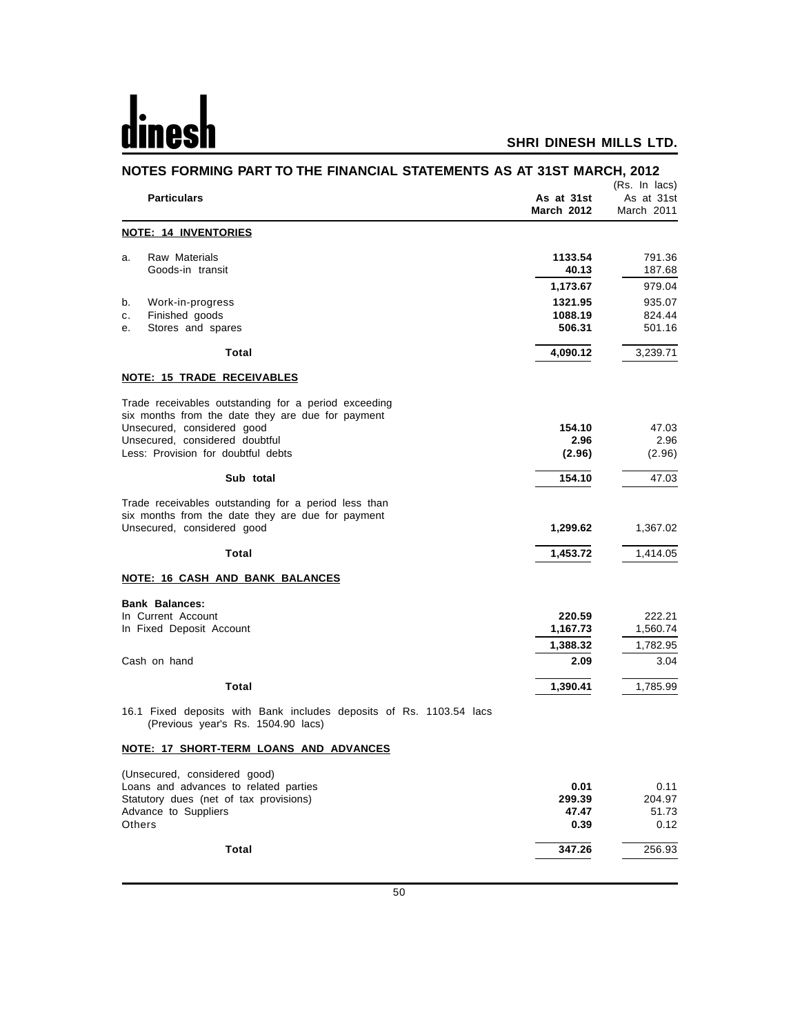## NOTES FORMING PART TO THE FINANCIAL STATEMENTS AS AT 31ST MARCH, 2012

(Rs. In lacs)

| Particulars | As at 31st March 2012 | As at 31st March 2011 |
|---|---|---|
| **NOTE: 14 INVENTORIES** | | |
| a. Raw Materials | **1133.54** | 791.36 |
| Goods-in transit | **40.13** | 187.68 |
| | **1,173.67** | 979.04 |
| b. Work-in-progress | **1321.95** | 935.07 |
| c. Finished goods | **1088.19** | 824.44 |
| e. Stores and spares | **506.31** | 501.16 |
| **Total** | **4,090.12** | 3,239.71 |
| **NOTE: 15 TRADE RECEIVABLES** | | |
| Trade receivables outstanding for a period exceeding six months from the date they are due for payment | | |
| Unsecured, considered good | **154.10** | 47.03 |
| Unsecured, considered doubtful | **2.96** | 2.96 |
| Less: Provision for doubtful debts | **(2.96)** | (2.96) |
| **Sub total** | **154.10** | 47.03 |
| Trade receivables outstanding for a period less than six months from the date they are due for payment | | |
| Unsecured, considered good | **1,299.62** | 1,367.02 |
| **Total** | **1,453.72** | 1,414.05 |
| **NOTE: 16 CASH AND BANK BALANCES** | | |
| **Bank Balances:** | | |
| In Current Account | **220.59** | 222.21 |
| In Fixed Deposit Account | **1,167.73** | 1,560.74 |
| | **1,388.32** | 1,782.95 |
| Cash on hand | **2.09** | 3.04 |
| **Total** | **1,390.41** | 1,785.99 |

16.1 Fixed deposits with Bank includes deposits of Rs. 1103.54 lacs (Previous year's Rs. 1504.90 lacs)

| Particulars | As at 31st March 2012 | As at 31st March 2011 |
|---|---|---|
| **NOTE: 17 SHORT-TERM LOANS AND ADVANCES** | | |
| (Unsecured, considered good) | | |
| Loans and advances to related parties | **0.01** | 0.11 |
| Statutory dues (net of tax provisions) | **299.39** | 204.97 |
| Advance to Suppliers | **47.47** | 51.73 |
| Others | **0.39** | 0.12 |
| **Total** | **347.26** | 256.93 |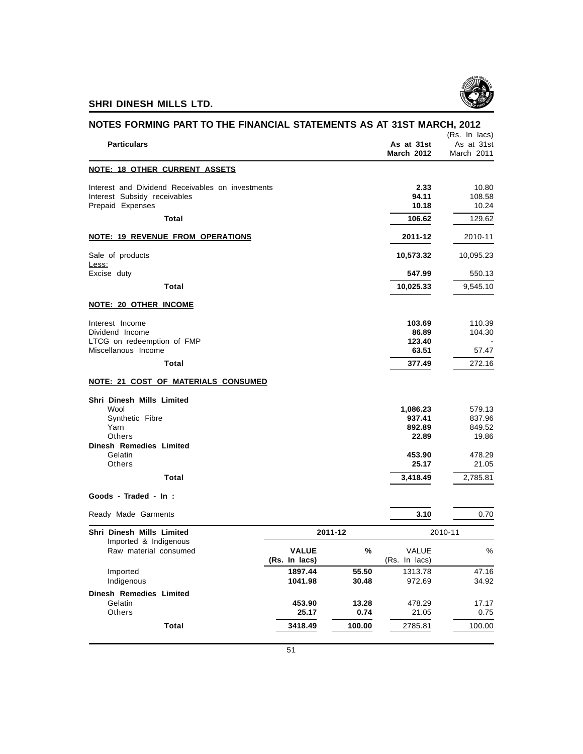## NOTES FORMING PART TO THE FINANCIAL STATEMENTS AS AT 31ST MARCH, 2012

(Rs. In lacs)

| Particulars | As at 31st March 2012 | As at 31st March 2011 |
|---|---|---|
| **NOTE: 18 OTHER CURRENT ASSETS** | | |
| Interest and Dividend Receivables on investments | **2.33** | 10.80 |
| Interest Subsidy receivables | **94.11** | 108.58 |
| Prepaid Expenses | **10.18** | 10.24 |
| **Total** | **106.62** | 129.62 |
| **NOTE: 19 REVENUE FROM OPERATIONS** | **2011-12** | 2010-11 |
| Sale of products | **10,573.32** | 10,095.23 |
| Less: | | |
| Excise duty | **547.99** | 550.13 |
| **Total** | **10,025.33** | 9,545.10 |
| **NOTE: 20 OTHER INCOME** | | |
| Interest Income | **103.69** | 110.39 |
| Dividend Income | **86.89** | 104.30 |
| LTCG on redeemption of FMP | **123.40** | - |
| Miscellanous Income | **63.51** | 57.47 |
| **Total** | **377.49** | 272.16 |
| **NOTE: 21 COST OF MATERIALS CONSUMED** | | |
| **Shri Dinesh Mills Limited** | | |
| Wool | **1,086.23** | 579.13 |
| Synthetic Fibre | **937.41** | 837.96 |
| Yarn | **892.89** | 849.52 |
| Others | **22.89** | 19.86 |
| **Dinesh Remedies Limited** | | |
| Gelatin | **453.90** | 478.29 |
| Others | **25.17** | 21.05 |
| **Total** | **3,418.49** | 2,785.81 |
| **Goods - Traded - In :** | | |
| Ready Made Garments | **3.10** | 0.70 |

| Shri Dinesh Mills Limited | 2011-12 | | 2010-11 | |
|---|---|---|---|---|
| Imported & Indigenous Raw material consumed | **VALUE (Rs. In lacs)** | **%** | VALUE (Rs. In lacs) | % |
| Imported | **1897.44** | **55.50** | 1313.78 | 47.16 |
| Indigenous | **1041.98** | **30.48** | 972.69 | 34.92 |
| **Dinesh Remedies Limited** | | | | |
| Gelatin | **453.90** | **13.28** | 478.29 | 17.17 |
| Others | **25.17** | **0.74** | 21.05 | 0.75 |
| **Total** | **3418.49** | **100.00** | 2785.81 | 100.00 |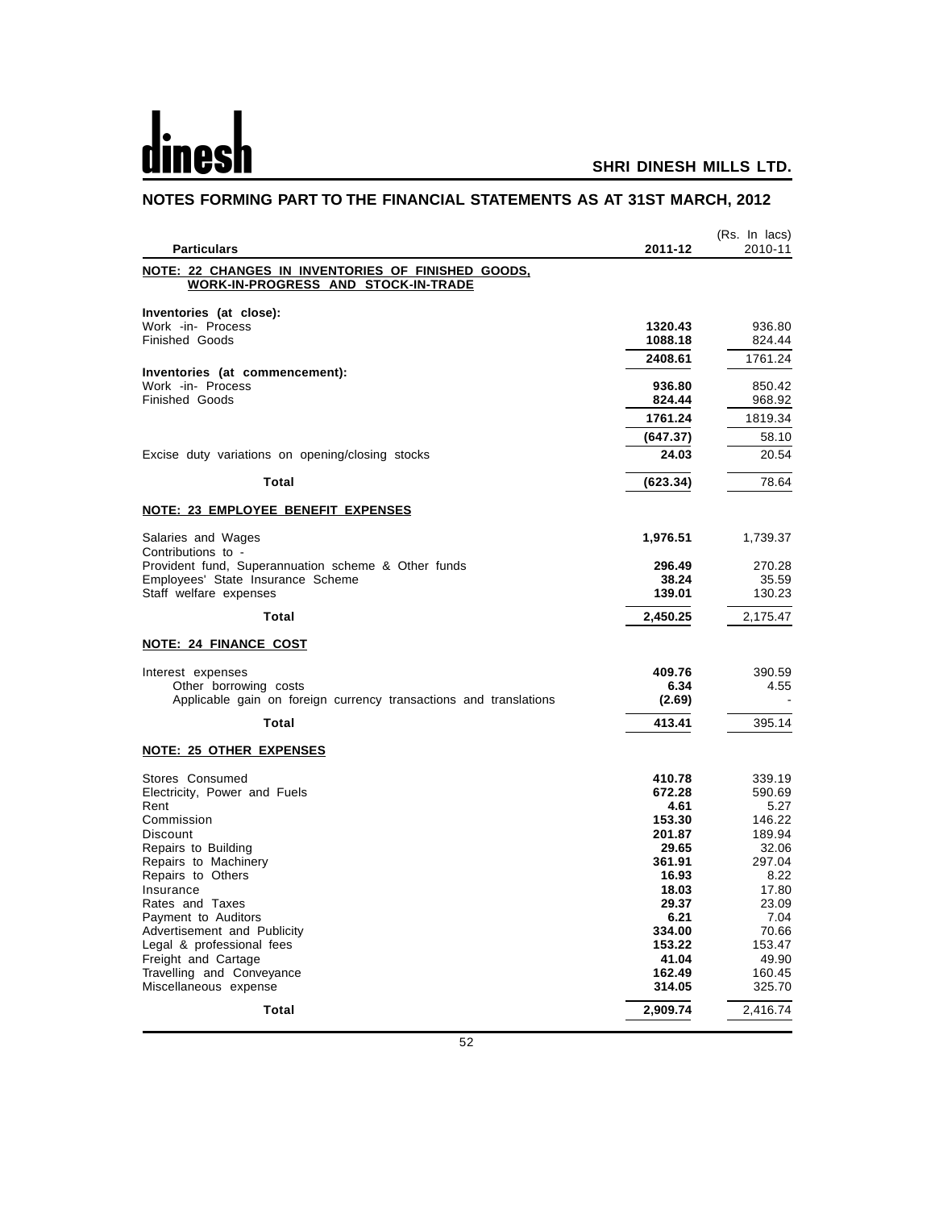## NOTES FORMING PART TO THE FINANCIAL STATEMENTS AS AT 31ST MARCH, 2012

(Rs. In lacs)

| Particulars | 2011-12 | 2010-11 |
|---|---|---|
| **NOTE: 22 CHANGES IN INVENTORIES OF FINISHED GOODS, WORK-IN-PROGRESS AND STOCK-IN-TRADE** | | |
| **Inventories (at close):** | | |
| Work -in- Process | **1320.43** | 936.80 |
| Finished Goods | **1088.18** | 824.44 |
| | **2408.61** | 1761.24 |
| **Inventories (at commencement):** | | |
| Work -in- Process | **936.80** | 850.42 |
| Finished Goods | **824.44** | 968.92 |
| | **1761.24** | 1819.34 |
| | **(647.37)** | 58.10 |
| Excise duty variations on opening/closing stocks | **24.03** | 20.54 |
| **Total** | **(623.34)** | 78.64 |
| **NOTE: 23 EMPLOYEE BENEFIT EXPENSES** | | |
| Salaries and Wages | **1,976.51** | 1,739.37 |
| Contributions to - | | |
| Provident fund, Superannuation scheme & Other funds | **296.49** | 270.28 |
| Employees' State Insurance Scheme | **38.24** | 35.59 |
| Staff welfare expenses | **139.01** | 130.23 |
| **Total** | **2,450.25** | 2,175.47 |
| **NOTE: 24 FINANCE COST** | | |
| Interest expenses | **409.76** | 390.59 |
| Other borrowing costs | **6.34** | 4.55 |
| Applicable gain on foreign currency transactions and translations | **(2.69)** | - |
| **Total** | **413.41** | 395.14 |
| **NOTE: 25 OTHER EXPENSES** | | |
| Stores Consumed | **410.78** | 339.19 |
| Electricity, Power and Fuels | **672.28** | 590.69 |
| Rent | **4.61** | 5.27 |
| Commission | **153.30** | 146.22 |
| Discount | **201.87** | 189.94 |
| Repairs to Building | **29.65** | 32.06 |
| Repairs to Machinery | **361.91** | 297.04 |
| Repairs to Others | **16.93** | 8.22 |
| Insurance | **18.03** | 17.80 |
| Rates and Taxes | **29.37** | 23.09 |
| Payment to Auditors | **6.21** | 7.04 |
| Advertisement and Publicity | **334.00** | 70.66 |
| Legal & professional fees | **153.22** | 153.47 |
| Freight and Cartage | **41.04** | 49.90 |
| Travelling and Conveyance | **162.49** | 160.45 |
| Miscellaneous expense | **314.05** | 325.70 |
| **Total** | **2,909.74** | 2,416.74 |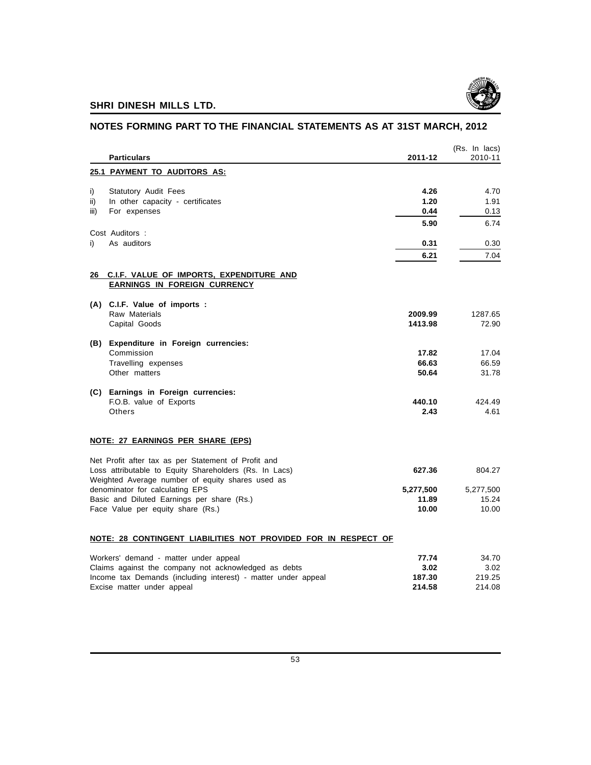## SHRI DINESH MILLS LTD.

## NOTES FORMING PART TO THE FINANCIAL STATEMENTS AS AT 31ST MARCH, 2012

(Rs. In lacs)

| Particulars | 2011-12 | 2010-11 |
|---|---|---|
| **25.1 PAYMENT TO AUDITORS AS:** | | |
| i) Statutory Audit Fees | **4.26** | 4.70 |
| ii) In other capacity - certificates | **1.20** | 1.91 |
| iii) For expenses | **0.44** | 0.13 |
| | **5.90** | 6.74 |
| Cost Auditors : | | |
| i) As auditors | **0.31** | 0.30 |
| | **6.21** | 7.04 |
| **26 C.I.F. VALUE OF IMPORTS, EXPENDITURE AND EARNINGS IN FOREIGN CURRENCY** | | |
| **(A) C.I.F. Value of imports :** | | |
| Raw Materials | **2009.99** | 1287.65 |
| Capital Goods | **1413.98** | 72.90 |
| **(B) Expenditure in Foreign currencies:** | | |
| Commission | **17.82** | 17.04 |
| Travelling expenses | **66.63** | 66.59 |
| Other matters | **50.64** | 31.78 |
| **(C) Earnings in Foreign currencies:** | | |
| F.O.B. value of Exports | **440.10** | 424.49 |
| Others | **2.43** | 4.61 |

**NOTE: 27 EARNINGS PER SHARE (EPS)**

| | 2011-12 | 2010-11 |
|---|---|---|
| Net Profit after tax as per Statement of Profit and Loss attributable to Equity Shareholders (Rs. In Lacs) | **627.36** | 804.27 |
| Weighted Average number of equity shares used as denominator for calculating EPS | **5,277,500** | 5,277,500 |
| Basic and Diluted Earnings per share (Rs.) | **11.89** | 15.24 |
| Face Value per equity share (Rs.) | **10.00** | 10.00 |

**NOTE: 28 CONTINGENT LIABILITIES NOT PROVIDED FOR IN RESPECT OF**

| | 2011-12 | 2010-11 |
|---|---|---|
| Workers' demand - matter under appeal | **77.74** | 34.70 |
| Claims against the company not acknowledged as debts | **3.02** | 3.02 |
| Income tax Demands (including interest) - matter under appeal | **187.30** | 219.25 |
| Excise matter under appeal | **214.58** | 214.08 |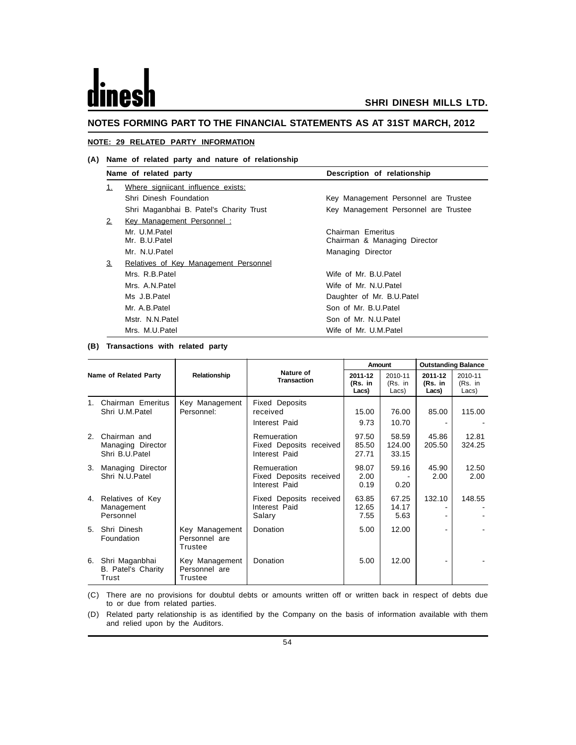## NOTES FORMING PART TO THE FINANCIAL STATEMENTS AS AT 31ST MARCH, 2012

### NOTE: 29 RELATED PARTY INFORMATION

**(A) Name of related party and nature of relationship**

| Name of related party | | Description of relationship |
|---|---|---|
| 1. | Where signiicant influence exists: | |
| | Shri Dinesh Foundation | Key Management Personnel are Trustee |
| | Shri Maganbhai B. Patel's Charity Trust | Key Management Personnel are Trustee |
| 2. | Key Management Personnel : | |
| | Mr. U.M.Patel | Chairman Emeritus |
| | Mr. B.U.Patel | Chairman & Managing Director |
| | Mr. N.U.Patel | Managing Director |
| 3. | Relatives of Key Management Personnel | |
| | Mrs. R.B.Patel | Wife of Mr. B.U.Patel |
| | Mrs. A.N.Patel | Wife of Mr. N.U.Patel |
| | Ms J.B.Patel | Daughter of Mr. B.U.Patel |
| | Mr. A.B.Patel | Son of Mr. B.U.Patel |
| | Mstr. N.N.Patel | Son of Mr. N.U.Patel |
| | Mrs. M.U.Patel | Wife of Mr. U.M.Patel |

**(B) Transactions with related party**

| Name of Related Party | Relationship | Nature of Transaction | Amount | | Outstanding Balance | |
|---|---|---|---|---|---|---|
| | | | **2011-12 (Rs. in Lacs)** | 2010-11 (Rs. in Lacs) | **2011-12 (Rs. in Lacs)** | 2010-11 (Rs. in Lacs) |
| 1. Chairman Emeritus Shri U.M.Patel | Key Management Personnel: | Fixed Deposits received | 15.00 | 76.00 | 85.00 | 115.00 |
| | | Interest Paid | 9.73 | 10.70 | - | - |
| 2. Chairman and Managing Director Shri B.U.Patel | | Remueration | 97.50 | 58.59 | 45.86 | 12.81 |
| | | Fixed Deposits received | 85.50 | 124.00 | 205.50 | 324.25 |
| | | Interest Paid | 27.71 | 33.15 | | |
| 3. Managing Director Shri N.U.Patel | | Remueration | 98.07 | 59.16 | 45.90 | 12.50 |
| | | Fixed Deposits received | 2.00 | - | 2.00 | 2.00 |
| | | Interest Paid | 0.19 | 0.20 | | |
| 4. Relatives of Key Management Personnel | | Fixed Deposits received | 63.85 | 67.25 | 132.10 | 148.55 |
| | | Interest Paid | 12.65 | 14.17 | - | - |
| | | Salary | 7.55 | 5.63 | - | - |
| 5. Shri Dinesh Foundation | Key Management Personnel are Trustee | Donation | 5.00 | 12.00 | - | - |
| 6. Shri Maganbhai B. Patel's Charity Trust | Key Management Personnel are Trustee | Donation | 5.00 | 12.00 | - | - |

(C) There are no provisions for doubtul debts or amounts written off or written back in respect of debts due to or due from related parties.

(D) Related party relationship is as identified by the Company on the basis of information available with them and relied upon by the Auditors.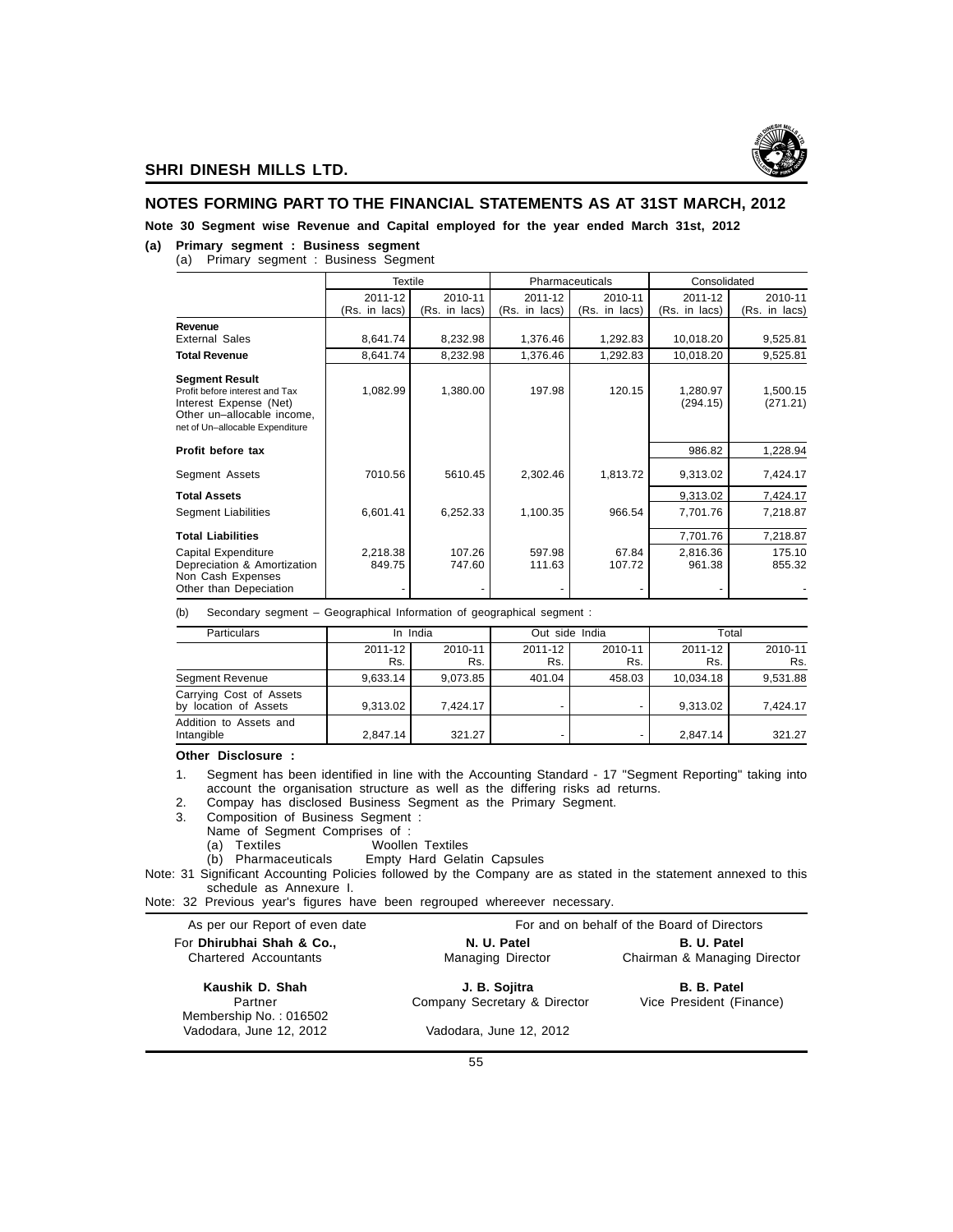## NOTES FORMING PART TO THE FINANCIAL STATEMENTS AS AT 31ST MARCH, 2012

**Note 30 Segment wise Revenue and Capital employed for the year ended March 31st, 2012**

**(a) Primary segment : Business segment**

(a) Primary segment : Business Segment

| | Textile | | Pharmaceuticals | | Consolidated | |
|---|---|---|---|---|---|---|
| | 2011-12 (Rs. in lacs) | 2010-11 (Rs. in lacs) | 2011-12 (Rs. in lacs) | 2010-11 (Rs. in lacs) | 2011-12 (Rs. in lacs) | 2010-11 (Rs. in lacs) |
| **Revenue** | | | | | | |
| External Sales | 8,641.74 | 8,232.98 | 1,376.46 | 1,292.83 | 10,018.20 | 9,525.81 |
| **Total Revenue** | 8,641.74 | 8,232.98 | 1,376.46 | 1,292.83 | 10,018.20 | 9,525.81 |
| **Segment Result** | | | | | | |
| Profit before interest and Tax | 1,082.99 | 1,380.00 | 197.98 | 120.15 | 1,280.97 | 1,500.15 |
| Interest Expense (Net) | | | | | (294.15) | (271.21) |
| Other un–allocable income, net of Un–allocable Expenditure | | | | | | |
| **Profit before tax** | | | | | 986.82 | 1,228.94 |
| Segment Assets | 7010.56 | 5610.45 | 2,302.46 | 1,813.72 | 9,313.02 | 7,424.17 |
| **Total Assets** | | | | | 9,313.02 | 7,424.17 |
| Segment Liabilities | 6,601.41 | 6,252.33 | 1,100.35 | 966.54 | 7,701.76 | 7,218.87 |
| **Total Liabilities** | | | | | 7,701.76 | 7,218.87 |
| Capital Expenditure | 2,218.38 | 107.26 | 597.98 | 67.84 | 2,816.36 | 175.10 |
| Depreciation & Amortization | 849.75 | 747.60 | 111.63 | 107.72 | 961.38 | 855.32 |
| Non Cash Expenses Other than Depeciation | - | - | - | - | - | - |

(b) Secondary segment – Geographical Information of geographical segment :

| Particulars | In India | | Out side India | | Total | |
|---|---|---|---|---|---|---|
| | 2011-12 Rs. | 2010-11 Rs. | 2011-12 Rs. | 2010-11 Rs. | 2011-12 Rs. | 2010-11 Rs. |
| Segment Revenue | 9,633.14 | 9,073.85 | 401.04 | 458.03 | 10,034.18 | 9,531.88 |
| Carrying Cost of Assets by location of Assets | 9,313.02 | 7,424.17 | - | - | 9,313.02 | 7,424.17 |
| Addition to Assets and Intangible | 2,847.14 | 321.27 | - | - | 2,847.14 | 321.27 |

**Other Disclosure :**

1. Segment has been identified in line with the Accounting Standard - 17 "Segment Reporting" taking into account the organisation structure as well as the differing risks ad returns.
2. Compay has disclosed Business Segment as the Primary Segment.
3. Composition of Business Segment :

   Name of Segment Comprises of :

   (a) Textiles Woollen Textiles

   (b) Pharmaceuticals Empty Hard Gelatin Capsules

Note: 31 Significant Accounting Policies followed by the Company are as stated in the statement annexed to this schedule as Annexure I.

Note: 32 Previous year's figures have been regrouped whereever necessary.

| As per our Report of even date | For and on behalf of the Board of Directors | |
|---|---|---|
| For **Dhirubhai Shah & Co.,** Chartered Accountants | **N. U. Patel** Managing Director | **B. U. Patel** Chairman & Managing Director |
| **Kaushik D. Shah** Partner Membership No. : 016502 Vadodara, June 12, 2012 | **J. B. Sojitra** Company Secretary & Director Vadodara, June 12, 2012 | **B. B. Patel** Vice President (Finance) |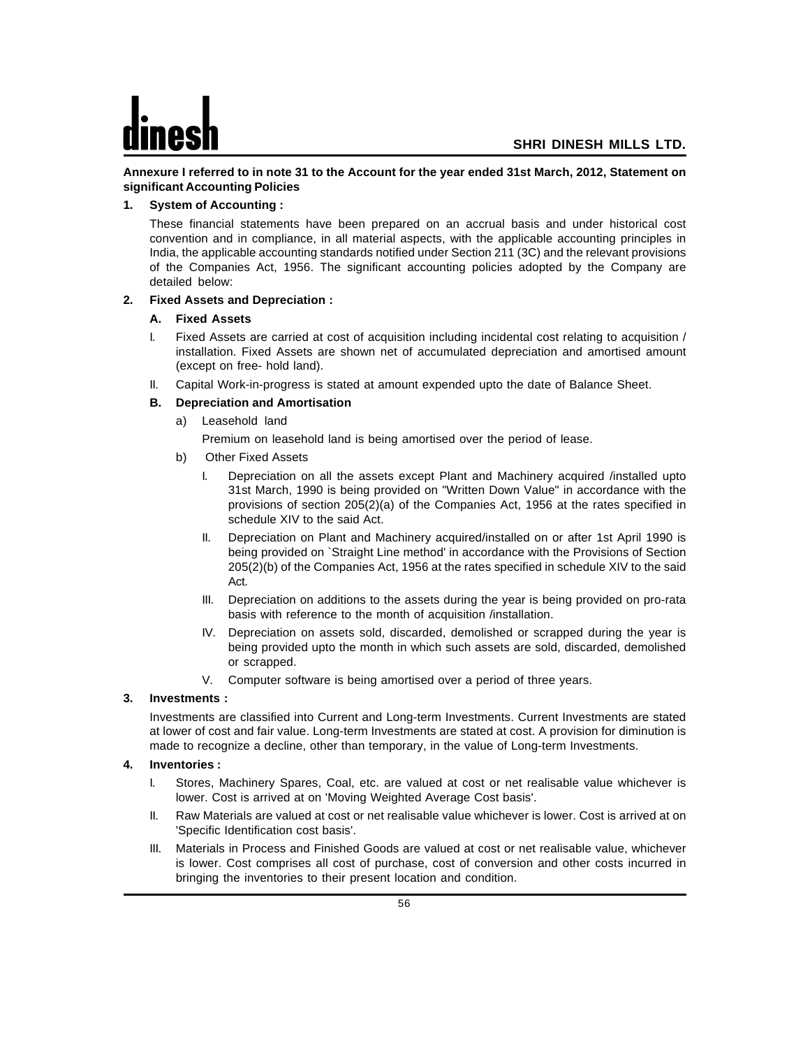**Annexure I referred to in note 31 to the Account for the year ended 31st March, 2012, Statement on significant Accounting Policies**

**1. System of Accounting :**

These financial statements have been prepared on an accrual basis and under historical cost convention and in compliance, in all material aspects, with the applicable accounting principles in India, the applicable accounting standards notified under Section 211 (3C) and the relevant provisions of the Companies Act, 1956. The significant accounting policies adopted by the Company are detailed below:

**2. Fixed Assets and Depreciation :**

**A. Fixed Assets**

I. Fixed Assets are carried at cost of acquisition including incidental cost relating to acquisition / installation. Fixed Assets are shown net of accumulated depreciation and amortised amount (except on free- hold land).

II. Capital Work-in-progress is stated at amount expended upto the date of Balance Sheet.

**B. Depreciation and Amortisation**

a) Leasehold land

Premium on leasehold land is being amortised over the period of lease.

b) Other Fixed Assets

I. Depreciation on all the assets except Plant and Machinery acquired /installed upto 31st March, 1990 is being provided on "Written Down Value" in accordance with the provisions of section 205(2)(a) of the Companies Act, 1956 at the rates specified in schedule XIV to the said Act.

II. Depreciation on Plant and Machinery acquired/installed on or after 1st April 1990 is being provided on `Straight Line method' in accordance with the Provisions of Section 205(2)(b) of the Companies Act, 1956 at the rates specified in schedule XIV to the said Act.

III. Depreciation on additions to the assets during the year is being provided on pro-rata basis with reference to the month of acquisition /installation.

IV. Depreciation on assets sold, discarded, demolished or scrapped during the year is being provided upto the month in which such assets are sold, discarded, demolished or scrapped.

V. Computer software is being amortised over a period of three years.

**3. Investments :**

Investments are classified into Current and Long-term Investments. Current Investments are stated at lower of cost and fair value. Long-term Investments are stated at cost. A provision for diminution is made to recognize a decline, other than temporary, in the value of Long-term Investments.

**4. Inventories :**

I. Stores, Machinery Spares, Coal, etc. are valued at cost or net realisable value whichever is lower. Cost is arrived at on 'Moving Weighted Average Cost basis'.

II. Raw Materials are valued at cost or net realisable value whichever is lower. Cost is arrived at on 'Specific Identification cost basis'.

III. Materials in Process and Finished Goods are valued at cost or net realisable value, whichever is lower. Cost comprises all cost of purchase, cost of conversion and other costs incurred in bringing the inventories to their present location and condition.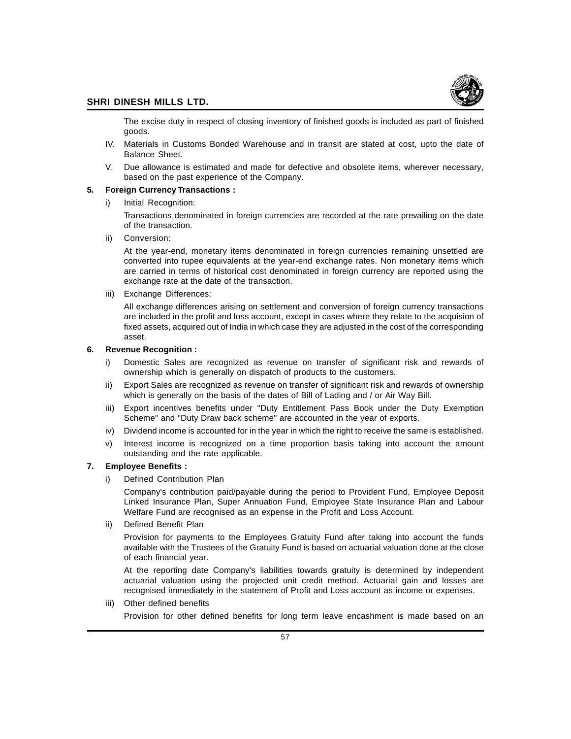The excise duty in respect of closing inventory of finished goods is included as part of finished goods.

IV. Materials in Customs Bonded Warehouse and in transit are stated at cost, upto the date of Balance Sheet.

V. Due allowance is estimated and made for defective and obsolete items, wherever necessary, based on the past experience of the Company.

**5. Foreign Currency Transactions :**

i) Initial Recognition:

Transactions denominated in foreign currencies are recorded at the rate prevailing on the date of the transaction.

ii) Conversion:

At the year-end, monetary items denominated in foreign currencies remaining unsettled are converted into rupee equivalents at the year-end exchange rates. Non monetary items which are carried in terms of historical cost denominated in foreign currency are reported using the exchange rate at the date of the transaction.

iii) Exchange Differences:

All exchange differences arising on settlement and conversion of foreign currency transactions are included in the profit and loss account, except in cases where they relate to the acquision of fixed assets, acquired out of India in which case they are adjusted in the cost of the corresponding asset.

**6. Revenue Recognition :**

i) Domestic Sales are recognized as revenue on transfer of significant risk and rewards of ownership which is generally on dispatch of products to the customers.

ii) Export Sales are recognized as revenue on transfer of significant risk and rewards of ownership which is generally on the basis of the dates of Bill of Lading and / or Air Way Bill.

iii) Export incentives benefits under "Duty Entitlement Pass Book under the Duty Exemption Scheme" and "Duty Draw back scheme" are accounted in the year of exports.

iv) Dividend income is accounted for in the year in which the right to receive the same is established.

v) Interest income is recognized on a time proportion basis taking into account the amount outstanding and the rate applicable.

**7. Employee Benefits :**

i) Defined Contribution Plan

Company's contribution paid/payable during the period to Provident Fund, Employee Deposit Linked Insurance Plan, Super Annuation Fund, Employee State Insurance Plan and Labour Welfare Fund are recognised as an expense in the Profit and Loss Account.

ii) Defined Benefit Plan

Provision for payments to the Employees Gratuity Fund after taking into account the funds available with the Trustees of the Gratuity Fund is based on actuarial valuation done at the close of each financial year.

At the reporting date Company's liabilities towards gratuity is determined by independent actuarial valuation using the projected unit credit method. Actuarial gain and losses are recognised immediately in the statement of Profit and Loss account as income or expenses.

iii) Other defined benefits

Provision for other defined benefits for long term leave encashment is made based on an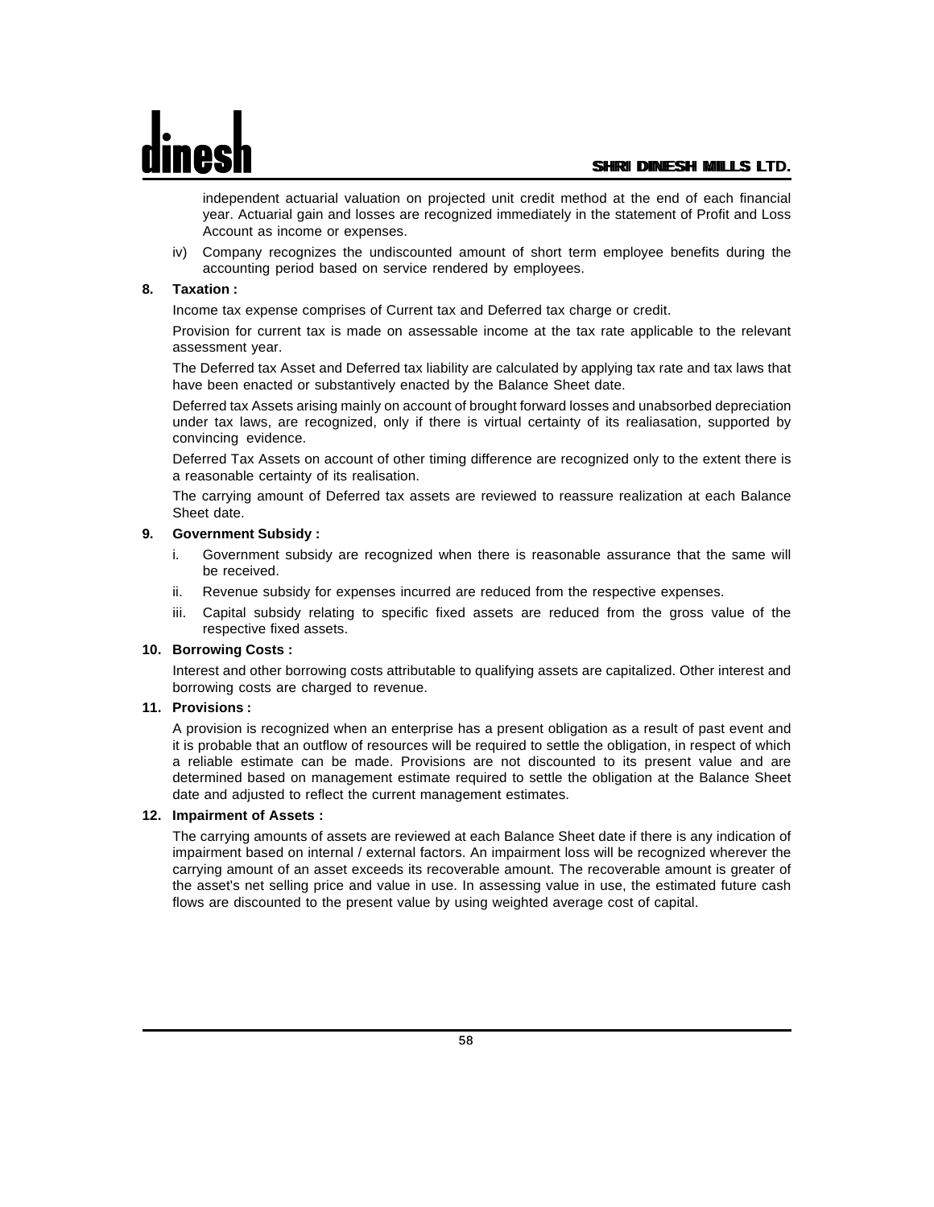independent actuarial valuation on projected unit credit method at the end of each financial year. Actuarial gain and losses are recognized immediately in the statement of Profit and Loss Account as income or expenses.

iv) Company recognizes the undiscounted amount of short term employee benefits during the accounting period based on service rendered by employees.

**8. Taxation :**

Income tax expense comprises of Current tax and Deferred tax charge or credit.

Provision for current tax is made on assessable income at the tax rate applicable to the relevant assessment year.

The Deferred tax Asset and Deferred tax liability are calculated by applying tax rate and tax laws that have been enacted or substantively enacted by the Balance Sheet date.

Deferred tax Assets arising mainly on account of brought forward losses and unabsorbed depreciation under tax laws, are recognized, only if there is virtual certainty of its realiasation, supported by convincing evidence.

Deferred Tax Assets on account of other timing difference are recognized only to the extent there is a reasonable certainty of its realisation.

The carrying amount of Deferred tax assets are reviewed to reassure realization at each Balance Sheet date.

**9. Government Subsidy :**

i. Government subsidy are recognized when there is reasonable assurance that the same will be received.

ii. Revenue subsidy for expenses incurred are reduced from the respective expenses.

iii. Capital subsidy relating to specific fixed assets are reduced from the gross value of the respective fixed assets.

**10. Borrowing Costs :**

Interest and other borrowing costs attributable to qualifying assets are capitalized. Other interest and borrowing costs are charged to revenue.

**11. Provisions :**

A provision is recognized when an enterprise has a present obligation as a result of past event and it is probable that an outflow of resources will be required to settle the obligation, in respect of which a reliable estimate can be made. Provisions are not discounted to its present value and are determined based on management estimate required to settle the obligation at the Balance Sheet date and adjusted to reflect the current management estimates.

**12. Impairment of Assets :**

The carrying amounts of assets are reviewed at each Balance Sheet date if there is any indication of impairment based on internal / external factors. An impairment loss will be recognized wherever the carrying amount of an asset exceeds its recoverable amount. The recoverable amount is greater of the asset's net selling price and value in use. In assessing value in use, the estimated future cash flows are discounted to the present value by using weighted average cost of capital.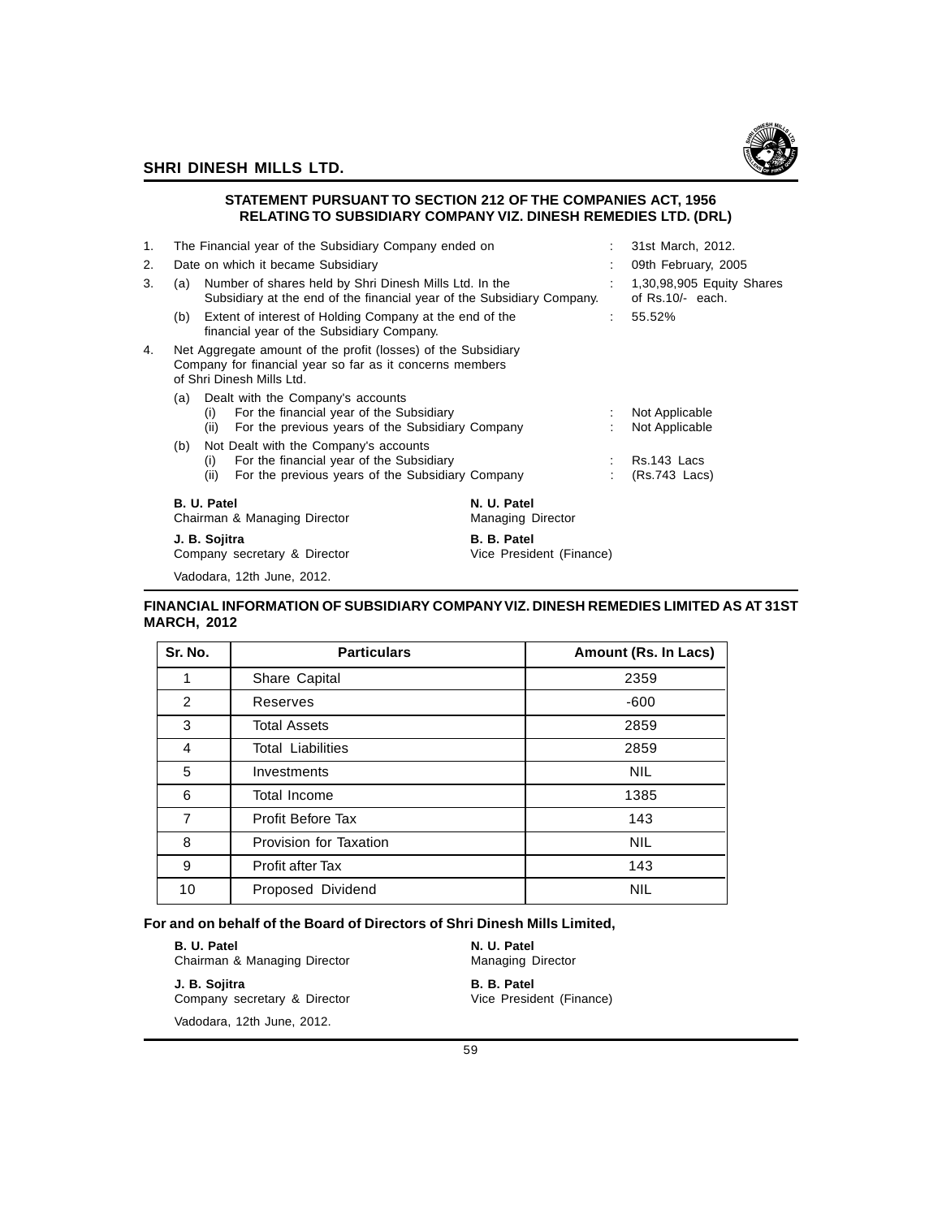## STATEMENT PURSUANT TO SECTION 212 OF THE COMPANIES ACT, 1956 RELATING TO SUBSIDIARY COMPANY VIZ. DINESH REMEDIES LTD. (DRL)

| | | | |
|---|---|---|---|
| 1. | The Financial year of the Subsidiary Company ended on | : | 31st March, 2012. |
| 2. | Date on which it became Subsidiary | : | 09th February, 2005 |
| 3. | (a) Number of shares held by Shri Dinesh Mills Ltd. In the Subsidiary at the end of the financial year of the Subsidiary Company. | : | 1,30,98,905 Equity Shares of Rs.10/- each. |
| | (b) Extent of interest of Holding Company at the end of the financial year of the Subsidiary Company. | : | 55.52% |
| 4. | Net Aggregate amount of the profit (losses) of the Subsidiary Company for financial year so far as it concerns members of Shri Dinesh Mills Ltd. | | |
| | (a) Dealt with the Company's accounts | | |
| | (i) For the financial year of the Subsidiary | : | Not Applicable |
| | (ii) For the previous years of the Subsidiary Company | : | Not Applicable |
| | (b) Not Dealt with the Company's accounts | | |
| | (i) For the financial year of the Subsidiary | : | Rs.143 Lacs |
| | (ii) For the previous years of the Subsidiary Company | : | (Rs.743 Lacs) |

**B. U. Patel**
Chairman & Managing Director

**N. U. Patel**
Managing Director

**J. B. Sojitra**
Company secretary & Director

**B. B. Patel**
Vice President (Finance)

Vadodara, 12th June, 2012.

## FINANCIAL INFORMATION OF SUBSIDIARY COMPANY VIZ. DINESH REMEDIES LIMITED AS AT 31ST MARCH, 2012

| Sr. No. | Particulars | Amount (Rs. In Lacs) |
|---|---|---|
| 1 | Share Capital | 2359 |
| 2 | Reserves | -600 |
| 3 | Total Assets | 2859 |
| 4 | Total Liabilities | 2859 |
| 5 | Investments | NIL |
| 6 | Total Income | 1385 |
| 7 | Profit Before Tax | 143 |
| 8 | Provision for Taxation | NIL |
| 9 | Profit after Tax | 143 |
| 10 | Proposed Dividend | NIL |

**For and on behalf of the Board of Directors of Shri Dinesh Mills Limited,**

**B. U. Patel**
Chairman & Managing Director

**N. U. Patel**
Managing Director

**J. B. Sojitra**
Company secretary & Director

**B. B. Patel**
Vice President (Finance)

Vadodara, 12th June, 2012.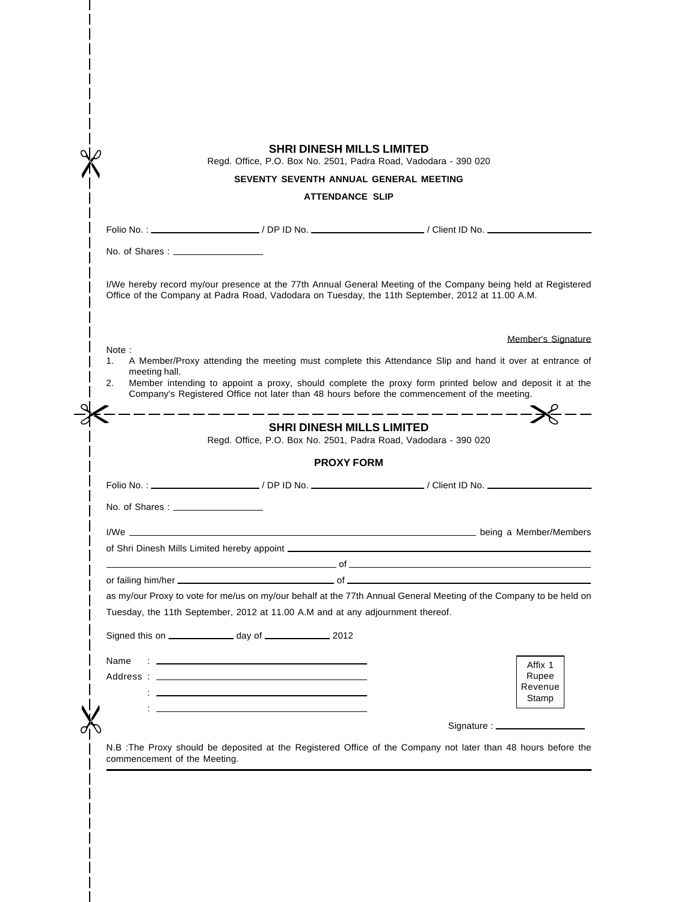## SHRI DINESH MILLS LIMITED

Regd. Office, P.O. Box No. 2501, Padra Road, Vadodara - 390 020

**SEVENTY SEVENTH ANNUAL GENERAL MEETING**

**ATTENDANCE SLIP**

Folio No. : ____________________ / DP ID No. ____________________ / Client ID No. ____________________

No. of Shares : ________________

I/We hereby record my/our presence at the 77th Annual General Meeting of the Company being held at Registered Office of the Company at Padra Road, Vadodara on Tuesday, the 11th September, 2012 at 11.00 A.M.

Member's Signature

Note :

1. A Member/Proxy attending the meeting must complete this Attendance Slip and hand it over at entrance of meeting hall.
2. Member intending to appoint a proxy, should complete the proxy form printed below and deposit it at the Company's Registered Office not later than 48 hours before the commencement of the meeting.

---

## SHRI DINESH MILLS LIMITED

Regd. Office, P.O. Box No. 2501, Padra Road, Vadodara - 390 020

**PROXY FORM**

Folio No. : ____________________ / DP ID No. ____________________ / Client ID No. ____________________

No. of Shares : ________________

I/We ____________________________________________ being a Member/Members

of Shri Dinesh Mills Limited hereby appoint ____________________________________________

____________________________ of ____________________________

or failing him/her ____________________________ of ____________________________

as my/our Proxy to vote for me/us on my/our behalf at the 77th Annual General Meeting of the Company to be held on Tuesday, the 11th September, 2012 at 11.00 A.M and at any adjournment thereof.

Signed this on ____________ day of ____________ 2012

Name : ________________________________

Address : ________________________________

: ________________________________

: ________________________________

Affix 1 Rupee Revenue Stamp

Signature : ________________

N.B :The Proxy should be deposited at the Registered Office of the Company not later than 48 hours before the commencement of the Meeting.